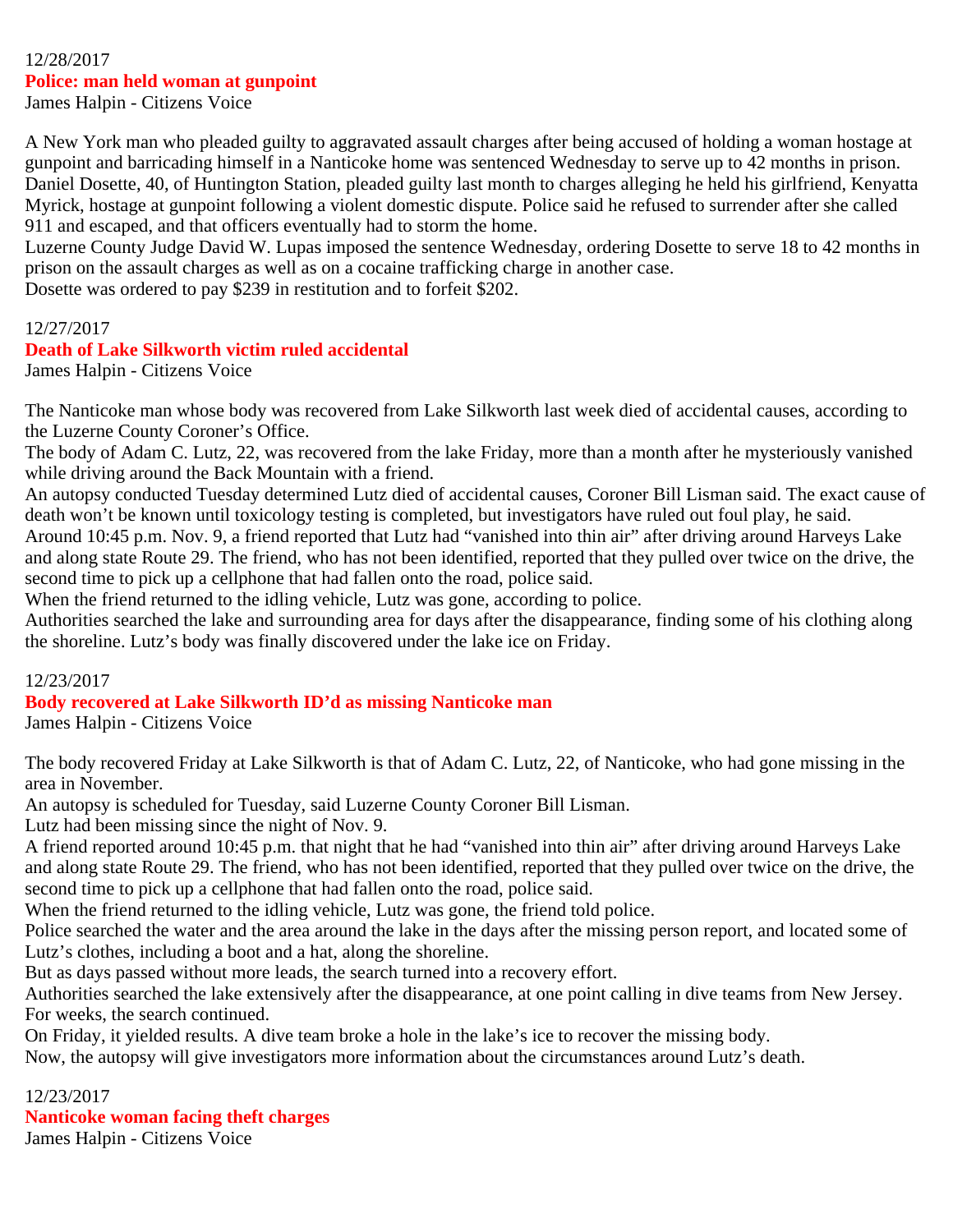12/28/2017

## Police: man held woman at gunpoint

James Halpin - Citizens Voice

A New York man who pleaded guilty to aggravated assault charges after being accused of holding a woman hostage at gunpoint and barricading himself in a Nanticoke home was sentenced Wednesday to serve up to 42 months in prison.
Daniel Dosette, 40, of Huntington Station, pleaded guilty last month to charges alleging he held his girlfriend, Kenyatta Myrick, hostage at gunpoint following a violent domestic dispute. Police said he refused to surrender after she called 911 and escaped, and that officers eventually had to storm the home.
Luzerne County Judge David W. Lupas imposed the sentence Wednesday, ordering Dosette to serve 18 to 42 months in prison on the assault charges as well as on a cocaine trafficking charge in another case.
Dosette was ordered to pay $239 in restitution and to forfeit $202.

12/27/2017

## Death of Lake Silkworth victim ruled accidental

James Halpin - Citizens Voice

The Nanticoke man whose body was recovered from Lake Silkworth last week died of accidental causes, according to the Luzerne County Coroner's Office.
The body of Adam C. Lutz, 22, was recovered from the lake Friday, more than a month after he mysteriously vanished while driving around the Back Mountain with a friend.
An autopsy conducted Tuesday determined Lutz died of accidental causes, Coroner Bill Lisman said. The exact cause of death won't be known until toxicology testing is completed, but investigators have ruled out foul play, he said.
Around 10:45 p.m. Nov. 9, a friend reported that Lutz had "vanished into thin air" after driving around Harveys Lake and along state Route 29. The friend, who has not been identified, reported that they pulled over twice on the drive, the second time to pick up a cellphone that had fallen onto the road, police said.
When the friend returned to the idling vehicle, Lutz was gone, according to police.
Authorities searched the lake and surrounding area for days after the disappearance, finding some of his clothing along the shoreline. Lutz's body was finally discovered under the lake ice on Friday.

12/23/2017

## Body recovered at Lake Silkworth ID'd as missing Nanticoke man

James Halpin - Citizens Voice

The body recovered Friday at Lake Silkworth is that of Adam C. Lutz, 22, of Nanticoke, who had gone missing in the area in November.
An autopsy is scheduled for Tuesday, said Luzerne County Coroner Bill Lisman.
Lutz had been missing since the night of Nov. 9.
A friend reported around 10:45 p.m. that night that he had "vanished into thin air" after driving around Harveys Lake and along state Route 29. The friend, who has not been identified, reported that they pulled over twice on the drive, the second time to pick up a cellphone that had fallen onto the road, police said.
When the friend returned to the idling vehicle, Lutz was gone, the friend told police.
Police searched the water and the area around the lake in the days after the missing person report, and located some of Lutz's clothes, including a boot and a hat, along the shoreline.
But as days passed without more leads, the search turned into a recovery effort.
Authorities searched the lake extensively after the disappearance, at one point calling in dive teams from New Jersey. For weeks, the search continued.
On Friday, it yielded results. A dive team broke a hole in the lake's ice to recover the missing body.
Now, the autopsy will give investigators more information about the circumstances around Lutz's death.

12/23/2017

## Nanticoke woman facing theft charges

James Halpin - Citizens Voice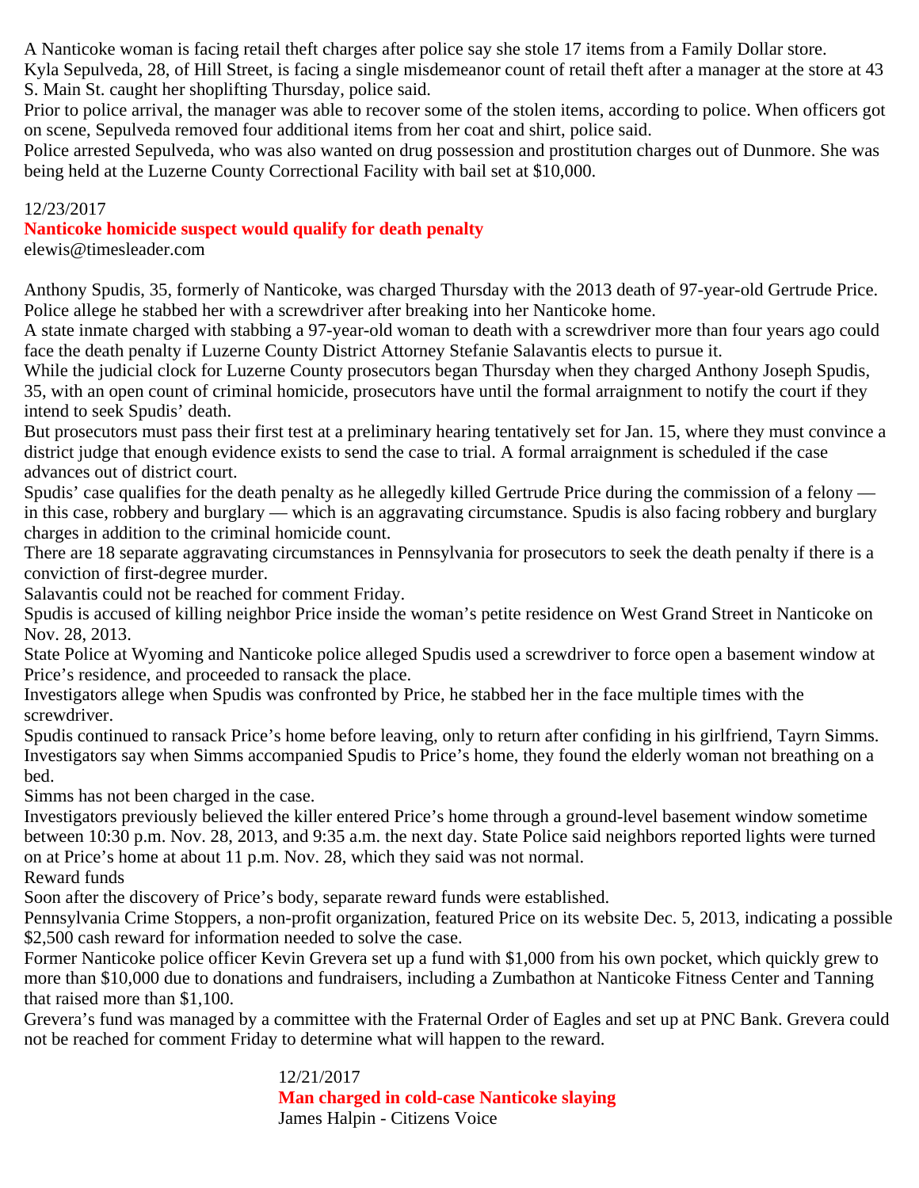A Nanticoke woman is facing retail theft charges after police say she stole 17 items from a Family Dollar store.
Kyla Sepulveda, 28, of Hill Street, is facing a single misdemeanor count of retail theft after a manager at the store at 43 S. Main St. caught her shoplifting Thursday, police said.
Prior to police arrival, the manager was able to recover some of the stolen items, according to police. When officers got on scene, Sepulveda removed four additional items from her coat and shirt, police said.
Police arrested Sepulveda, who was also wanted on drug possession and prostitution charges out of Dunmore. She was being held at the Luzerne County Correctional Facility with bail set at $10,000.

12/23/2017

## Nanticoke homicide suspect would qualify for death penalty

elewis@timesleader.com

Anthony Spudis, 35, formerly of Nanticoke, was charged Thursday with the 2013 death of 97-year-old Gertrude Price. Police allege he stabbed her with a screwdriver after breaking into her Nanticoke home.
A state inmate charged with stabbing a 97-year-old woman to death with a screwdriver more than four years ago could face the death penalty if Luzerne County District Attorney Stefanie Salavantis elects to pursue it.
While the judicial clock for Luzerne County prosecutors began Thursday when they charged Anthony Joseph Spudis, 35, with an open count of criminal homicide, prosecutors have until the formal arraignment to notify the court if they intend to seek Spudis' death.
But prosecutors must pass their first test at a preliminary hearing tentatively set for Jan. 15, where they must convince a district judge that enough evidence exists to send the case to trial. A formal arraignment is scheduled if the case advances out of district court.
Spudis' case qualifies for the death penalty as he allegedly killed Gertrude Price during the commission of a felony — in this case, robbery and burglary — which is an aggravating circumstance. Spudis is also facing robbery and burglary charges in addition to the criminal homicide count.
There are 18 separate aggravating circumstances in Pennsylvania for prosecutors to seek the death penalty if there is a conviction of first-degree murder.
Salavantis could not be reached for comment Friday.
Spudis is accused of killing neighbor Price inside the woman's petite residence on West Grand Street in Nanticoke on Nov. 28, 2013.
State Police at Wyoming and Nanticoke police alleged Spudis used a screwdriver to force open a basement window at Price's residence, and proceeded to ransack the place.
Investigators allege when Spudis was confronted by Price, he stabbed her in the face multiple times with the screwdriver.
Spudis continued to ransack Price's home before leaving, only to return after confiding in his girlfriend, Tayrn Simms. Investigators say when Simms accompanied Spudis to Price's home, they found the elderly woman not breathing on a bed.
Simms has not been charged in the case.
Investigators previously believed the killer entered Price's home through a ground-level basement window sometime between 10:30 p.m. Nov. 28, 2013, and 9:35 a.m. the next day. State Police said neighbors reported lights were turned on at Price's home at about 11 p.m. Nov. 28, which they said was not normal.

### Reward funds

Soon after the discovery of Price's body, separate reward funds were established.
Pennsylvania Crime Stoppers, a non-profit organization, featured Price on its website Dec. 5, 2013, indicating a possible $2,500 cash reward for information needed to solve the case.
Former Nanticoke police officer Kevin Grevera set up a fund with $1,000 from his own pocket, which quickly grew to more than $10,000 due to donations and fundraisers, including a Zumbathon at Nanticoke Fitness Center and Tanning that raised more than $1,100.
Grevera's fund was managed by a committee with the Fraternal Order of Eagles and set up at PNC Bank. Grevera could not be reached for comment Friday to determine what will happen to the reward.

12/21/2017

## Man charged in cold-case Nanticoke slaying

James Halpin - Citizens Voice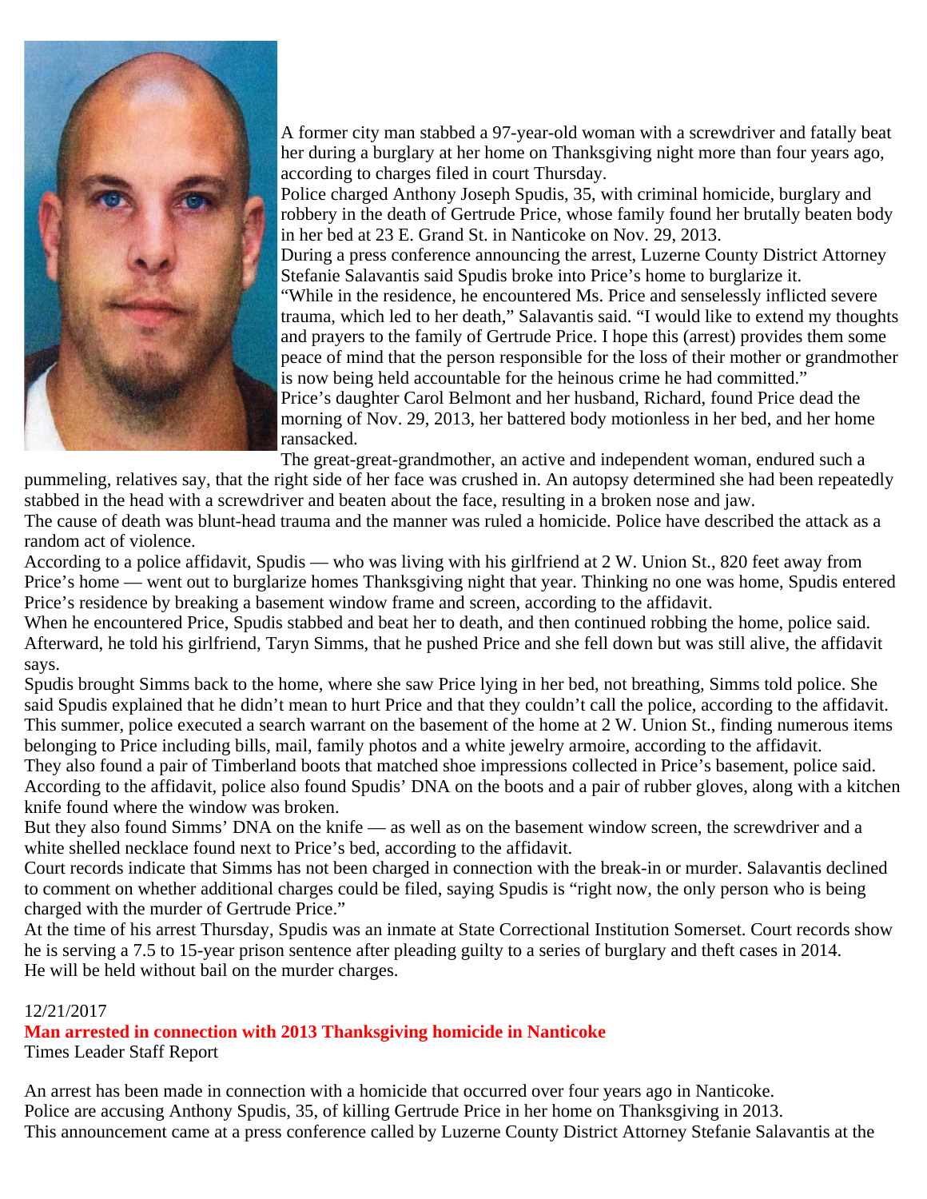A former city man stabbed a 97-year-old woman with a screwdriver and fatally beat her during a burglary at her home on Thanksgiving night more than four years ago, according to charges filed in court Thursday.

Police charged Anthony Joseph Spudis, 35, with criminal homicide, burglary and robbery in the death of Gertrude Price, whose family found her brutally beaten body in her bed at 23 E. Grand St. in Nanticoke on Nov. 29, 2013.

During a press conference announcing the arrest, Luzerne County District Attorney Stefanie Salavantis said Spudis broke into Price's home to burglarize it.

"While in the residence, he encountered Ms. Price and senselessly inflicted severe trauma, which led to her death," Salavantis said. "I would like to extend my thoughts and prayers to the family of Gertrude Price. I hope this (arrest) provides them some peace of mind that the person responsible for the loss of their mother or grandmother is now being held accountable for the heinous crime he had committed."

Price's daughter Carol Belmont and her husband, Richard, found Price dead the morning of Nov. 29, 2013, her battered body motionless in her bed, and her home ransacked.

The great-great-grandmother, an active and independent woman, endured such a pummeling, relatives say, that the right side of her face was crushed in. An autopsy determined she had been repeatedly stabbed in the head with a screwdriver and beaten about the face, resulting in a broken nose and jaw.

The cause of death was blunt-head trauma and the manner was ruled a homicide. Police have described the attack as a random act of violence.

According to a police affidavit, Spudis — who was living with his girlfriend at 2 W. Union St., 820 feet away from Price's home — went out to burglarize homes Thanksgiving night that year. Thinking no one was home, Spudis entered Price's residence by breaking a basement window frame and screen, according to the affidavit.

When he encountered Price, Spudis stabbed and beat her to death, and then continued robbing the home, police said. Afterward, he told his girlfriend, Taryn Simms, that he pushed Price and she fell down but was still alive, the affidavit says.

Spudis brought Simms back to the home, where she saw Price lying in her bed, not breathing, Simms told police. She said Spudis explained that he didn't mean to hurt Price and that they couldn't call the police, according to the affidavit.

This summer, police executed a search warrant on the basement of the home at 2 W. Union St., finding numerous items belonging to Price including bills, mail, family photos and a white jewelry armoire, according to the affidavit.

They also found a pair of Timberland boots that matched shoe impressions collected in Price's basement, police said. According to the affidavit, police also found Spudis' DNA on the boots and a pair of rubber gloves, along with a kitchen knife found where the window was broken.

But they also found Simms' DNA on the knife — as well as on the basement window screen, the screwdriver and a white shelled necklace found next to Price's bed, according to the affidavit.

Court records indicate that Simms has not been charged in connection with the break-in or murder. Salavantis declined to comment on whether additional charges could be filed, saying Spudis is "right now, the only person who is being charged with the murder of Gertrude Price."

At the time of his arrest Thursday, Spudis was an inmate at State Correctional Institution Somerset. Court records show he is serving a 7.5 to 15-year prison sentence after pleading guilty to a series of burglary and theft cases in 2014.

He will be held without bail on the murder charges.

12/21/2017

**Man arrested in connection with 2013 Thanksgiving homicide in Nanticoke**

Times Leader Staff Report

An arrest has been made in connection with a homicide that occurred over four years ago in Nanticoke.

Police are accusing Anthony Spudis, 35, of killing Gertrude Price in her home on Thanksgiving in 2013.

This announcement came at a press conference called by Luzerne County District Attorney Stefanie Salavantis at the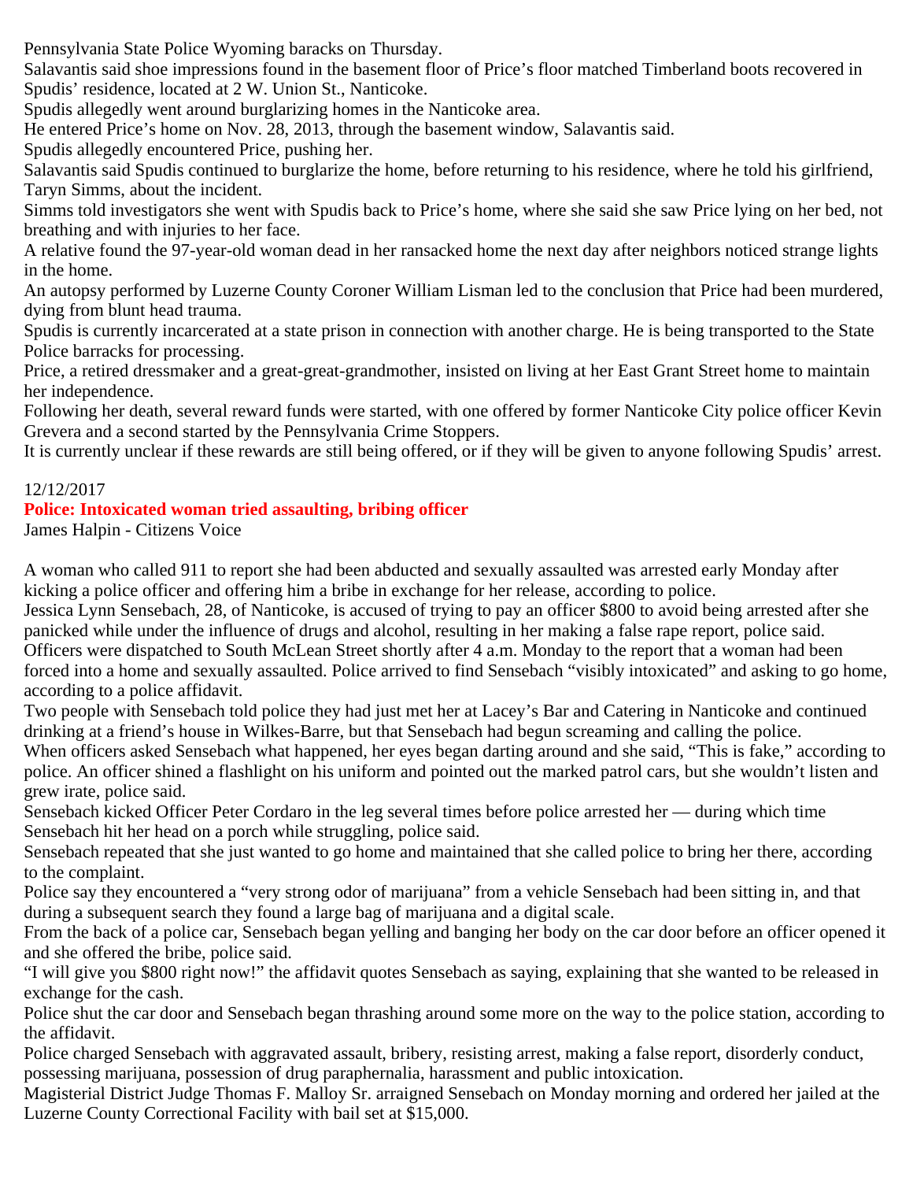Pennsylvania State Police Wyoming baracks on Thursday.

Salavantis said shoe impressions found in the basement floor of Price's floor matched Timberland boots recovered in Spudis' residence, located at 2 W. Union St., Nanticoke.

Spudis allegedly went around burglarizing homes in the Nanticoke area.

He entered Price's home on Nov. 28, 2013, through the basement window, Salavantis said.

Spudis allegedly encountered Price, pushing her.

Salavantis said Spudis continued to burglarize the home, before returning to his residence, where he told his girlfriend, Taryn Simms, about the incident.

Simms told investigators she went with Spudis back to Price's home, where she said she saw Price lying on her bed, not breathing and with injuries to her face.

A relative found the 97-year-old woman dead in her ransacked home the next day after neighbors noticed strange lights in the home.

An autopsy performed by Luzerne County Coroner William Lisman led to the conclusion that Price had been murdered, dying from blunt head trauma.

Spudis is currently incarcerated at a state prison in connection with another charge. He is being transported to the State Police barracks for processing.

Price, a retired dressmaker and a great-great-grandmother, insisted on living at her East Grant Street home to maintain her independence.

Following her death, several reward funds were started, with one offered by former Nanticoke City police officer Kevin Grevera and a second started by the Pennsylvania Crime Stoppers.

It is currently unclear if these rewards are still being offered, or if they will be given to anyone following Spudis' arrest.

12/12/2017

**Police: Intoxicated woman tried assaulting, bribing officer**

James Halpin - Citizens Voice

A woman who called 911 to report she had been abducted and sexually assaulted was arrested early Monday after kicking a police officer and offering him a bribe in exchange for her release, according to police.

Jessica Lynn Sensebach, 28, of Nanticoke, is accused of trying to pay an officer $800 to avoid being arrested after she panicked while under the influence of drugs and alcohol, resulting in her making a false rape report, police said.

Officers were dispatched to South McLean Street shortly after 4 a.m. Monday to the report that a woman had been forced into a home and sexually assaulted. Police arrived to find Sensebach "visibly intoxicated" and asking to go home, according to a police affidavit.

Two people with Sensebach told police they had just met her at Lacey's Bar and Catering in Nanticoke and continued drinking at a friend's house in Wilkes-Barre, but that Sensebach had begun screaming and calling the police.

When officers asked Sensebach what happened, her eyes began darting around and she said, "This is fake," according to police. An officer shined a flashlight on his uniform and pointed out the marked patrol cars, but she wouldn't listen and grew irate, police said.

Sensebach kicked Officer Peter Cordaro in the leg several times before police arrested her — during which time Sensebach hit her head on a porch while struggling, police said.

Sensebach repeated that she just wanted to go home and maintained that she called police to bring her there, according to the complaint.

Police say they encountered a "very strong odor of marijuana" from a vehicle Sensebach had been sitting in, and that during a subsequent search they found a large bag of marijuana and a digital scale.

From the back of a police car, Sensebach began yelling and banging her body on the car door before an officer opened it and she offered the bribe, police said.

"I will give you $800 right now!" the affidavit quotes Sensebach as saying, explaining that she wanted to be released in exchange for the cash.

Police shut the car door and Sensebach began thrashing around some more on the way to the police station, according to the affidavit.

Police charged Sensebach with aggravated assault, bribery, resisting arrest, making a false report, disorderly conduct, possessing marijuana, possession of drug paraphernalia, harassment and public intoxication.

Magisterial District Judge Thomas F. Malloy Sr. arraigned Sensebach on Monday morning and ordered her jailed at the Luzerne County Correctional Facility with bail set at $15,000.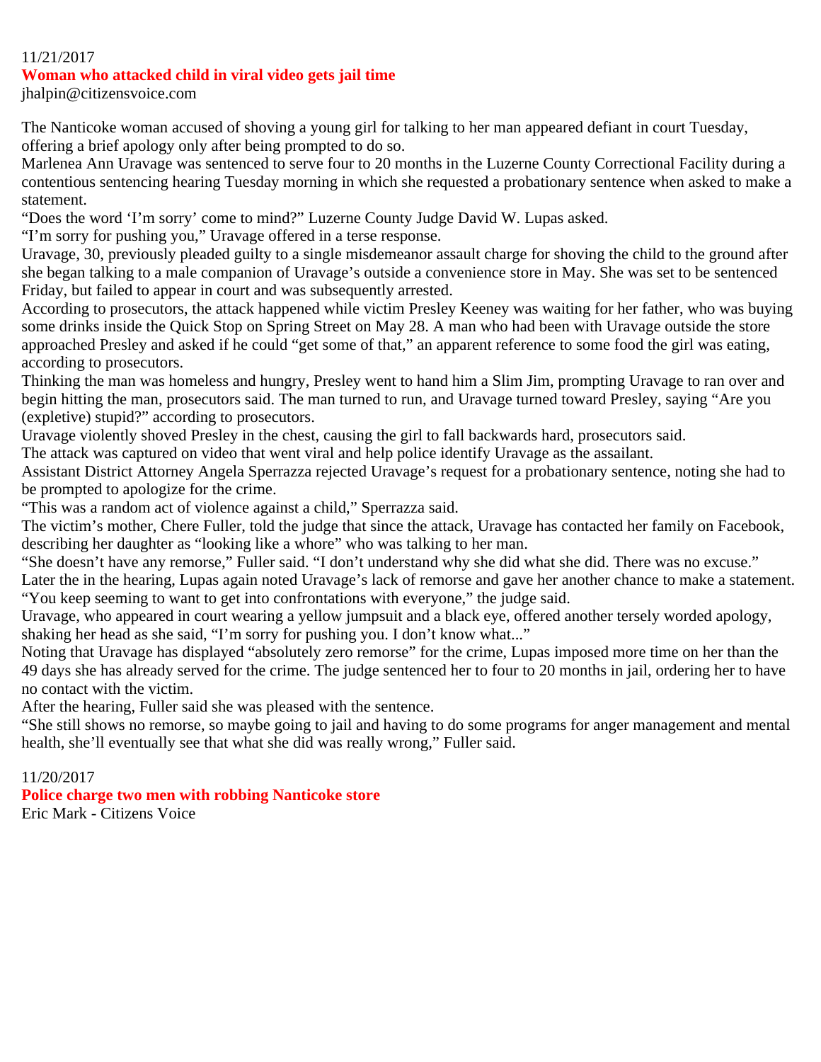11/21/2017

## Woman who attacked child in viral video gets jail time

jhalpin@citizensvoice.com

The Nanticoke woman accused of shoving a young girl for talking to her man appeared defiant in court Tuesday, offering a brief apology only after being prompted to do so.

Marlenea Ann Uravage was sentenced to serve four to 20 months in the Luzerne County Correctional Facility during a contentious sentencing hearing Tuesday morning in which she requested a probationary sentence when asked to make a statement.

"Does the word 'I'm sorry' come to mind?" Luzerne County Judge David W. Lupas asked.

"I'm sorry for pushing you," Uravage offered in a terse response.

Uravage, 30, previously pleaded guilty to a single misdemeanor assault charge for shoving the child to the ground after she began talking to a male companion of Uravage's outside a convenience store in May. She was set to be sentenced Friday, but failed to appear in court and was subsequently arrested.

According to prosecutors, the attack happened while victim Presley Keeney was waiting for her father, who was buying some drinks inside the Quick Stop on Spring Street on May 28. A man who had been with Uravage outside the store approached Presley and asked if he could "get some of that," an apparent reference to some food the girl was eating, according to prosecutors.

Thinking the man was homeless and hungry, Presley went to hand him a Slim Jim, prompting Uravage to ran over and begin hitting the man, prosecutors said. The man turned to run, and Uravage turned toward Presley, saying "Are you (expletive) stupid?" according to prosecutors.

Uravage violently shoved Presley in the chest, causing the girl to fall backwards hard, prosecutors said.

The attack was captured on video that went viral and help police identify Uravage as the assailant.

Assistant District Attorney Angela Sperrazza rejected Uravage's request for a probationary sentence, noting she had to be prompted to apologize for the crime.

"This was a random act of violence against a child," Sperrazza said.

The victim's mother, Chere Fuller, told the judge that since the attack, Uravage has contacted her family on Facebook, describing her daughter as "looking like a whore" who was talking to her man.

"She doesn't have any remorse," Fuller said. "I don't understand why she did what she did. There was no excuse."

Later the in the hearing, Lupas again noted Uravage's lack of remorse and gave her another chance to make a statement.

"You keep seeming to want to get into confrontations with everyone," the judge said.

Uravage, who appeared in court wearing a yellow jumpsuit and a black eye, offered another tersely worded apology, shaking her head as she said, "I'm sorry for pushing you. I don't know what..."

Noting that Uravage has displayed "absolutely zero remorse" for the crime, Lupas imposed more time on her than the 49 days she has already served for the crime. The judge sentenced her to four to 20 months in jail, ordering her to have no contact with the victim.

After the hearing, Fuller said she was pleased with the sentence.

"She still shows no remorse, so maybe going to jail and having to do some programs for anger management and mental health, she'll eventually see that what she did was really wrong," Fuller said.

11/20/2017

## Police charge two men with robbing Nanticoke store

Eric Mark - Citizens Voice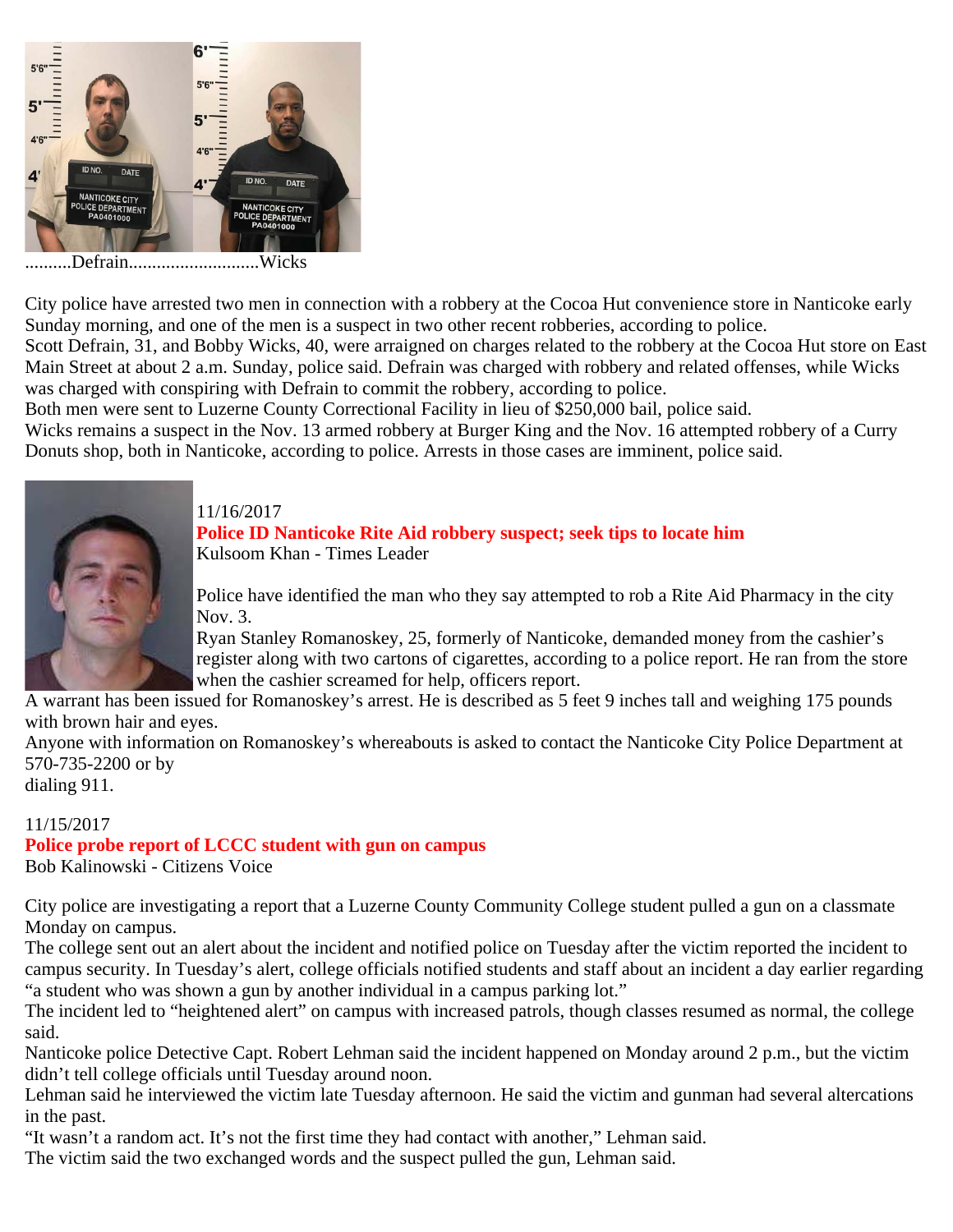..........Defrain............................Wicks

City police have arrested two men in connection with a robbery at the Cocoa Hut convenience store in Nanticoke early Sunday morning, and one of the men is a suspect in two other recent robberies, according to police.
Scott Defrain, 31, and Bobby Wicks, 40, were arraigned on charges related to the robbery at the Cocoa Hut store on East Main Street at about 2 a.m. Sunday, police said. Defrain was charged with robbery and related offenses, while Wicks was charged with conspiring with Defrain to commit the robbery, according to police.
Both men were sent to Luzerne County Correctional Facility in lieu of $250,000 bail, police said.
Wicks remains a suspect in the Nov. 13 armed robbery at Burger King and the Nov. 16 attempted robbery of a Curry Donuts shop, both in Nanticoke, according to police. Arrests in those cases are imminent, police said.

11/16/2017

**Police ID Nanticoke Rite Aid robbery suspect; seek tips to locate him**

Kulsoom Khan - Times Leader

Police have identified the man who they say attempted to rob a Rite Aid Pharmacy in the city Nov. 3.
Ryan Stanley Romanoskey, 25, formerly of Nanticoke, demanded money from the cashier's register along with two cartons of cigarettes, according to a police report. He ran from the store when the cashier screamed for help, officers report.
A warrant has been issued for Romanoskey's arrest. He is described as 5 feet 9 inches tall and weighing 175 pounds with brown hair and eyes.
Anyone with information on Romanoskey's whereabouts is asked to contact the Nanticoke City Police Department at 570-735-2200 or by
dialing 911.

11/15/2017

**Police probe report of LCCC student with gun on campus**

Bob Kalinowski - Citizens Voice

City police are investigating a report that a Luzerne County Community College student pulled a gun on a classmate Monday on campus.
The college sent out an alert about the incident and notified police on Tuesday after the victim reported the incident to campus security. In Tuesday's alert, college officials notified students and staff about an incident a day earlier regarding "a student who was shown a gun by another individual in a campus parking lot."
The incident led to "heightened alert" on campus with increased patrols, though classes resumed as normal, the college said.
Nanticoke police Detective Capt. Robert Lehman said the incident happened on Monday around 2 p.m., but the victim didn't tell college officials until Tuesday around noon.
Lehman said he interviewed the victim late Tuesday afternoon. He said the victim and gunman had several altercations in the past.
"It wasn't a random act. It's not the first time they had contact with another," Lehman said.
The victim said the two exchanged words and the suspect pulled the gun, Lehman said.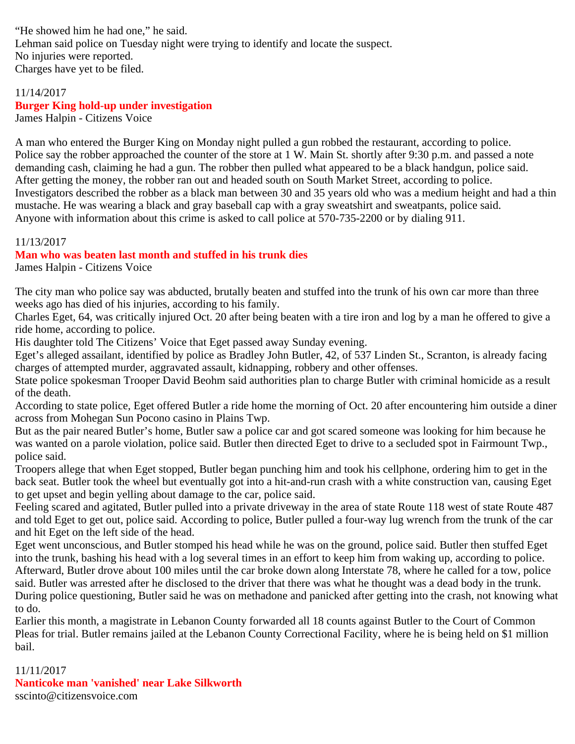"He showed him he had one," he said.
Lehman said police on Tuesday night were trying to identify and locate the suspect.
No injuries were reported.
Charges have yet to be filed.

11/14/2017
**Burger King hold-up under investigation**
James Halpin - Citizens Voice

A man who entered the Burger King on Monday night pulled a gun robbed the restaurant, according to police.
Police say the robber approached the counter of the store at 1 W. Main St. shortly after 9:30 p.m. and passed a note demanding cash, claiming he had a gun. The robber then pulled what appeared to be a black handgun, police said.
After getting the money, the robber ran out and headed south on South Market Street, according to police.
Investigators described the robber as a black man between 30 and 35 years old who was a medium height and had a thin mustache. He was wearing a black and gray baseball cap with a gray sweatshirt and sweatpants, police said.
Anyone with information about this crime is asked to call police at 570-735-2200 or by dialing 911.

11/13/2017
**Man who was beaten last month and stuffed in his trunk dies**
James Halpin - Citizens Voice

The city man who police say was abducted, brutally beaten and stuffed into the trunk of his own car more than three weeks ago has died of his injuries, according to his family.
Charles Eget, 64, was critically injured Oct. 20 after being beaten with a tire iron and log by a man he offered to give a ride home, according to police.
His daughter told The Citizens' Voice that Eget passed away Sunday evening.
Eget's alleged assailant, identified by police as Bradley John Butler, 42, of 537 Linden St., Scranton, is already facing charges of attempted murder, aggravated assault, kidnapping, robbery and other offenses.
State police spokesman Trooper David Beohm said authorities plan to charge Butler with criminal homicide as a result of the death.
According to state police, Eget offered Butler a ride home the morning of Oct. 20 after encountering him outside a diner across from Mohegan Sun Pocono casino in Plains Twp.
But as the pair neared Butler's home, Butler saw a police car and got scared someone was looking for him because he was wanted on a parole violation, police said. Butler then directed Eget to drive to a secluded spot in Fairmount Twp., police said.
Troopers allege that when Eget stopped, Butler began punching him and took his cellphone, ordering him to get in the back seat. Butler took the wheel but eventually got into a hit-and-run crash with a white construction van, causing Eget to get upset and begin yelling about damage to the car, police said.
Feeling scared and agitated, Butler pulled into a private driveway in the area of state Route 118 west of state Route 487 and told Eget to get out, police said. According to police, Butler pulled a four-way lug wrench from the trunk of the car and hit Eget on the left side of the head.
Eget went unconscious, and Butler stomped his head while he was on the ground, police said. Butler then stuffed Eget into the trunk, bashing his head with a log several times in an effort to keep him from waking up, according to police.
Afterward, Butler drove about 100 miles until the car broke down along Interstate 78, where he called for a tow, police said. Butler was arrested after he disclosed to the driver that there was what he thought was a dead body in the trunk.
During police questioning, Butler said he was on methadone and panicked after getting into the crash, not knowing what to do.
Earlier this month, a magistrate in Lebanon County forwarded all 18 counts against Butler to the Court of Common Pleas for trial. Butler remains jailed at the Lebanon County Correctional Facility, where he is being held on $1 million bail.

11/11/2017
**Nanticoke man 'vanished' near Lake Silkworth**
sscinto@citizensvoice.com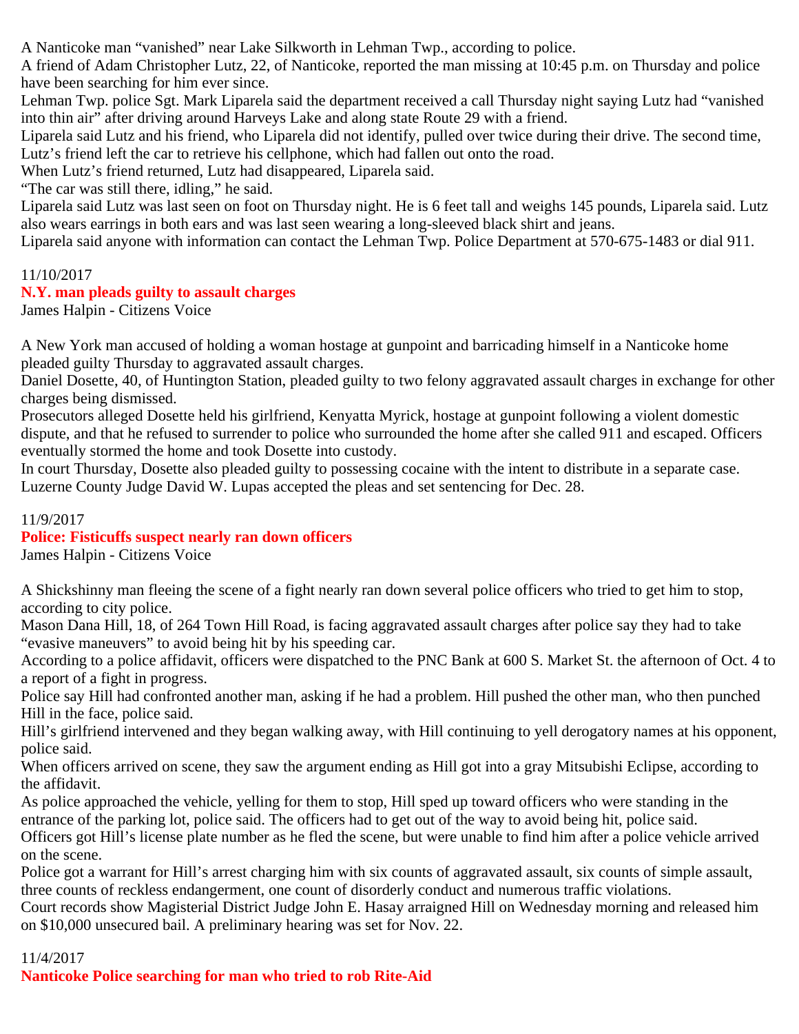A Nanticoke man "vanished" near Lake Silkworth in Lehman Twp., according to police.
A friend of Adam Christopher Lutz, 22, of Nanticoke, reported the man missing at 10:45 p.m. on Thursday and police have been searching for him ever since.
Lehman Twp. police Sgt. Mark Liparela said the department received a call Thursday night saying Lutz had "vanished into thin air" after driving around Harveys Lake and along state Route 29 with a friend.
Liparela said Lutz and his friend, who Liparela did not identify, pulled over twice during their drive. The second time, Lutz's friend left the car to retrieve his cellphone, which had fallen out onto the road.
When Lutz's friend returned, Lutz had disappeared, Liparela said.
"The car was still there, idling," he said.
Liparela said Lutz was last seen on foot on Thursday night. He is 6 feet tall and weighs 145 pounds, Liparela said. Lutz also wears earrings in both ears and was last seen wearing a long-sleeved black shirt and jeans.
Liparela said anyone with information can contact the Lehman Twp. Police Department at 570-675-1483 or dial 911.

11/10/2017
**N.Y. man pleads guilty to assault charges**
James Halpin - Citizens Voice

A New York man accused of holding a woman hostage at gunpoint and barricading himself in a Nanticoke home pleaded guilty Thursday to aggravated assault charges.
Daniel Dosette, 40, of Huntington Station, pleaded guilty to two felony aggravated assault charges in exchange for other charges being dismissed.
Prosecutors alleged Dosette held his girlfriend, Kenyatta Myrick, hostage at gunpoint following a violent domestic dispute, and that he refused to surrender to police who surrounded the home after she called 911 and escaped. Officers eventually stormed the home and took Dosette into custody.
In court Thursday, Dosette also pleaded guilty to possessing cocaine with the intent to distribute in a separate case.
Luzerne County Judge David W. Lupas accepted the pleas and set sentencing for Dec. 28.

11/9/2017
**Police: Fisticuffs suspect nearly ran down officers**
James Halpin - Citizens Voice

A Shickshinny man fleeing the scene of a fight nearly ran down several police officers who tried to get him to stop, according to city police.
Mason Dana Hill, 18, of 264 Town Hill Road, is facing aggravated assault charges after police say they had to take "evasive maneuvers" to avoid being hit by his speeding car.
According to a police affidavit, officers were dispatched to the PNC Bank at 600 S. Market St. the afternoon of Oct. 4 to a report of a fight in progress.
Police say Hill had confronted another man, asking if he had a problem. Hill pushed the other man, who then punched Hill in the face, police said.
Hill's girlfriend intervened and they began walking away, with Hill continuing to yell derogatory names at his opponent, police said.
When officers arrived on scene, they saw the argument ending as Hill got into a gray Mitsubishi Eclipse, according to the affidavit.
As police approached the vehicle, yelling for them to stop, Hill sped up toward officers who were standing in the entrance of the parking lot, police said. The officers had to get out of the way to avoid being hit, police said.
Officers got Hill's license plate number as he fled the scene, but were unable to find him after a police vehicle arrived on the scene.
Police got a warrant for Hill's arrest charging him with six counts of aggravated assault, six counts of simple assault, three counts of reckless endangerment, one count of disorderly conduct and numerous traffic violations.
Court records show Magisterial District Judge John E. Hasay arraigned Hill on Wednesday morning and released him on $10,000 unsecured bail. A preliminary hearing was set for Nov. 22.

11/4/2017
**Nanticoke Police searching for man who tried to rob Rite-Aid**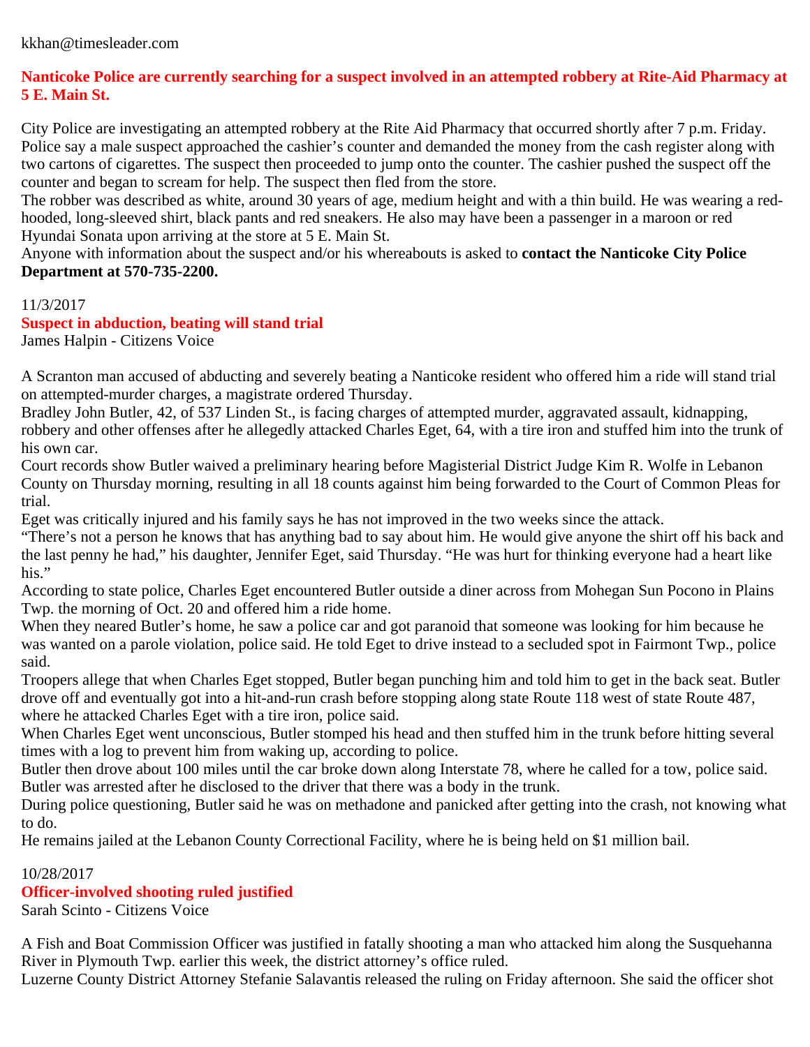kkhan@timesleader.com

**Nanticoke Police are currently searching for a suspect involved in an attempted robbery at Rite-Aid Pharmacy at 5 E. Main St.**

City Police are investigating an attempted robbery at the Rite Aid Pharmacy that occurred shortly after 7 p.m. Friday. Police say a male suspect approached the cashier's counter and demanded the money from the cash register along with two cartons of cigarettes. The suspect then proceeded to jump onto the counter. The cashier pushed the suspect off the counter and began to scream for help. The suspect then fled from the store.

The robber was described as white, around 30 years of age, medium height and with a thin build. He was wearing a red-hooded, long-sleeved shirt, black pants and red sneakers. He also may have been a passenger in a maroon or red Hyundai Sonata upon arriving at the store at 5 E. Main St.

Anyone with information about the suspect and/or his whereabouts is asked to **contact the Nanticoke City Police Department at 570-735-2200.**

11/3/2017

## Suspect in abduction, beating will stand trial

James Halpin - Citizens Voice

A Scranton man accused of abducting and severely beating a Nanticoke resident who offered him a ride will stand trial on attempted-murder charges, a magistrate ordered Thursday.

Bradley John Butler, 42, of 537 Linden St., is facing charges of attempted murder, aggravated assault, kidnapping, robbery and other offenses after he allegedly attacked Charles Eget, 64, with a tire iron and stuffed him into the trunk of his own car.

Court records show Butler waived a preliminary hearing before Magisterial District Judge Kim R. Wolfe in Lebanon County on Thursday morning, resulting in all 18 counts against him being forwarded to the Court of Common Pleas for trial.

Eget was critically injured and his family says he has not improved in the two weeks since the attack.

"There's not a person he knows that has anything bad to say about him. He would give anyone the shirt off his back and the last penny he had," his daughter, Jennifer Eget, said Thursday. "He was hurt for thinking everyone had a heart like his."

According to state police, Charles Eget encountered Butler outside a diner across from Mohegan Sun Pocono in Plains Twp. the morning of Oct. 20 and offered him a ride home.

When they neared Butler's home, he saw a police car and got paranoid that someone was looking for him because he was wanted on a parole violation, police said. He told Eget to drive instead to a secluded spot in Fairmont Twp., police said.

Troopers allege that when Charles Eget stopped, Butler began punching him and told him to get in the back seat. Butler drove off and eventually got into a hit-and-run crash before stopping along state Route 118 west of state Route 487, where he attacked Charles Eget with a tire iron, police said.

When Charles Eget went unconscious, Butler stomped his head and then stuffed him in the trunk before hitting several times with a log to prevent him from waking up, according to police.

Butler then drove about 100 miles until the car broke down along Interstate 78, where he called for a tow, police said. Butler was arrested after he disclosed to the driver that there was a body in the trunk.

During police questioning, Butler said he was on methadone and panicked after getting into the crash, not knowing what to do.

He remains jailed at the Lebanon County Correctional Facility, where he is being held on $1 million bail.

10/28/2017

## Officer-involved shooting ruled justified

Sarah Scinto - Citizens Voice

A Fish and Boat Commission Officer was justified in fatally shooting a man who attacked him along the Susquehanna River in Plymouth Twp. earlier this week, the district attorney's office ruled.

Luzerne County District Attorney Stefanie Salavantis released the ruling on Friday afternoon. She said the officer shot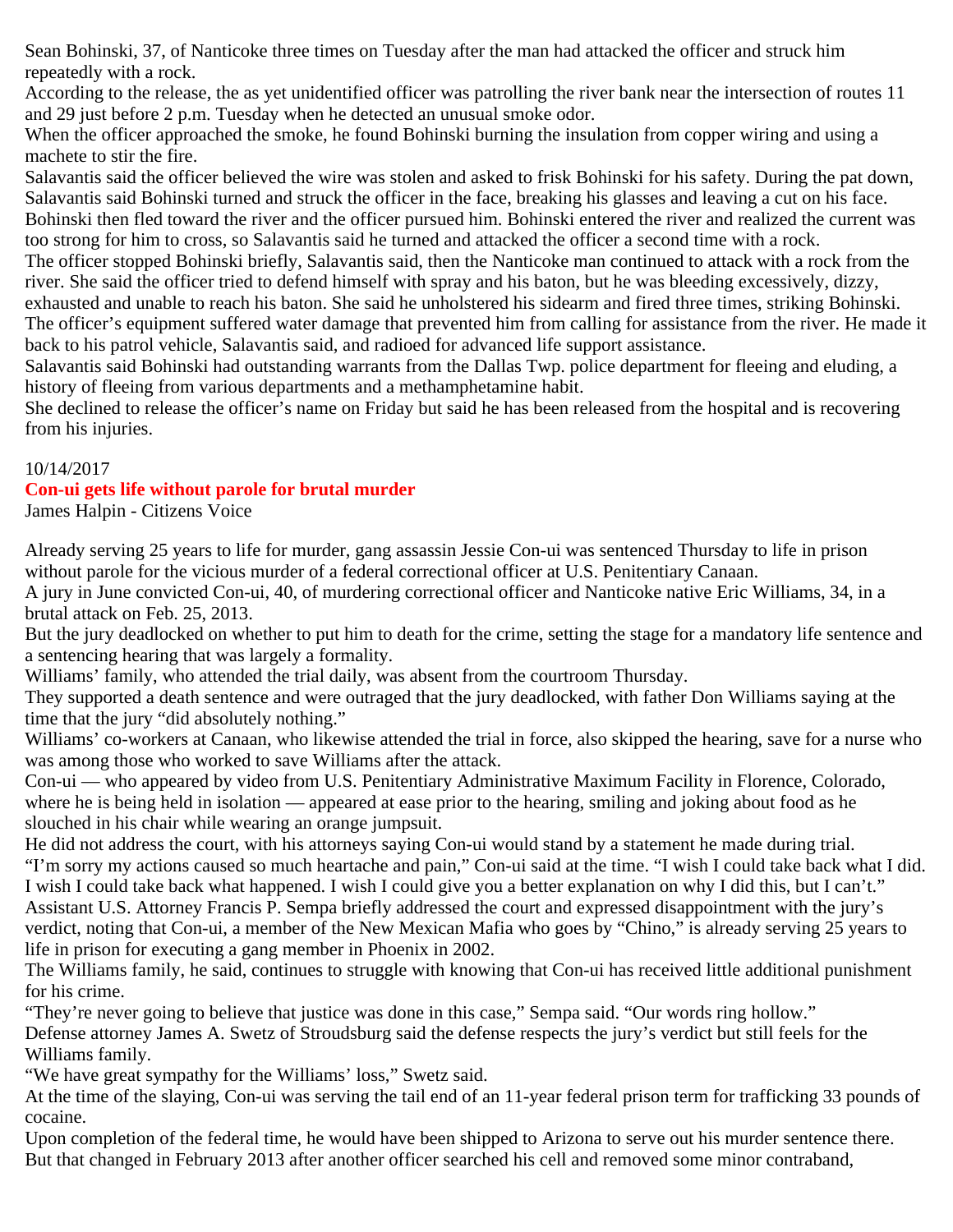Sean Bohinski, 37, of Nanticoke three times on Tuesday after the man had attacked the officer and struck him repeatedly with a rock.

According to the release, the as yet unidentified officer was patrolling the river bank near the intersection of routes 11 and 29 just before 2 p.m. Tuesday when he detected an unusual smoke odor.

When the officer approached the smoke, he found Bohinski burning the insulation from copper wiring and using a machete to stir the fire.

Salavantis said the officer believed the wire was stolen and asked to frisk Bohinski for his safety. During the pat down, Salavantis said Bohinski turned and struck the officer in the face, breaking his glasses and leaving a cut on his face.

Bohinski then fled toward the river and the officer pursued him. Bohinski entered the river and realized the current was too strong for him to cross, so Salavantis said he turned and attacked the officer a second time with a rock.

The officer stopped Bohinski briefly, Salavantis said, then the Nanticoke man continued to attack with a rock from the river. She said the officer tried to defend himself with spray and his baton, but he was bleeding excessively, dizzy, exhausted and unable to reach his baton. She said he unholstered his sidearm and fired three times, striking Bohinski.

The officer's equipment suffered water damage that prevented him from calling for assistance from the river. He made it back to his patrol vehicle, Salavantis said, and radioed for advanced life support assistance.

Salavantis said Bohinski had outstanding warrants from the Dallas Twp. police department for fleeing and eluding, a history of fleeing from various departments and a methamphetamine habit.

She declined to release the officer's name on Friday but said he has been released from the hospital and is recovering from his injuries.

10/14/2017

## Con-ui gets life without parole for brutal murder

James Halpin - Citizens Voice

Already serving 25 years to life for murder, gang assassin Jessie Con-ui was sentenced Thursday to life in prison without parole for the vicious murder of a federal correctional officer at U.S. Penitentiary Canaan.

A jury in June convicted Con-ui, 40, of murdering correctional officer and Nanticoke native Eric Williams, 34, in a brutal attack on Feb. 25, 2013.

But the jury deadlocked on whether to put him to death for the crime, setting the stage for a mandatory life sentence and a sentencing hearing that was largely a formality.

Williams' family, who attended the trial daily, was absent from the courtroom Thursday.

They supported a death sentence and were outraged that the jury deadlocked, with father Don Williams saying at the time that the jury "did absolutely nothing."

Williams' co-workers at Canaan, who likewise attended the trial in force, also skipped the hearing, save for a nurse who was among those who worked to save Williams after the attack.

Con-ui — who appeared by video from U.S. Penitentiary Administrative Maximum Facility in Florence, Colorado, where he is being held in isolation — appeared at ease prior to the hearing, smiling and joking about food as he slouched in his chair while wearing an orange jumpsuit.

He did not address the court, with his attorneys saying Con-ui would stand by a statement he made during trial.

"I'm sorry my actions caused so much heartache and pain," Con-ui said at the time. "I wish I could take back what I did. I wish I could take back what happened. I wish I could give you a better explanation on why I did this, but I can't."

Assistant U.S. Attorney Francis P. Sempa briefly addressed the court and expressed disappointment with the jury's verdict, noting that Con-ui, a member of the New Mexican Mafia who goes by "Chino," is already serving 25 years to life in prison for executing a gang member in Phoenix in 2002.

The Williams family, he said, continues to struggle with knowing that Con-ui has received little additional punishment for his crime.

"They're never going to believe that justice was done in this case," Sempa said. "Our words ring hollow."

Defense attorney James A. Swetz of Stroudsburg said the defense respects the jury's verdict but still feels for the Williams family.

"We have great sympathy for the Williams' loss," Swetz said.

At the time of the slaying, Con-ui was serving the tail end of an 11-year federal prison term for trafficking 33 pounds of cocaine.

Upon completion of the federal time, he would have been shipped to Arizona to serve out his murder sentence there.

But that changed in February 2013 after another officer searched his cell and removed some minor contraband,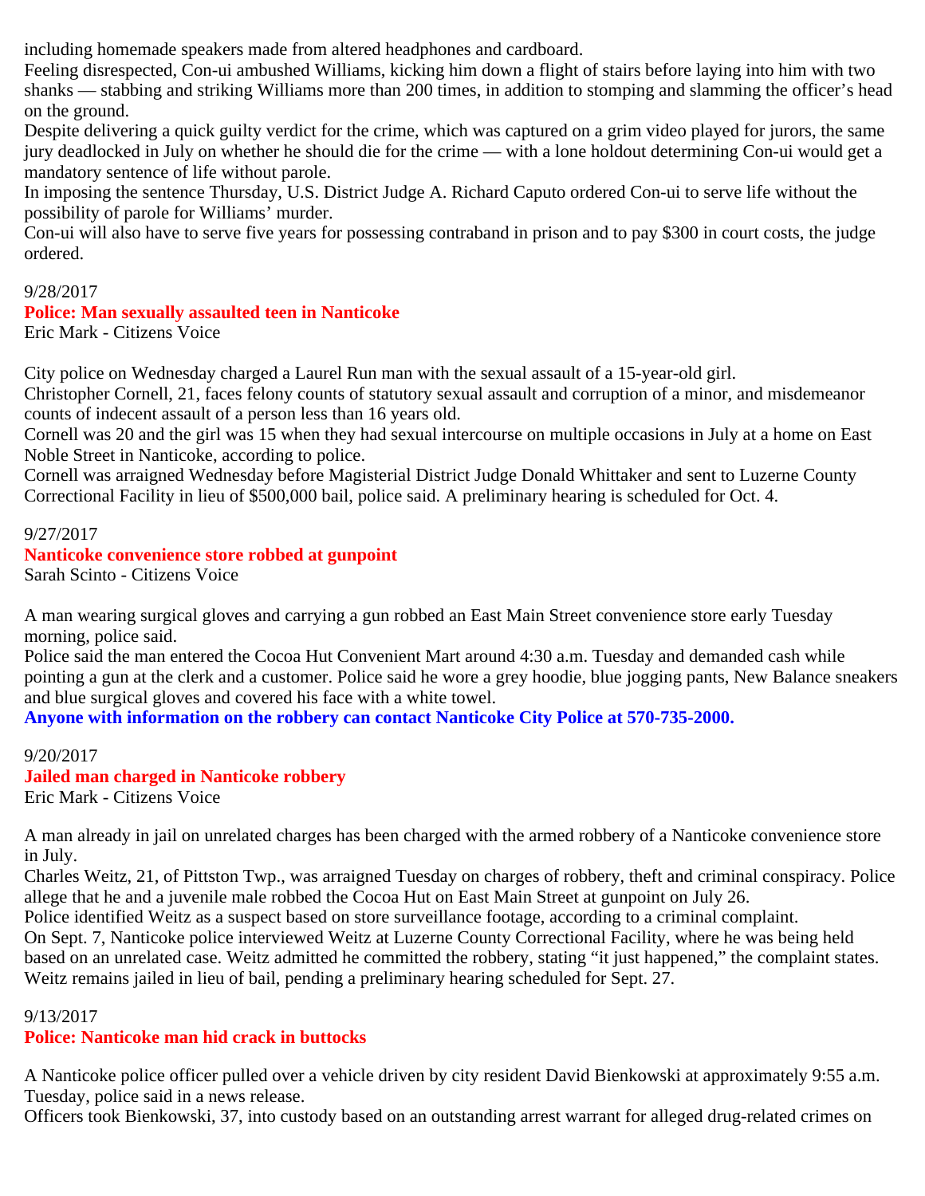including homemade speakers made from altered headphones and cardboard.
Feeling disrespected, Con-ui ambushed Williams, kicking him down a flight of stairs before laying into him with two shanks — stabbing and striking Williams more than 200 times, in addition to stomping and slamming the officer's head on the ground.
Despite delivering a quick guilty verdict for the crime, which was captured on a grim video played for jurors, the same jury deadlocked in July on whether he should die for the crime — with a lone holdout determining Con-ui would get a mandatory sentence of life without parole.
In imposing the sentence Thursday, U.S. District Judge A. Richard Caputo ordered Con-ui to serve life without the possibility of parole for Williams' murder.
Con-ui will also have to serve five years for possessing contraband in prison and to pay $300 in court costs, the judge ordered.

9/28/2017
**Police: Man sexually assaulted teen in Nanticoke**
Eric Mark - Citizens Voice

City police on Wednesday charged a Laurel Run man with the sexual assault of a 15-year-old girl.
Christopher Cornell, 21, faces felony counts of statutory sexual assault and corruption of a minor, and misdemeanor counts of indecent assault of a person less than 16 years old.
Cornell was 20 and the girl was 15 when they had sexual intercourse on multiple occasions in July at a home on East Noble Street in Nanticoke, according to police.
Cornell was arraigned Wednesday before Magisterial District Judge Donald Whittaker and sent to Luzerne County Correctional Facility in lieu of $500,000 bail, police said. A preliminary hearing is scheduled for Oct. 4.

9/27/2017
**Nanticoke convenience store robbed at gunpoint**
Sarah Scinto - Citizens Voice

A man wearing surgical gloves and carrying a gun robbed an East Main Street convenience store early Tuesday morning, police said.
Police said the man entered the Cocoa Hut Convenient Mart around 4:30 a.m. Tuesday and demanded cash while pointing a gun at the clerk and a customer. Police said he wore a grey hoodie, blue jogging pants, New Balance sneakers and blue surgical gloves and covered his face with a white towel.
**Anyone with information on the robbery can contact Nanticoke City Police at 570-735-2000.**

9/20/2017
**Jailed man charged in Nanticoke robbery**
Eric Mark - Citizens Voice

A man already in jail on unrelated charges has been charged with the armed robbery of a Nanticoke convenience store in July.
Charles Weitz, 21, of Pittston Twp., was arraigned Tuesday on charges of robbery, theft and criminal conspiracy. Police allege that he and a juvenile male robbed the Cocoa Hut on East Main Street at gunpoint on July 26.
Police identified Weitz as a suspect based on store surveillance footage, according to a criminal complaint.
On Sept. 7, Nanticoke police interviewed Weitz at Luzerne County Correctional Facility, where he was being held based on an unrelated case. Weitz admitted he committed the robbery, stating "it just happened," the complaint states.
Weitz remains jailed in lieu of bail, pending a preliminary hearing scheduled for Sept. 27.

9/13/2017
**Police: Nanticoke man hid crack in buttocks**

A Nanticoke police officer pulled over a vehicle driven by city resident David Bienkowski at approximately 9:55 a.m. Tuesday, police said in a news release.
Officers took Bienkowski, 37, into custody based on an outstanding arrest warrant for alleged drug-related crimes on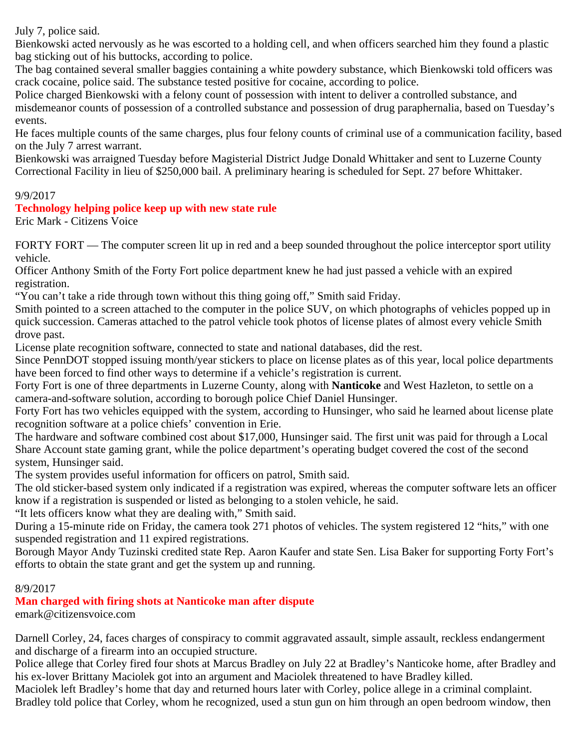July 7, police said.

Bienkowski acted nervously as he was escorted to a holding cell, and when officers searched him they found a plastic bag sticking out of his buttocks, according to police.

The bag contained several smaller baggies containing a white powdery substance, which Bienkowski told officers was crack cocaine, police said. The substance tested positive for cocaine, according to police.

Police charged Bienkowski with a felony count of possession with intent to deliver a controlled substance, and misdemeanor counts of possession of a controlled substance and possession of drug paraphernalia, based on Tuesday's events.

He faces multiple counts of the same charges, plus four felony counts of criminal use of a communication facility, based on the July 7 arrest warrant.

Bienkowski was arraigned Tuesday before Magisterial District Judge Donald Whittaker and sent to Luzerne County Correctional Facility in lieu of $250,000 bail. A preliminary hearing is scheduled for Sept. 27 before Whittaker.

9/9/2017

## Technology helping police keep up with new state rule

Eric Mark - Citizens Voice

FORTY FORT — The computer screen lit up in red and a beep sounded throughout the police interceptor sport utility vehicle.

Officer Anthony Smith of the Forty Fort police department knew he had just passed a vehicle with an expired registration.

"You can't take a ride through town without this thing going off," Smith said Friday.

Smith pointed to a screen attached to the computer in the police SUV, on which photographs of vehicles popped up in quick succession. Cameras attached to the patrol vehicle took photos of license plates of almost every vehicle Smith drove past.

License plate recognition software, connected to state and national databases, did the rest.

Since PennDOT stopped issuing month/year stickers to place on license plates as of this year, local police departments have been forced to find other ways to determine if a vehicle's registration is current.

Forty Fort is one of three departments in Luzerne County, along with **Nanticoke** and West Hazleton, to settle on a camera-and-software solution, according to borough police Chief Daniel Hunsinger.

Forty Fort has two vehicles equipped with the system, according to Hunsinger, who said he learned about license plate recognition software at a police chiefs' convention in Erie.

The hardware and software combined cost about $17,000, Hunsinger said. The first unit was paid for through a Local Share Account state gaming grant, while the police department's operating budget covered the cost of the second system, Hunsinger said.

The system provides useful information for officers on patrol, Smith said.

The old sticker-based system only indicated if a registration was expired, whereas the computer software lets an officer know if a registration is suspended or listed as belonging to a stolen vehicle, he said.

"It lets officers know what they are dealing with," Smith said.

During a 15-minute ride on Friday, the camera took 271 photos of vehicles. The system registered 12 "hits," with one suspended registration and 11 expired registrations.

Borough Mayor Andy Tuzinski credited state Rep. Aaron Kaufer and state Sen. Lisa Baker for supporting Forty Fort's efforts to obtain the state grant and get the system up and running.

8/9/2017

## Man charged with firing shots at Nanticoke man after dispute

emark@citizensvoice.com

Darnell Corley, 24, faces charges of conspiracy to commit aggravated assault, simple assault, reckless endangerment and discharge of a firearm into an occupied structure.

Police allege that Corley fired four shots at Marcus Bradley on July 22 at Bradley's Nanticoke home, after Bradley and his ex-lover Brittany Maciolek got into an argument and Maciolek threatened to have Bradley killed.

Maciolek left Bradley's home that day and returned hours later with Corley, police allege in a criminal complaint.

Bradley told police that Corley, whom he recognized, used a stun gun on him through an open bedroom window, then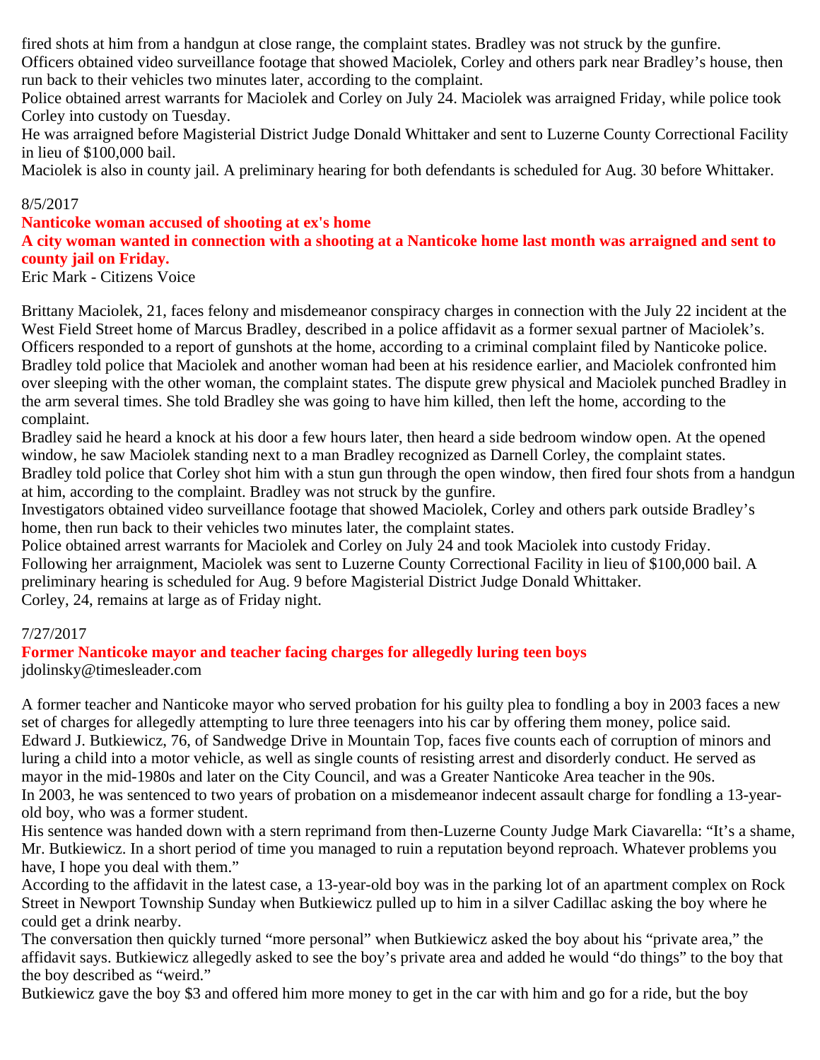fired shots at him from a handgun at close range, the complaint states. Bradley was not struck by the gunfire.
Officers obtained video surveillance footage that showed Maciolek, Corley and others park near Bradley's house, then run back to their vehicles two minutes later, according to the complaint.
Police obtained arrest warrants for Maciolek and Corley on July 24. Maciolek was arraigned Friday, while police took Corley into custody on Tuesday.
He was arraigned before Magisterial District Judge Donald Whittaker and sent to Luzerne County Correctional Facility in lieu of $100,000 bail.
Maciolek is also in county jail. A preliminary hearing for both defendants is scheduled for Aug. 30 before Whittaker.

8/5/2017

**Nanticoke woman accused of shooting at ex's home**

**A city woman wanted in connection with a shooting at a Nanticoke home last month was arraigned and sent to county jail on Friday.**

Eric Mark - Citizens Voice

Brittany Maciolek, 21, faces felony and misdemeanor conspiracy charges in connection with the July 22 incident at the West Field Street home of Marcus Bradley, described in a police affidavit as a former sexual partner of Maciolek's.
Officers responded to a report of gunshots at the home, according to a criminal complaint filed by Nanticoke police.
Bradley told police that Maciolek and another woman had been at his residence earlier, and Maciolek confronted him over sleeping with the other woman, the complaint states. The dispute grew physical and Maciolek punched Bradley in the arm several times. She told Bradley she was going to have him killed, then left the home, according to the complaint.
Bradley said he heard a knock at his door a few hours later, then heard a side bedroom window open. At the opened window, he saw Maciolek standing next to a man Bradley recognized as Darnell Corley, the complaint states.
Bradley told police that Corley shot him with a stun gun through the open window, then fired four shots from a handgun at him, according to the complaint. Bradley was not struck by the gunfire.
Investigators obtained video surveillance footage that showed Maciolek, Corley and others park outside Bradley's home, then run back to their vehicles two minutes later, the complaint states.
Police obtained arrest warrants for Maciolek and Corley on July 24 and took Maciolek into custody Friday.
Following her arraignment, Maciolek was sent to Luzerne County Correctional Facility in lieu of $100,000 bail. A preliminary hearing is scheduled for Aug. 9 before Magisterial District Judge Donald Whittaker.
Corley, 24, remains at large as of Friday night.

7/27/2017

**Former Nanticoke mayor and teacher facing charges for allegedly luring teen boys**

jdolinsky@timesleader.com

A former teacher and Nanticoke mayor who served probation for his guilty plea to fondling a boy in 2003 faces a new set of charges for allegedly attempting to lure three teenagers into his car by offering them money, police said.
Edward J. Butkiewicz, 76, of Sandwedge Drive in Mountain Top, faces five counts each of corruption of minors and luring a child into a motor vehicle, as well as single counts of resisting arrest and disorderly conduct. He served as mayor in the mid-1980s and later on the City Council, and was a Greater Nanticoke Area teacher in the 90s.
In 2003, he was sentenced to two years of probation on a misdemeanor indecent assault charge for fondling a 13-year-old boy, who was a former student.
His sentence was handed down with a stern reprimand from then-Luzerne County Judge Mark Ciavarella: "It's a shame, Mr. Butkiewicz. In a short period of time you managed to ruin a reputation beyond reproach. Whatever problems you have, I hope you deal with them."
According to the affidavit in the latest case, a 13-year-old boy was in the parking lot of an apartment complex on Rock Street in Newport Township Sunday when Butkiewicz pulled up to him in a silver Cadillac asking the boy where he could get a drink nearby.
The conversation then quickly turned "more personal" when Butkiewicz asked the boy about his "private area," the affidavit says. Butkiewicz allegedly asked to see the boy's private area and added he would "do things" to the boy that the boy described as "weird."
Butkiewicz gave the boy $3 and offered him more money to get in the car with him and go for a ride, but the boy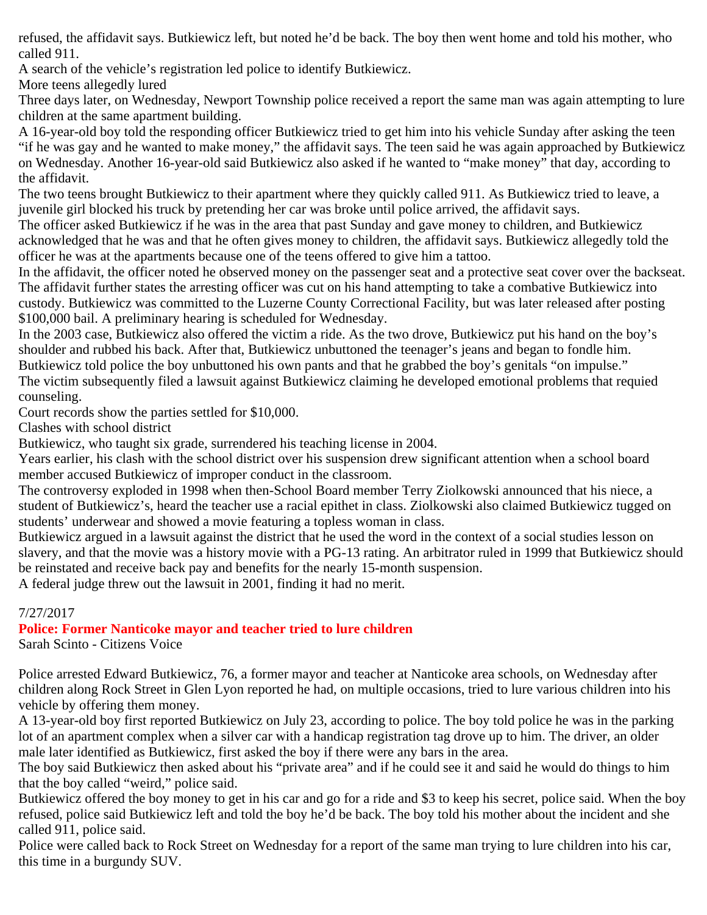refused, the affidavit says. Butkiewicz left, but noted he'd be back. The boy then went home and told his mother, who called 911.

A search of the vehicle's registration led police to identify Butkiewicz.

More teens allegedly lured

Three days later, on Wednesday, Newport Township police received a report the same man was again attempting to lure children at the same apartment building.

A 16-year-old boy told the responding officer Butkiewicz tried to get him into his vehicle Sunday after asking the teen "if he was gay and he wanted to make money," the affidavit says. The teen said he was again approached by Butkiewicz on Wednesday. Another 16-year-old said Butkiewicz also asked if he wanted to "make money" that day, according to the affidavit.

The two teens brought Butkiewicz to their apartment where they quickly called 911. As Butkiewicz tried to leave, a juvenile girl blocked his truck by pretending her car was broke until police arrived, the affidavit says.

The officer asked Butkiewicz if he was in the area that past Sunday and gave money to children, and Butkiewicz acknowledged that he was and that he often gives money to children, the affidavit says. Butkiewicz allegedly told the officer he was at the apartments because one of the teens offered to give him a tattoo.

In the affidavit, the officer noted he observed money on the passenger seat and a protective seat cover over the backseat. The affidavit further states the arresting officer was cut on his hand attempting to take a combative Butkiewicz into custody. Butkiewicz was committed to the Luzerne County Correctional Facility, but was later released after posting $100,000 bail. A preliminary hearing is scheduled for Wednesday.

In the 2003 case, Butkiewicz also offered the victim a ride. As the two drove, Butkiewicz put his hand on the boy's shoulder and rubbed his back. After that, Butkiewicz unbuttoned the teenager's jeans and began to fondle him. Butkiewicz told police the boy unbuttoned his own pants and that he grabbed the boy's genitals "on impulse."

The victim subsequently filed a lawsuit against Butkiewicz claiming he developed emotional problems that requied counseling.

Court records show the parties settled for $10,000.

Clashes with school district

Butkiewicz, who taught six grade, surrendered his teaching license in 2004.

Years earlier, his clash with the school district over his suspension drew significant attention when a school board member accused Butkiewicz of improper conduct in the classroom.

The controversy exploded in 1998 when then-School Board member Terry Ziolkowski announced that his niece, a student of Butkiewicz's, heard the teacher use a racial epithet in class. Ziolkowski also claimed Butkiewicz tugged on students' underwear and showed a movie featuring a topless woman in class.

Butkiewicz argued in a lawsuit against the district that he used the word in the context of a social studies lesson on slavery, and that the movie was a history movie with a PG-13 rating. An arbitrator ruled in 1999 that Butkiewicz should be reinstated and receive back pay and benefits for the nearly 15-month suspension.

A federal judge threw out the lawsuit in 2001, finding it had no merit.

7/27/2017

**Police: Former Nanticoke mayor and teacher tried to lure children**

Sarah Scinto - Citizens Voice

Police arrested Edward Butkiewicz, 76, a former mayor and teacher at Nanticoke area schools, on Wednesday after children along Rock Street in Glen Lyon reported he had, on multiple occasions, tried to lure various children into his vehicle by offering them money.

A 13-year-old boy first reported Butkiewicz on July 23, according to police. The boy told police he was in the parking lot of an apartment complex when a silver car with a handicap registration tag drove up to him. The driver, an older male later identified as Butkiewicz, first asked the boy if there were any bars in the area.

The boy said Butkiewicz then asked about his "private area" and if he could see it and said he would do things to him that the boy called "weird," police said.

Butkiewicz offered the boy money to get in his car and go for a ride and $3 to keep his secret, police said. When the boy refused, police said Butkiewicz left and told the boy he'd be back. The boy told his mother about the incident and she called 911, police said.

Police were called back to Rock Street on Wednesday for a report of the same man trying to lure children into his car, this time in a burgundy SUV.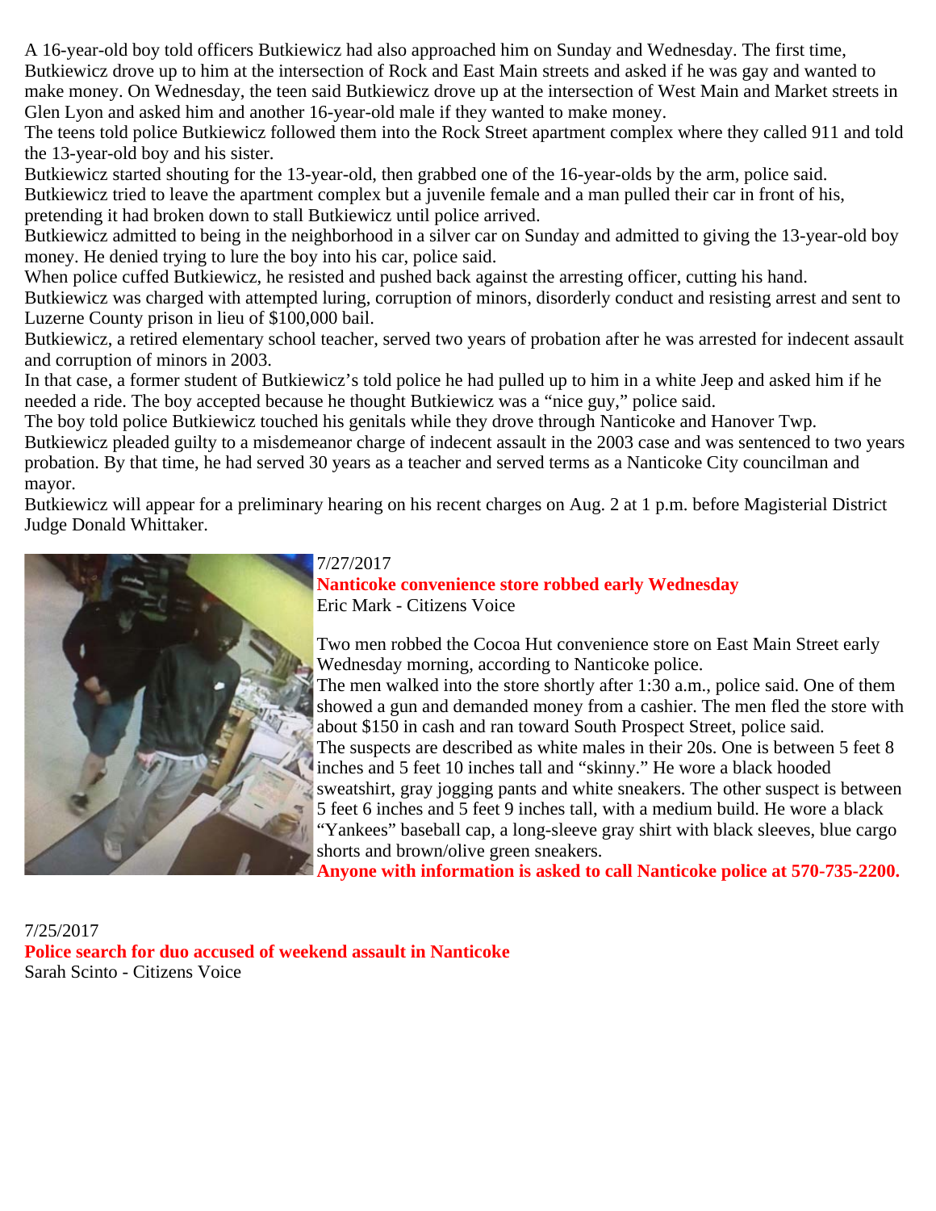A 16-year-old boy told officers Butkiewicz had also approached him on Sunday and Wednesday. The first time, Butkiewicz drove up to him at the intersection of Rock and East Main streets and asked if he was gay and wanted to make money. On Wednesday, the teen said Butkiewicz drove up at the intersection of West Main and Market streets in Glen Lyon and asked him and another 16-year-old male if they wanted to make money.

The teens told police Butkiewicz followed them into the Rock Street apartment complex where they called 911 and told the 13-year-old boy and his sister.

Butkiewicz started shouting for the 13-year-old, then grabbed one of the 16-year-olds by the arm, police said.

Butkiewicz tried to leave the apartment complex but a juvenile female and a man pulled their car in front of his, pretending it had broken down to stall Butkiewicz until police arrived.

Butkiewicz admitted to being in the neighborhood in a silver car on Sunday and admitted to giving the 13-year-old boy money. He denied trying to lure the boy into his car, police said.

When police cuffed Butkiewicz, he resisted and pushed back against the arresting officer, cutting his hand.

Butkiewicz was charged with attempted luring, corruption of minors, disorderly conduct and resisting arrest and sent to Luzerne County prison in lieu of $100,000 bail.

Butkiewicz, a retired elementary school teacher, served two years of probation after he was arrested for indecent assault and corruption of minors in 2003.

In that case, a former student of Butkiewicz's told police he had pulled up to him in a white Jeep and asked him if he needed a ride. The boy accepted because he thought Butkiewicz was a "nice guy," police said.

The boy told police Butkiewicz touched his genitals while they drove through Nanticoke and Hanover Twp.

Butkiewicz pleaded guilty to a misdemeanor charge of indecent assault in the 2003 case and was sentenced to two years probation. By that time, he had served 30 years as a teacher and served terms as a Nanticoke City councilman and mayor.

Butkiewicz will appear for a preliminary hearing on his recent charges on Aug. 2 at 1 p.m. before Magisterial District Judge Donald Whittaker.

7/27/2017

**Nanticoke convenience store robbed early Wednesday**

Eric Mark - Citizens Voice

Two men robbed the Cocoa Hut convenience store on East Main Street early Wednesday morning, according to Nanticoke police.

The men walked into the store shortly after 1:30 a.m., police said. One of them showed a gun and demanded money from a cashier. The men fled the store with about $150 in cash and ran toward South Prospect Street, police said.

The suspects are described as white males in their 20s. One is between 5 feet 8 inches and 5 feet 10 inches tall and "skinny." He wore a black hooded sweatshirt, gray jogging pants and white sneakers. The other suspect is between 5 feet 6 inches and 5 feet 9 inches tall, with a medium build. He wore a black "Yankees" baseball cap, a long-sleeve gray shirt with black sleeves, blue cargo shorts and brown/olive green sneakers.

**Anyone with information is asked to call Nanticoke police at 570-735-2200.**

7/25/2017

**Police search for duo accused of weekend assault in Nanticoke**

Sarah Scinto - Citizens Voice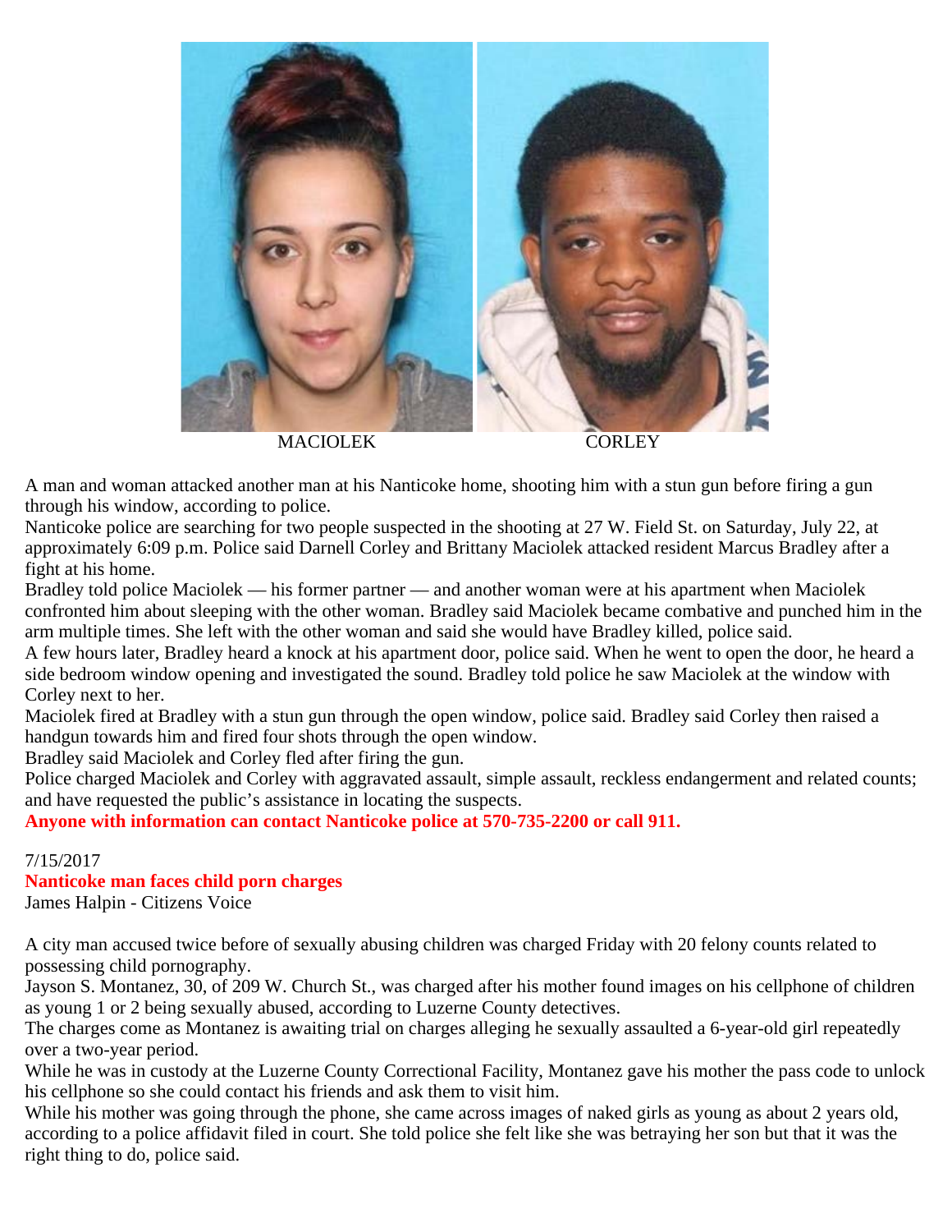MACIOLEK CORLEY

A man and woman attacked another man at his Nanticoke home, shooting him with a stun gun before firing a gun through his window, according to police.

Nanticoke police are searching for two people suspected in the shooting at 27 W. Field St. on Saturday, July 22, at approximately 6:09 p.m. Police said Darnell Corley and Brittany Maciolek attacked resident Marcus Bradley after a fight at his home.

Bradley told police Maciolek — his former partner — and another woman were at his apartment when Maciolek confronted him about sleeping with the other woman. Bradley said Maciolek became combative and punched him in the arm multiple times. She left with the other woman and said she would have Bradley killed, police said.

A few hours later, Bradley heard a knock at his apartment door, police said. When he went to open the door, he heard a side bedroom window opening and investigated the sound. Bradley told police he saw Maciolek at the window with Corley next to her.

Maciolek fired at Bradley with a stun gun through the open window, police said. Bradley said Corley then raised a handgun towards him and fired four shots through the open window.

Bradley said Maciolek and Corley fled after firing the gun.

Police charged Maciolek and Corley with aggravated assault, simple assault, reckless endangerment and related counts; and have requested the public's assistance in locating the suspects.

**Anyone with information can contact Nanticoke police at 570-735-2200 or call 911.**

7/15/2017

**Nanticoke man faces child porn charges**

James Halpin - Citizens Voice

A city man accused twice before of sexually abusing children was charged Friday with 20 felony counts related to possessing child pornography.

Jayson S. Montanez, 30, of 209 W. Church St., was charged after his mother found images on his cellphone of children as young 1 or 2 being sexually abused, according to Luzerne County detectives.

The charges come as Montanez is awaiting trial on charges alleging he sexually assaulted a 6-year-old girl repeatedly over a two-year period.

While he was in custody at the Luzerne County Correctional Facility, Montanez gave his mother the pass code to unlock his cellphone so she could contact his friends and ask them to visit him.

While his mother was going through the phone, she came across images of naked girls as young as about 2 years old, according to a police affidavit filed in court. She told police she felt like she was betraying her son but that it was the right thing to do, police said.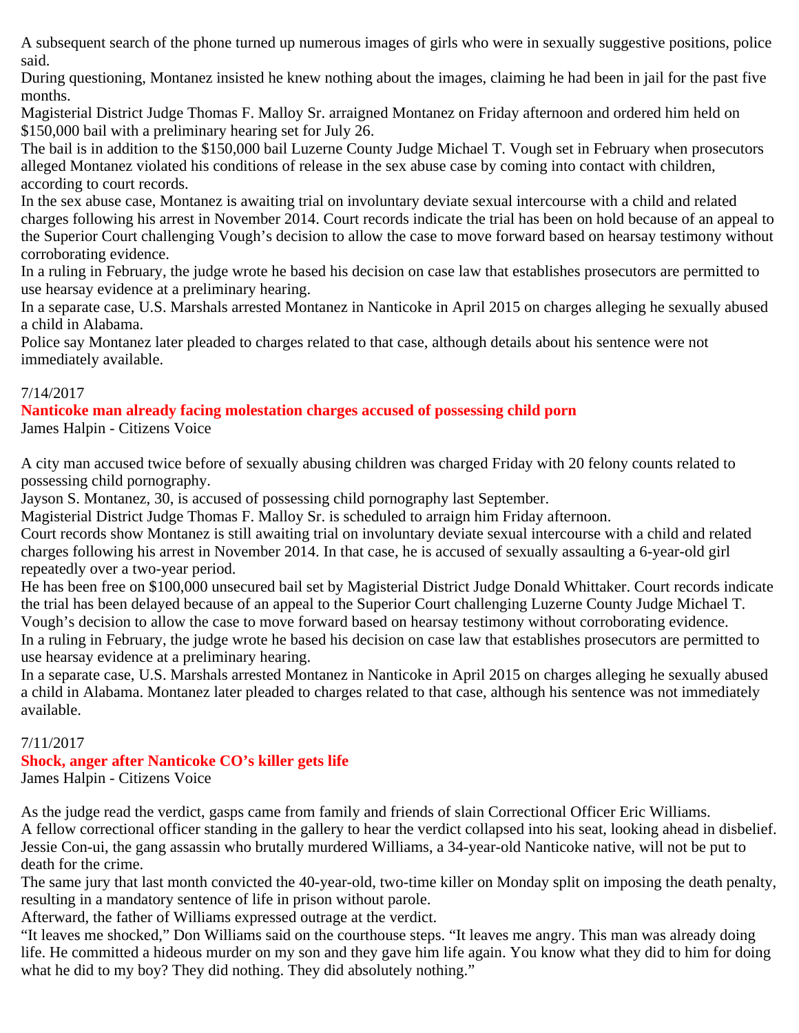A subsequent search of the phone turned up numerous images of girls who were in sexually suggestive positions, police said.

During questioning, Montanez insisted he knew nothing about the images, claiming he had been in jail for the past five months.

Magisterial District Judge Thomas F. Malloy Sr. arraigned Montanez on Friday afternoon and ordered him held on $150,000 bail with a preliminary hearing set for July 26.

The bail is in addition to the $150,000 bail Luzerne County Judge Michael T. Vough set in February when prosecutors alleged Montanez violated his conditions of release in the sex abuse case by coming into contact with children, according to court records.

In the sex abuse case, Montanez is awaiting trial on involuntary deviate sexual intercourse with a child and related charges following his arrest in November 2014. Court records indicate the trial has been on hold because of an appeal to the Superior Court challenging Vough's decision to allow the case to move forward based on hearsay testimony without corroborating evidence.

In a ruling in February, the judge wrote he based his decision on case law that establishes prosecutors are permitted to use hearsay evidence at a preliminary hearing.

In a separate case, U.S. Marshals arrested Montanez in Nanticoke in April 2015 on charges alleging he sexually abused a child in Alabama.

Police say Montanez later pleaded to charges related to that case, although details about his sentence were not immediately available.

7/14/2017

**Nanticoke man already facing molestation charges accused of possessing child porn**

James Halpin - Citizens Voice

A city man accused twice before of sexually abusing children was charged Friday with 20 felony counts related to possessing child pornography.

Jayson S. Montanez, 30, is accused of possessing child pornography last September.

Magisterial District Judge Thomas F. Malloy Sr. is scheduled to arraign him Friday afternoon.

Court records show Montanez is still awaiting trial on involuntary deviate sexual intercourse with a child and related charges following his arrest in November 2014. In that case, he is accused of sexually assaulting a 6-year-old girl repeatedly over a two-year period.

He has been free on $100,000 unsecured bail set by Magisterial District Judge Donald Whittaker. Court records indicate the trial has been delayed because of an appeal to the Superior Court challenging Luzerne County Judge Michael T. Vough's decision to allow the case to move forward based on hearsay testimony without corroborating evidence.

In a ruling in February, the judge wrote he based his decision on case law that establishes prosecutors are permitted to use hearsay evidence at a preliminary hearing.

In a separate case, U.S. Marshals arrested Montanez in Nanticoke in April 2015 on charges alleging he sexually abused a child in Alabama. Montanez later pleaded to charges related to that case, although his sentence was not immediately available.

7/11/2017

**Shock, anger after Nanticoke CO's killer gets life**

James Halpin - Citizens Voice

As the judge read the verdict, gasps came from family and friends of slain Correctional Officer Eric Williams.

A fellow correctional officer standing in the gallery to hear the verdict collapsed into his seat, looking ahead in disbelief.

Jessie Con-ui, the gang assassin who brutally murdered Williams, a 34-year-old Nanticoke native, will not be put to death for the crime.

The same jury that last month convicted the 40-year-old, two-time killer on Monday split on imposing the death penalty, resulting in a mandatory sentence of life in prison without parole.

Afterward, the father of Williams expressed outrage at the verdict.

"It leaves me shocked," Don Williams said on the courthouse steps. "It leaves me angry. This man was already doing life. He committed a hideous murder on my son and they gave him life again. You know what they did to him for doing what he did to my boy? They did nothing. They did absolutely nothing."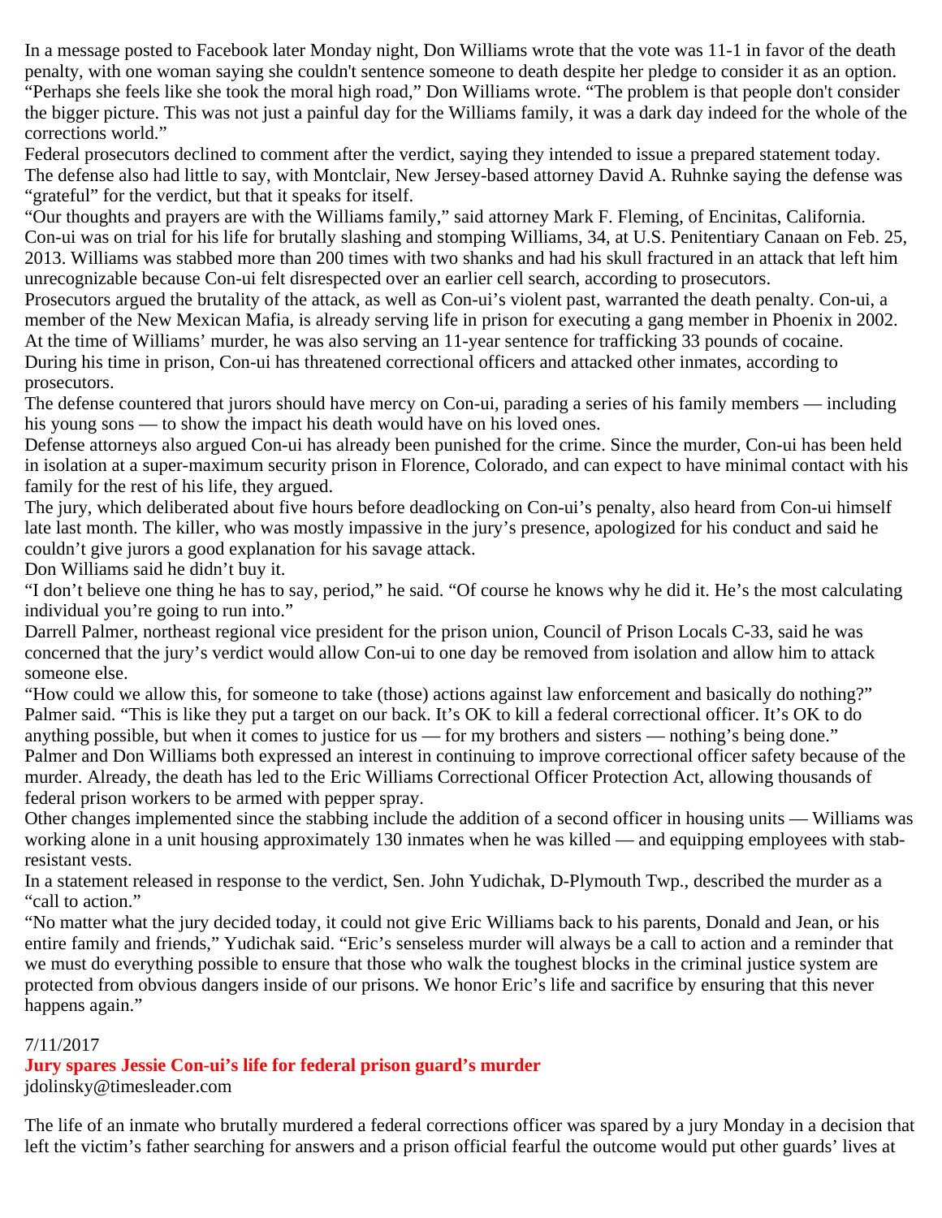In a message posted to Facebook later Monday night, Don Williams wrote that the vote was 11-1 in favor of the death penalty, with one woman saying she couldn't sentence someone to death despite her pledge to consider it as an option.

"Perhaps she feels like she took the moral high road," Don Williams wrote. "The problem is that people don't consider the bigger picture. This was not just a painful day for the Williams family, it was a dark day indeed for the whole of the corrections world."

Federal prosecutors declined to comment after the verdict, saying they intended to issue a prepared statement today.

The defense also had little to say, with Montclair, New Jersey-based attorney David A. Ruhnke saying the defense was "grateful" for the verdict, but that it speaks for itself.

"Our thoughts and prayers are with the Williams family," said attorney Mark F. Fleming, of Encinitas, California.

Con-ui was on trial for his life for brutally slashing and stomping Williams, 34, at U.S. Penitentiary Canaan on Feb. 25, 2013. Williams was stabbed more than 200 times with two shanks and had his skull fractured in an attack that left him unrecognizable because Con-ui felt disrespected over an earlier cell search, according to prosecutors.

Prosecutors argued the brutality of the attack, as well as Con-ui's violent past, warranted the death penalty. Con-ui, a member of the New Mexican Mafia, is already serving life in prison for executing a gang member in Phoenix in 2002. At the time of Williams' murder, he was also serving an 11-year sentence for trafficking 33 pounds of cocaine.

During his time in prison, Con-ui has threatened correctional officers and attacked other inmates, according to prosecutors.

The defense countered that jurors should have mercy on Con-ui, parading a series of his family members — including his young sons — to show the impact his death would have on his loved ones.

Defense attorneys also argued Con-ui has already been punished for the crime. Since the murder, Con-ui has been held in isolation at a super-maximum security prison in Florence, Colorado, and can expect to have minimal contact with his family for the rest of his life, they argued.

The jury, which deliberated about five hours before deadlocking on Con-ui's penalty, also heard from Con-ui himself late last month. The killer, who was mostly impassive in the jury's presence, apologized for his conduct and said he couldn't give jurors a good explanation for his savage attack.

Don Williams said he didn't buy it.

"I don't believe one thing he has to say, period," he said. "Of course he knows why he did it. He's the most calculating individual you're going to run into."

Darrell Palmer, northeast regional vice president for the prison union, Council of Prison Locals C-33, said he was concerned that the jury's verdict would allow Con-ui to one day be removed from isolation and allow him to attack someone else.

"How could we allow this, for someone to take (those) actions against law enforcement and basically do nothing?" Palmer said. "This is like they put a target on our back. It's OK to kill a federal correctional officer. It's OK to do anything possible, but when it comes to justice for us — for my brothers and sisters — nothing's being done."

Palmer and Don Williams both expressed an interest in continuing to improve correctional officer safety because of the murder. Already, the death has led to the Eric Williams Correctional Officer Protection Act, allowing thousands of federal prison workers to be armed with pepper spray.

Other changes implemented since the stabbing include the addition of a second officer in housing units — Williams was working alone in a unit housing approximately 130 inmates when he was killed — and equipping employees with stab-resistant vests.

In a statement released in response to the verdict, Sen. John Yudichak, D-Plymouth Twp., described the murder as a "call to action."

"No matter what the jury decided today, it could not give Eric Williams back to his parents, Donald and Jean, or his entire family and friends," Yudichak said. "Eric's senseless murder will always be a call to action and a reminder that we must do everything possible to ensure that those who walk the toughest blocks in the criminal justice system are protected from obvious dangers inside of our prisons. We honor Eric's life and sacrifice by ensuring that this never happens again."

7/11/2017

**Jury spares Jessie Con-ui's life for federal prison guard's murder**

jdolinsky@timesleader.com

The life of an inmate who brutally murdered a federal corrections officer was spared by a jury Monday in a decision that left the victim's father searching for answers and a prison official fearful the outcome would put other guards' lives at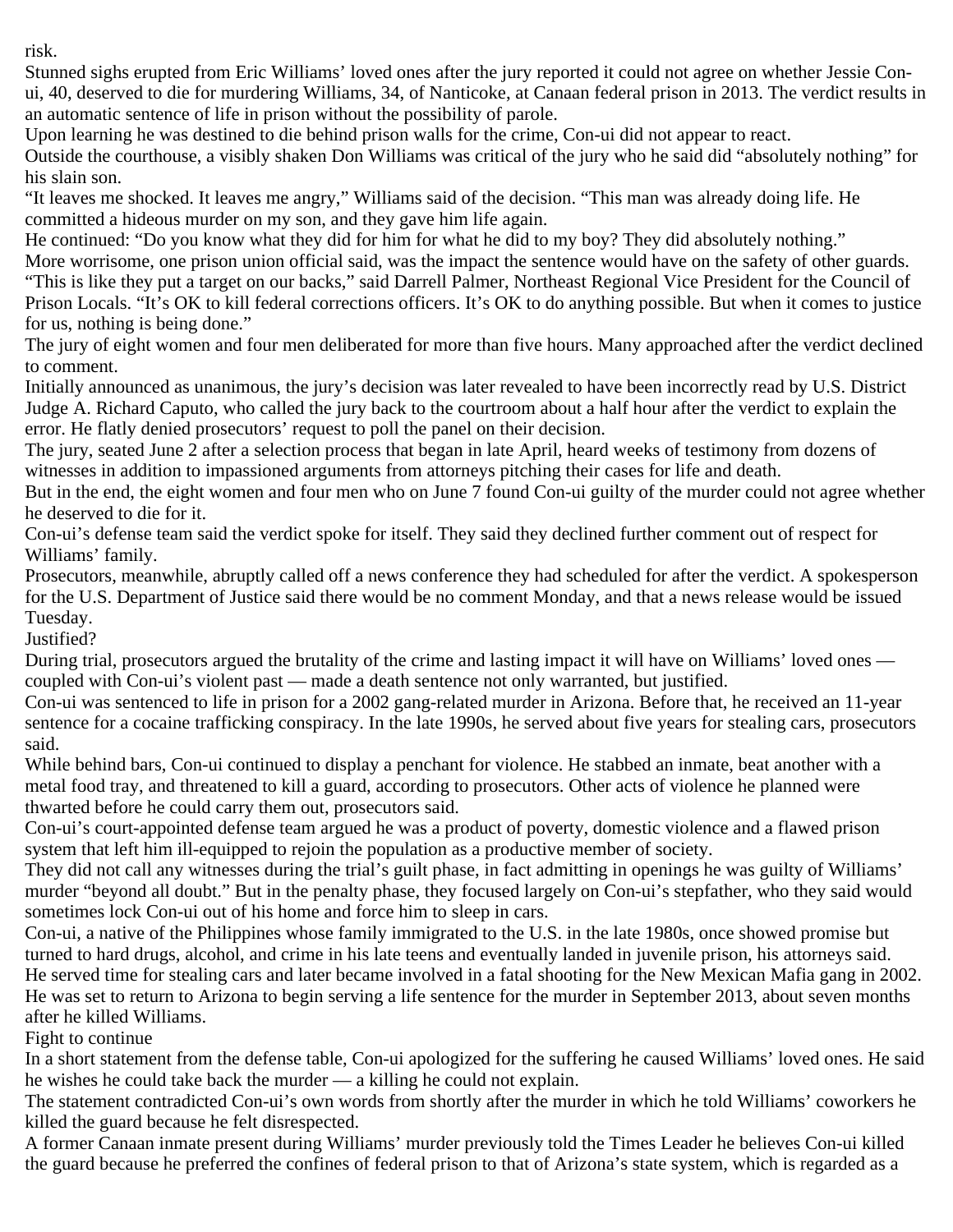risk.

Stunned sighs erupted from Eric Williams' loved ones after the jury reported it could not agree on whether Jessie Con-ui, 40, deserved to die for murdering Williams, 34, of Nanticoke, at Canaan federal prison in 2013. The verdict results in an automatic sentence of life in prison without the possibility of parole.

Upon learning he was destined to die behind prison walls for the crime, Con-ui did not appear to react.

Outside the courthouse, a visibly shaken Don Williams was critical of the jury who he said did "absolutely nothing" for his slain son.

"It leaves me shocked. It leaves me angry," Williams said of the decision. "This man was already doing life. He committed a hideous murder on my son, and they gave him life again.

He continued: "Do you know what they did for him for what he did to my boy? They did absolutely nothing."

More worrisome, one prison union official said, was the impact the sentence would have on the safety of other guards.

"This is like they put a target on our backs," said Darrell Palmer, Northeast Regional Vice President for the Council of Prison Locals. "It's OK to kill federal corrections officers. It's OK to do anything possible. But when it comes to justice for us, nothing is being done."

The jury of eight women and four men deliberated for more than five hours. Many approached after the verdict declined to comment.

Initially announced as unanimous, the jury's decision was later revealed to have been incorrectly read by U.S. District Judge A. Richard Caputo, who called the jury back to the courtroom about a half hour after the verdict to explain the error. He flatly denied prosecutors' request to poll the panel on their decision.

The jury, seated June 2 after a selection process that began in late April, heard weeks of testimony from dozens of witnesses in addition to impassioned arguments from attorneys pitching their cases for life and death.

But in the end, the eight women and four men who on June 7 found Con-ui guilty of the murder could not agree whether he deserved to die for it.

Con-ui's defense team said the verdict spoke for itself. They said they declined further comment out of respect for Williams' family.

Prosecutors, meanwhile, abruptly called off a news conference they had scheduled for after the verdict. A spokesperson for the U.S. Department of Justice said there would be no comment Monday, and that a news release would be issued Tuesday.

## Justified?

During trial, prosecutors argued the brutality of the crime and lasting impact it will have on Williams' loved ones — coupled with Con-ui's violent past — made a death sentence not only warranted, but justified.

Con-ui was sentenced to life in prison for a 2002 gang-related murder in Arizona. Before that, he received an 11-year sentence for a cocaine trafficking conspiracy. In the late 1990s, he served about five years for stealing cars, prosecutors said.

While behind bars, Con-ui continued to display a penchant for violence. He stabbed an inmate, beat another with a metal food tray, and threatened to kill a guard, according to prosecutors. Other acts of violence he planned were thwarted before he could carry them out, prosecutors said.

Con-ui's court-appointed defense team argued he was a product of poverty, domestic violence and a flawed prison system that left him ill-equipped to rejoin the population as a productive member of society.

They did not call any witnesses during the trial's guilt phase, in fact admitting in openings he was guilty of Williams' murder "beyond all doubt." But in the penalty phase, they focused largely on Con-ui's stepfather, who they said would sometimes lock Con-ui out of his home and force him to sleep in cars.

Con-ui, a native of the Philippines whose family immigrated to the U.S. in the late 1980s, once showed promise but turned to hard drugs, alcohol, and crime in his late teens and eventually landed in juvenile prison, his attorneys said.

He served time for stealing cars and later became involved in a fatal shooting for the New Mexican Mafia gang in 2002. He was set to return to Arizona to begin serving a life sentence for the murder in September 2013, about seven months after he killed Williams.

## Fight to continue

In a short statement from the defense table, Con-ui apologized for the suffering he caused Williams' loved ones. He said he wishes he could take back the murder — a killing he could not explain.

The statement contradicted Con-ui's own words from shortly after the murder in which he told Williams' coworkers he killed the guard because he felt disrespected.

A former Canaan inmate present during Williams' murder previously told the Times Leader he believes Con-ui killed the guard because he preferred the confines of federal prison to that of Arizona's state system, which is regarded as a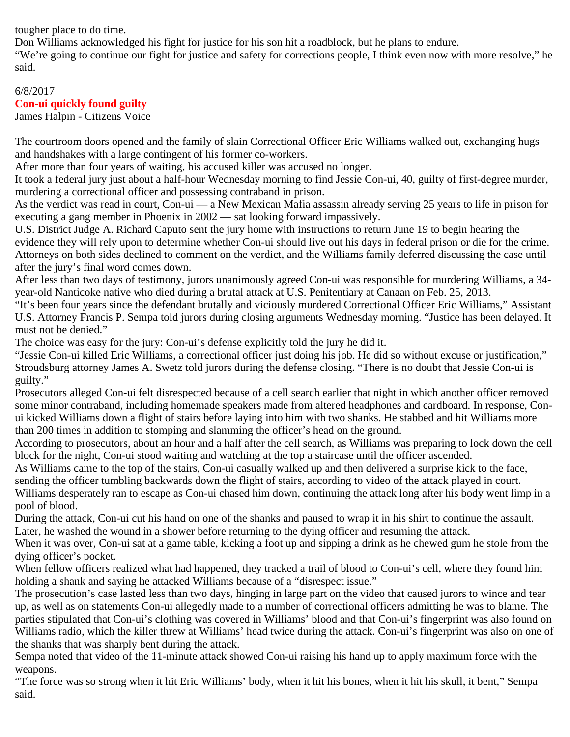tougher place to do time.

Don Williams acknowledged his fight for justice for his son hit a roadblock, but he plans to endure.

"We're going to continue our fight for justice and safety for corrections people, I think even now with more resolve," he said.

6/8/2017

**Con-ui quickly found guilty**

James Halpin - Citizens Voice

The courtroom doors opened and the family of slain Correctional Officer Eric Williams walked out, exchanging hugs and handshakes with a large contingent of his former co-workers.

After more than four years of waiting, his accused killer was accused no longer.

It took a federal jury just about a half-hour Wednesday morning to find Jessie Con-ui, 40, guilty of first-degree murder, murdering a correctional officer and possessing contraband in prison.

As the verdict was read in court, Con-ui — a New Mexican Mafia assassin already serving 25 years to life in prison for executing a gang member in Phoenix in 2002 — sat looking forward impassively.

U.S. District Judge A. Richard Caputo sent the jury home with instructions to return June 19 to begin hearing the evidence they will rely upon to determine whether Con-ui should live out his days in federal prison or die for the crime.

Attorneys on both sides declined to comment on the verdict, and the Williams family deferred discussing the case until after the jury's final word comes down.

After less than two days of testimony, jurors unanimously agreed Con-ui was responsible for murdering Williams, a 34-year-old Nanticoke native who died during a brutal attack at U.S. Penitentiary at Canaan on Feb. 25, 2013.

"It's been four years since the defendant brutally and viciously murdered Correctional Officer Eric Williams," Assistant U.S. Attorney Francis P. Sempa told jurors during closing arguments Wednesday morning. "Justice has been delayed. It must not be denied."

The choice was easy for the jury: Con-ui's defense explicitly told the jury he did it.

"Jessie Con-ui killed Eric Williams, a correctional officer just doing his job. He did so without excuse or justification," Stroudsburg attorney James A. Swetz told jurors during the defense closing. "There is no doubt that Jessie Con-ui is guilty."

Prosecutors alleged Con-ui felt disrespected because of a cell search earlier that night in which another officer removed some minor contraband, including homemade speakers made from altered headphones and cardboard. In response, Con-ui kicked Williams down a flight of stairs before laying into him with two shanks. He stabbed and hit Williams more than 200 times in addition to stomping and slamming the officer's head on the ground.

According to prosecutors, about an hour and a half after the cell search, as Williams was preparing to lock down the cell block for the night, Con-ui stood waiting and watching at the top a staircase until the officer ascended.

As Williams came to the top of the stairs, Con-ui casually walked up and then delivered a surprise kick to the face, sending the officer tumbling backwards down the flight of stairs, according to video of the attack played in court.

Williams desperately ran to escape as Con-ui chased him down, continuing the attack long after his body went limp in a pool of blood.

During the attack, Con-ui cut his hand on one of the shanks and paused to wrap it in his shirt to continue the assault. Later, he washed the wound in a shower before returning to the dying officer and resuming the attack.

When it was over, Con-ui sat at a game table, kicking a foot up and sipping a drink as he chewed gum he stole from the dying officer's pocket.

When fellow officers realized what had happened, they tracked a trail of blood to Con-ui's cell, where they found him holding a shank and saying he attacked Williams because of a "disrespect issue."

The prosecution's case lasted less than two days, hinging in large part on the video that caused jurors to wince and tear up, as well as on statements Con-ui allegedly made to a number of correctional officers admitting he was to blame. The parties stipulated that Con-ui's clothing was covered in Williams' blood and that Con-ui's fingerprint was also found on Williams radio, which the killer threw at Williams' head twice during the attack. Con-ui's fingerprint was also on one of the shanks that was sharply bent during the attack.

Sempa noted that video of the 11-minute attack showed Con-ui raising his hand up to apply maximum force with the weapons.

"The force was so strong when it hit Eric Williams' body, when it hit his bones, when it hit his skull, it bent," Sempa said.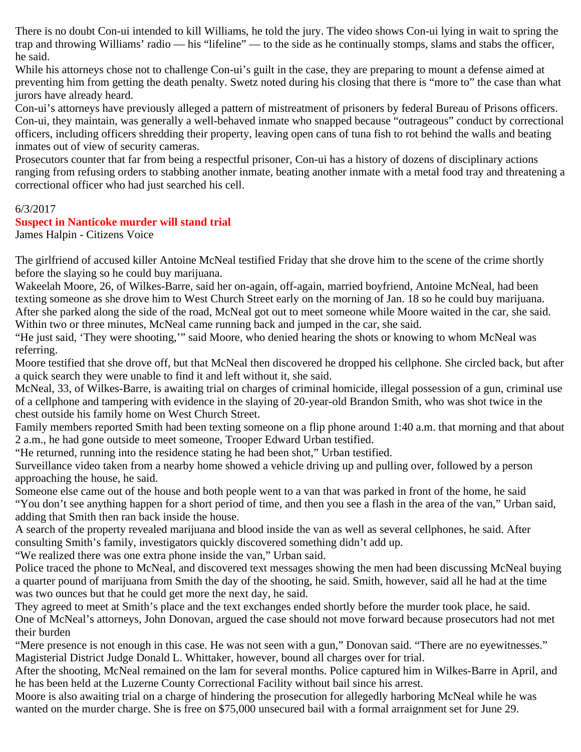There is no doubt Con-ui intended to kill Williams, he told the jury. The video shows Con-ui lying in wait to spring the trap and throwing Williams' radio — his "lifeline" — to the side as he continually stomps, slams and stabs the officer, he said.

While his attorneys chose not to challenge Con-ui's guilt in the case, they are preparing to mount a defense aimed at preventing him from getting the death penalty. Swetz noted during his closing that there is "more to" the case than what jurors have already heard.

Con-ui's attorneys have previously alleged a pattern of mistreatment of prisoners by federal Bureau of Prisons officers. Con-ui, they maintain, was generally a well-behaved inmate who snapped because "outrageous" conduct by correctional officers, including officers shredding their property, leaving open cans of tuna fish to rot behind the walls and beating inmates out of view of security cameras.

Prosecutors counter that far from being a respectful prisoner, Con-ui has a history of dozens of disciplinary actions ranging from refusing orders to stabbing another inmate, beating another inmate with a metal food tray and threatening a correctional officer who had just searched his cell.

6/3/2017

**Suspect in Nanticoke murder will stand trial**

James Halpin - Citizens Voice

The girlfriend of accused killer Antoine McNeal testified Friday that she drove him to the scene of the crime shortly before the slaying so he could buy marijuana.

Wakeelah Moore, 26, of Wilkes-Barre, said her on-again, off-again, married boyfriend, Antoine McNeal, had been texting someone as she drove him to West Church Street early on the morning of Jan. 18 so he could buy marijuana. After she parked along the side of the road, McNeal got out to meet someone while Moore waited in the car, she said. Within two or three minutes, McNeal came running back and jumped in the car, she said.

"He just said, 'They were shooting,'" said Moore, who denied hearing the shots or knowing to whom McNeal was referring.

Moore testified that she drove off, but that McNeal then discovered he dropped his cellphone. She circled back, but after a quick search they were unable to find it and left without it, she said.

McNeal, 33, of Wilkes-Barre, is awaiting trial on charges of criminal homicide, illegal possession of a gun, criminal use of a cellphone and tampering with evidence in the slaying of 20-year-old Brandon Smith, who was shot twice in the chest outside his family home on West Church Street.

Family members reported Smith had been texting someone on a flip phone around 1:40 a.m. that morning and that about 2 a.m., he had gone outside to meet someone, Trooper Edward Urban testified.

"He returned, running into the residence stating he had been shot," Urban testified.

Surveillance video taken from a nearby home showed a vehicle driving up and pulling over, followed by a person approaching the house, he said.

Someone else came out of the house and both people went to a van that was parked in front of the home, he said

"You don't see anything happen for a short period of time, and then you see a flash in the area of the van," Urban said, adding that Smith then ran back inside the house.

A search of the property revealed marijuana and blood inside the van as well as several cellphones, he said. After consulting Smith's family, investigators quickly discovered something didn't add up.

"We realized there was one extra phone inside the van," Urban said.

Police traced the phone to McNeal, and discovered text messages showing the men had been discussing McNeal buying a quarter pound of marijuana from Smith the day of the shooting, he said. Smith, however, said all he had at the time was two ounces but that he could get more the next day, he said.

They agreed to meet at Smith's place and the text exchanges ended shortly before the murder took place, he said.

One of McNeal's attorneys, John Donovan, argued the case should not move forward because prosecutors had not met their burden

"Mere presence is not enough in this case. He was not seen with a gun," Donovan said. "There are no eyewitnesses."

Magisterial District Judge Donald L. Whittaker, however, bound all charges over for trial.

After the shooting, McNeal remained on the lam for several months. Police captured him in Wilkes-Barre in April, and he has been held at the Luzerne County Correctional Facility without bail since his arrest.

Moore is also awaiting trial on a charge of hindering the prosecution for allegedly harboring McNeal while he was wanted on the murder charge. She is free on $75,000 unsecured bail with a formal arraignment set for June 29.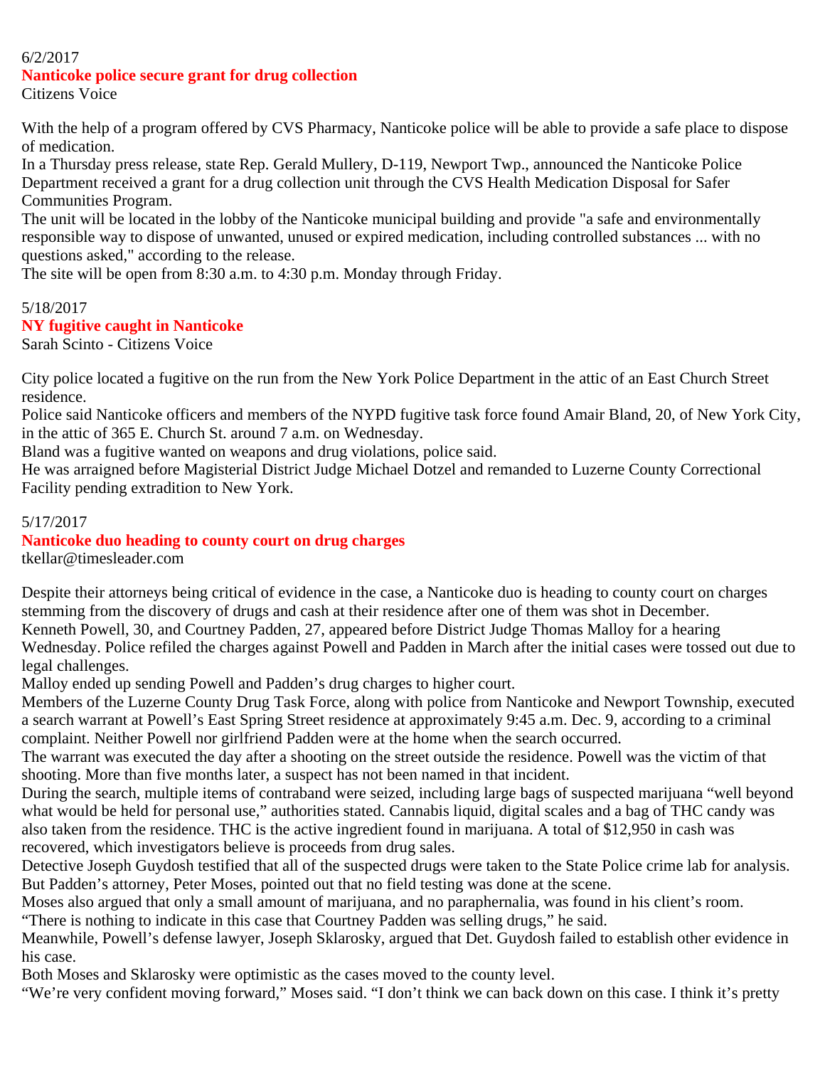6/2/2017

## Nanticoke police secure grant for drug collection

Citizens Voice

With the help of a program offered by CVS Pharmacy, Nanticoke police will be able to provide a safe place to dispose of medication.

In a Thursday press release, state Rep. Gerald Mullery, D-119, Newport Twp., announced the Nanticoke Police Department received a grant for a drug collection unit through the CVS Health Medication Disposal for Safer Communities Program.

The unit will be located in the lobby of the Nanticoke municipal building and provide "a safe and environmentally responsible way to dispose of unwanted, unused or expired medication, including controlled substances ... with no questions asked," according to the release.

The site will be open from 8:30 a.m. to 4:30 p.m. Monday through Friday.

5/18/2017

## NY fugitive caught in Nanticoke

Sarah Scinto - Citizens Voice

City police located a fugitive on the run from the New York Police Department in the attic of an East Church Street residence.

Police said Nanticoke officers and members of the NYPD fugitive task force found Amair Bland, 20, of New York City, in the attic of 365 E. Church St. around 7 a.m. on Wednesday.

Bland was a fugitive wanted on weapons and drug violations, police said.

He was arraigned before Magisterial District Judge Michael Dotzel and remanded to Luzerne County Correctional Facility pending extradition to New York.

5/17/2017

## Nanticoke duo heading to county court on drug charges

tkellar@timesleader.com

Despite their attorneys being critical of evidence in the case, a Nanticoke duo is heading to county court on charges stemming from the discovery of drugs and cash at their residence after one of them was shot in December.

Kenneth Powell, 30, and Courtney Padden, 27, appeared before District Judge Thomas Malloy for a hearing Wednesday. Police refiled the charges against Powell and Padden in March after the initial cases were tossed out due to legal challenges.

Malloy ended up sending Powell and Padden's drug charges to higher court.

Members of the Luzerne County Drug Task Force, along with police from Nanticoke and Newport Township, executed a search warrant at Powell's East Spring Street residence at approximately 9:45 a.m. Dec. 9, according to a criminal complaint. Neither Powell nor girlfriend Padden were at the home when the search occurred.

The warrant was executed the day after a shooting on the street outside the residence. Powell was the victim of that shooting. More than five months later, a suspect has not been named in that incident.

During the search, multiple items of contraband were seized, including large bags of suspected marijuana "well beyond what would be held for personal use," authorities stated. Cannabis liquid, digital scales and a bag of THC candy was also taken from the residence. THC is the active ingredient found in marijuana. A total of $12,950 in cash was recovered, which investigators believe is proceeds from drug sales.

Detective Joseph Guydosh testified that all of the suspected drugs were taken to the State Police crime lab for analysis. But Padden's attorney, Peter Moses, pointed out that no field testing was done at the scene.

Moses also argued that only a small amount of marijuana, and no paraphernalia, was found in his client's room.

"There is nothing to indicate in this case that Courtney Padden was selling drugs," he said.

Meanwhile, Powell's defense lawyer, Joseph Sklarosky, argued that Det. Guydosh failed to establish other evidence in his case.

Both Moses and Sklarosky were optimistic as the cases moved to the county level.

"We're very confident moving forward," Moses said. "I don't think we can back down on this case. I think it's pretty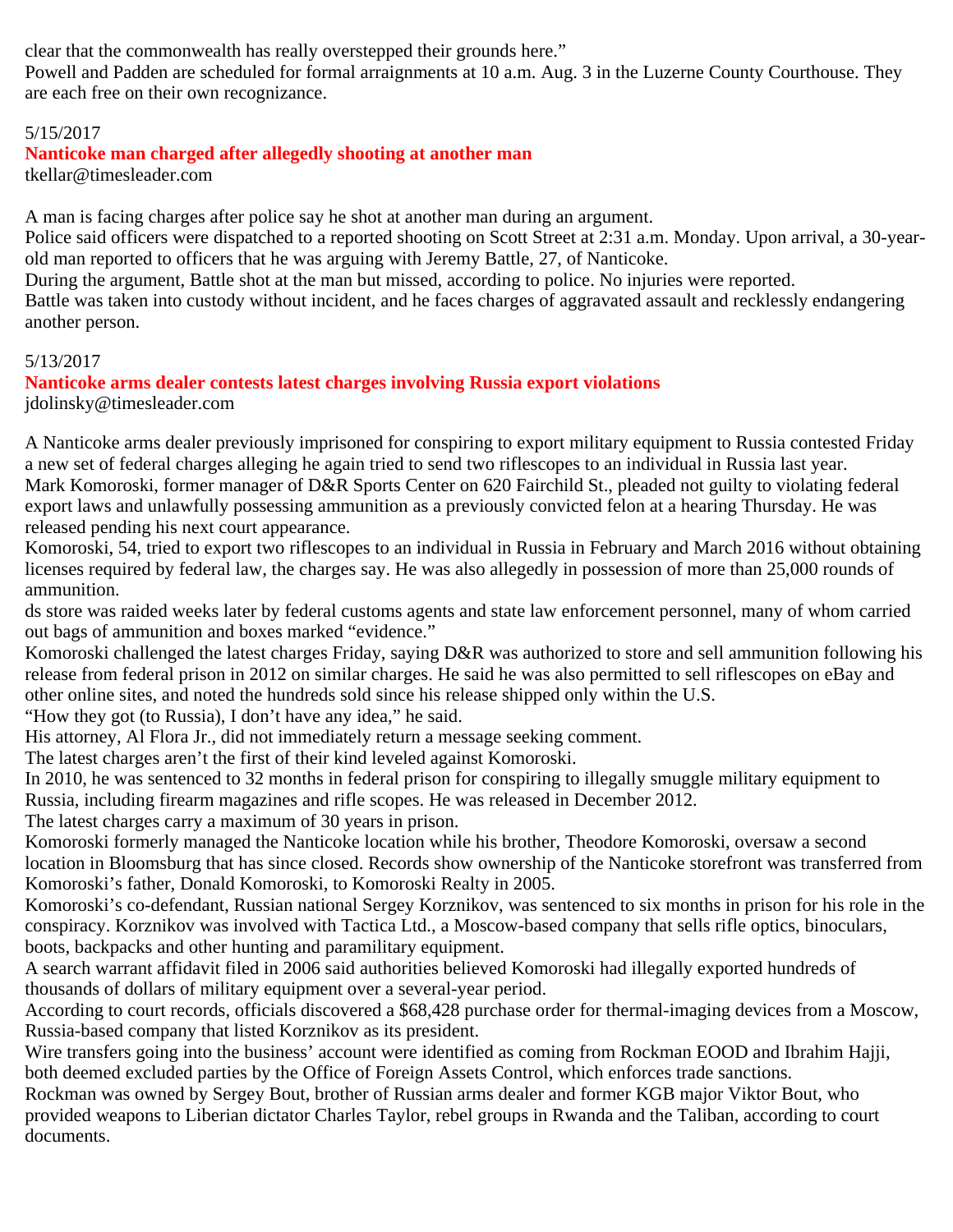clear that the commonwealth has really overstepped their grounds here."

Powell and Padden are scheduled for formal arraignments at 10 a.m. Aug. 3 in the Luzerne County Courthouse. They are each free on their own recognizance.

5/15/2017

## Nanticoke man charged after allegedly shooting at another man

tkellar@timesleader.com

A man is facing charges after police say he shot at another man during an argument.

Police said officers were dispatched to a reported shooting on Scott Street at 2:31 a.m. Monday. Upon arrival, a 30-year-old man reported to officers that he was arguing with Jeremy Battle, 27, of Nanticoke.

During the argument, Battle shot at the man but missed, according to police. No injuries were reported.

Battle was taken into custody without incident, and he faces charges of aggravated assault and recklessly endangering another person.

5/13/2017

## Nanticoke arms dealer contests latest charges involving Russia export violations

jdolinsky@timesleader.com

A Nanticoke arms dealer previously imprisoned for conspiring to export military equipment to Russia contested Friday a new set of federal charges alleging he again tried to send two riflescopes to an individual in Russia last year.

Mark Komoroski, former manager of D&R Sports Center on 620 Fairchild St., pleaded not guilty to violating federal export laws and unlawfully possessing ammunition as a previously convicted felon at a hearing Thursday. He was released pending his next court appearance.

Komoroski, 54, tried to export two riflescopes to an individual in Russia in February and March 2016 without obtaining licenses required by federal law, the charges say. He was also allegedly in possession of more than 25,000 rounds of ammunition.

ds store was raided weeks later by federal customs agents and state law enforcement personnel, many of whom carried out bags of ammunition and boxes marked "evidence."

Komoroski challenged the latest charges Friday, saying D&R was authorized to store and sell ammunition following his release from federal prison in 2012 on similar charges. He said he was also permitted to sell riflescopes on eBay and other online sites, and noted the hundreds sold since his release shipped only within the U.S.

"How they got (to Russia), I don't have any idea," he said.

His attorney, Al Flora Jr., did not immediately return a message seeking comment.

The latest charges aren't the first of their kind leveled against Komoroski.

In 2010, he was sentenced to 32 months in federal prison for conspiring to illegally smuggle military equipment to Russia, including firearm magazines and rifle scopes. He was released in December 2012.

The latest charges carry a maximum of 30 years in prison.

Komoroski formerly managed the Nanticoke location while his brother, Theodore Komoroski, oversaw a second location in Bloomsburg that has since closed. Records show ownership of the Nanticoke storefront was transferred from Komoroski's father, Donald Komoroski, to Komoroski Realty in 2005.

Komoroski's co-defendant, Russian national Sergey Korznikov, was sentenced to six months in prison for his role in the conspiracy. Korznikov was involved with Tactica Ltd., a Moscow-based company that sells rifle optics, binoculars, boots, backpacks and other hunting and paramilitary equipment.

A search warrant affidavit filed in 2006 said authorities believed Komoroski had illegally exported hundreds of thousands of dollars of military equipment over a several-year period.

According to court records, officials discovered a $68,428 purchase order for thermal-imaging devices from a Moscow, Russia-based company that listed Korznikov as its president.

Wire transfers going into the business' account were identified as coming from Rockman EOOD and Ibrahim Hajji, both deemed excluded parties by the Office of Foreign Assets Control, which enforces trade sanctions.

Rockman was owned by Sergey Bout, brother of Russian arms dealer and former KGB major Viktor Bout, who provided weapons to Liberian dictator Charles Taylor, rebel groups in Rwanda and the Taliban, according to court documents.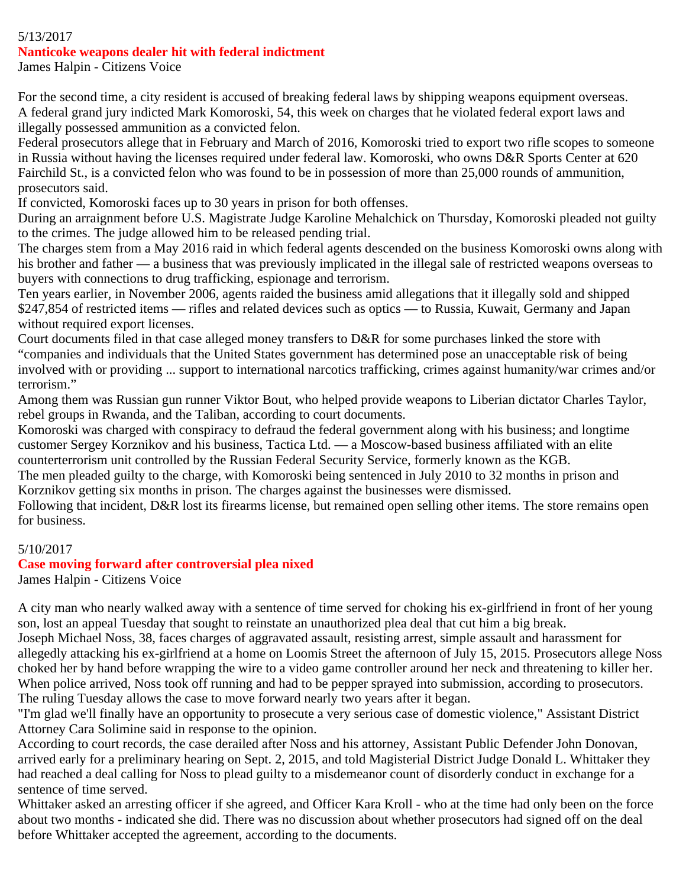5/13/2017

## Nanticoke weapons dealer hit with federal indictment

James Halpin - Citizens Voice

For the second time, a city resident is accused of breaking federal laws by shipping weapons equipment overseas.

A federal grand jury indicted Mark Komoroski, 54, this week on charges that he violated federal export laws and illegally possessed ammunition as a convicted felon.

Federal prosecutors allege that in February and March of 2016, Komoroski tried to export two rifle scopes to someone in Russia without having the licenses required under federal law. Komoroski, who owns D&R Sports Center at 620 Fairchild St., is a convicted felon who was found to be in possession of more than 25,000 rounds of ammunition, prosecutors said.

If convicted, Komoroski faces up to 30 years in prison for both offenses.

During an arraignment before U.S. Magistrate Judge Karoline Mehalchick on Thursday, Komoroski pleaded not guilty to the crimes. The judge allowed him to be released pending trial.

The charges stem from a May 2016 raid in which federal agents descended on the business Komoroski owns along with his brother and father — a business that was previously implicated in the illegal sale of restricted weapons overseas to buyers with connections to drug trafficking, espionage and terrorism.

Ten years earlier, in November 2006, agents raided the business amid allegations that it illegally sold and shipped $247,854 of restricted items — rifles and related devices such as optics — to Russia, Kuwait, Germany and Japan without required export licenses.

Court documents filed in that case alleged money transfers to D&R for some purchases linked the store with "companies and individuals that the United States government has determined pose an unacceptable risk of being involved with or providing ... support to international narcotics trafficking, crimes against humanity/war crimes and/or terrorism."

Among them was Russian gun runner Viktor Bout, who helped provide weapons to Liberian dictator Charles Taylor, rebel groups in Rwanda, and the Taliban, according to court documents.

Komoroski was charged with conspiracy to defraud the federal government along with his business; and longtime customer Sergey Korznikov and his business, Tactica Ltd. — a Moscow-based business affiliated with an elite counterterrorism unit controlled by the Russian Federal Security Service, formerly known as the KGB.

The men pleaded guilty to the charge, with Komoroski being sentenced in July 2010 to 32 months in prison and Korznikov getting six months in prison. The charges against the businesses were dismissed.

Following that incident, D&R lost its firearms license, but remained open selling other items. The store remains open for business.

5/10/2017

## Case moving forward after controversial plea nixed

James Halpin - Citizens Voice

A city man who nearly walked away with a sentence of time served for choking his ex-girlfriend in front of her young son, lost an appeal Tuesday that sought to reinstate an unauthorized plea deal that cut him a big break.

Joseph Michael Noss, 38, faces charges of aggravated assault, resisting arrest, simple assault and harassment for allegedly attacking his ex-girlfriend at a home on Loomis Street the afternoon of July 15, 2015. Prosecutors allege Noss choked her by hand before wrapping the wire to a video game controller around her neck and threatening to killer her. When police arrived, Noss took off running and had to be pepper sprayed into submission, according to prosecutors.

The ruling Tuesday allows the case to move forward nearly two years after it began.

"I'm glad we'll finally have an opportunity to prosecute a very serious case of domestic violence," Assistant District Attorney Cara Solimine said in response to the opinion.

According to court records, the case derailed after Noss and his attorney, Assistant Public Defender John Donovan, arrived early for a preliminary hearing on Sept. 2, 2015, and told Magisterial District Judge Donald L. Whittaker they had reached a deal calling for Noss to plead guilty to a misdemeanor count of disorderly conduct in exchange for a sentence of time served.

Whittaker asked an arresting officer if she agreed, and Officer Kara Kroll - who at the time had only been on the force about two months - indicated she did. There was no discussion about whether prosecutors had signed off on the deal before Whittaker accepted the agreement, according to the documents.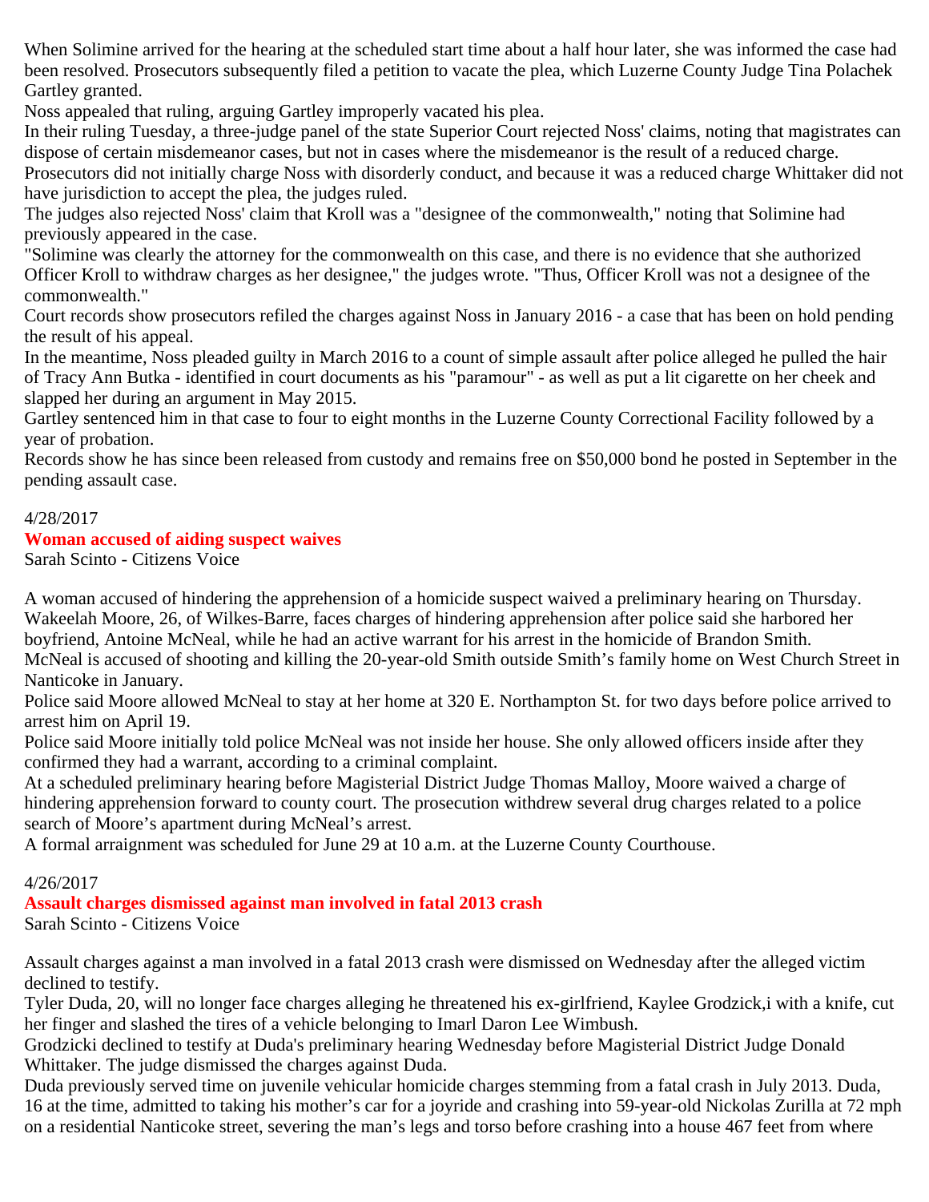When Solimine arrived for the hearing at the scheduled start time about a half hour later, she was informed the case had been resolved. Prosecutors subsequently filed a petition to vacate the plea, which Luzerne County Judge Tina Polachek Gartley granted.

Noss appealed that ruling, arguing Gartley improperly vacated his plea.

In their ruling Tuesday, a three-judge panel of the state Superior Court rejected Noss' claims, noting that magistrates can dispose of certain misdemeanor cases, but not in cases where the misdemeanor is the result of a reduced charge.

Prosecutors did not initially charge Noss with disorderly conduct, and because it was a reduced charge Whittaker did not have jurisdiction to accept the plea, the judges ruled.

The judges also rejected Noss' claim that Kroll was a "designee of the commonwealth," noting that Solimine had previously appeared in the case.

"Solimine was clearly the attorney for the commonwealth on this case, and there is no evidence that she authorized Officer Kroll to withdraw charges as her designee," the judges wrote. "Thus, Officer Kroll was not a designee of the commonwealth."

Court records show prosecutors refiled the charges against Noss in January 2016 - a case that has been on hold pending the result of his appeal.

In the meantime, Noss pleaded guilty in March 2016 to a count of simple assault after police alleged he pulled the hair of Tracy Ann Butka - identified in court documents as his "paramour" - as well as put a lit cigarette on her cheek and slapped her during an argument in May 2015.

Gartley sentenced him in that case to four to eight months in the Luzerne County Correctional Facility followed by a year of probation.

Records show he has since been released from custody and remains free on $50,000 bond he posted in September in the pending assault case.

4/28/2017

**Woman accused of aiding suspect waives**

Sarah Scinto - Citizens Voice

A woman accused of hindering the apprehension of a homicide suspect waived a preliminary hearing on Thursday.

Wakeelah Moore, 26, of Wilkes-Barre, faces charges of hindering apprehension after police said she harbored her boyfriend, Antoine McNeal, while he had an active warrant for his arrest in the homicide of Brandon Smith.

McNeal is accused of shooting and killing the 20-year-old Smith outside Smith's family home on West Church Street in Nanticoke in January.

Police said Moore allowed McNeal to stay at her home at 320 E. Northampton St. for two days before police arrived to arrest him on April 19.

Police said Moore initially told police McNeal was not inside her house. She only allowed officers inside after they confirmed they had a warrant, according to a criminal complaint.

At a scheduled preliminary hearing before Magisterial District Judge Thomas Malloy, Moore waived a charge of hindering apprehension forward to county court. The prosecution withdrew several drug charges related to a police search of Moore's apartment during McNeal's arrest.

A formal arraignment was scheduled for June 29 at 10 a.m. at the Luzerne County Courthouse.

4/26/2017

**Assault charges dismissed against man involved in fatal 2013 crash**

Sarah Scinto - Citizens Voice

Assault charges against a man involved in a fatal 2013 crash were dismissed on Wednesday after the alleged victim declined to testify.

Tyler Duda, 20, will no longer face charges alleging he threatened his ex-girlfriend, Kaylee Grodzick,i with a knife, cut her finger and slashed the tires of a vehicle belonging to Imarl Daron Lee Wimbush.

Grodzicki declined to testify at Duda's preliminary hearing Wednesday before Magisterial District Judge Donald Whittaker. The judge dismissed the charges against Duda.

Duda previously served time on juvenile vehicular homicide charges stemming from a fatal crash in July 2013. Duda, 16 at the time, admitted to taking his mother's car for a joyride and crashing into 59-year-old Nickolas Zurilla at 72 mph on a residential Nanticoke street, severing the man's legs and torso before crashing into a house 467 feet from where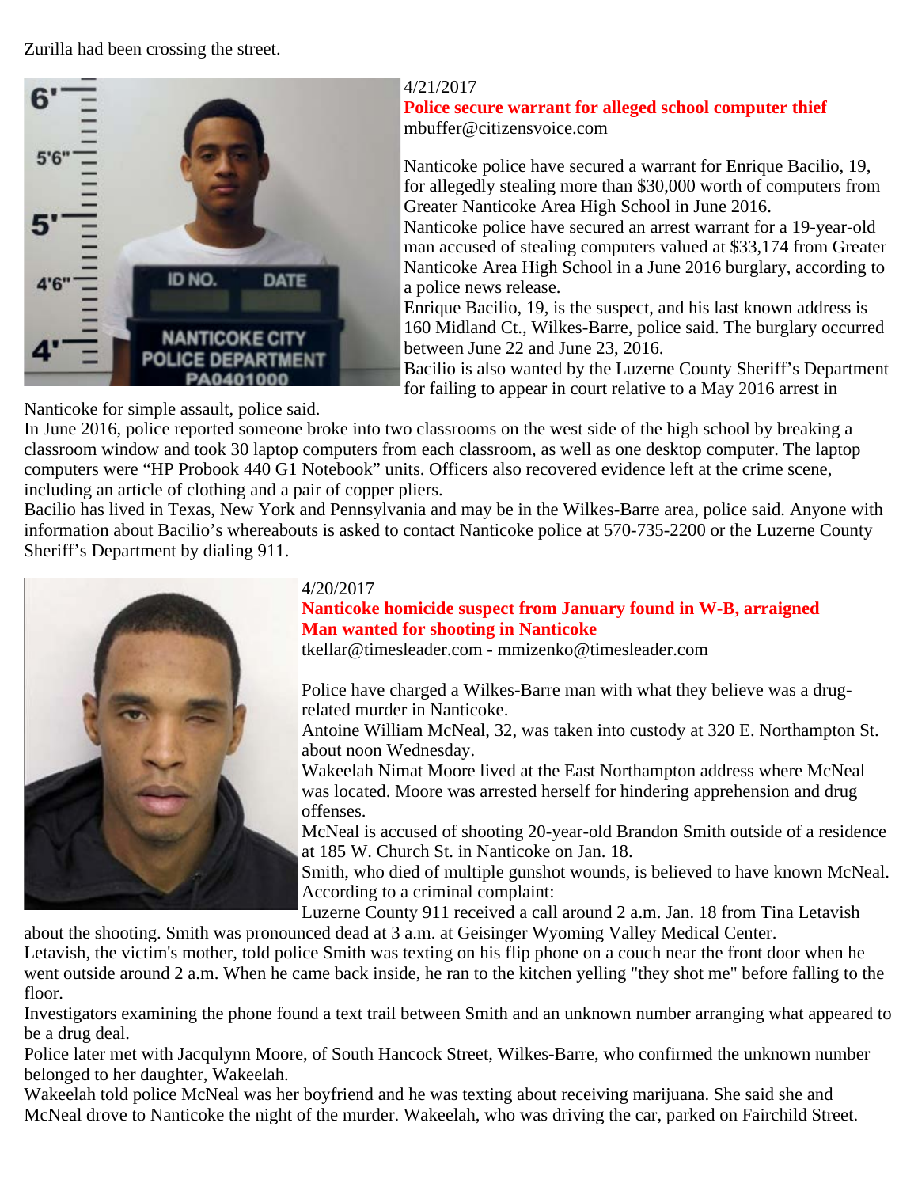Zurilla had been crossing the street.

4/21/2017

**Police secure warrant for alleged school computer thief**

mbuffer@citizensvoice.com

Nanticoke police have secured a warrant for Enrique Bacilio, 19, for allegedly stealing more than $30,000 worth of computers from Greater Nanticoke Area High School in June 2016.

Nanticoke police have secured an arrest warrant for a 19-year-old man accused of stealing computers valued at $33,174 from Greater Nanticoke Area High School in a June 2016 burglary, according to a police news release.

Enrique Bacilio, 19, is the suspect, and his last known address is 160 Midland Ct., Wilkes-Barre, police said. The burglary occurred between June 22 and June 23, 2016.

Bacilio is also wanted by the Luzerne County Sheriff's Department for failing to appear in court relative to a May 2016 arrest in Nanticoke for simple assault, police said.

In June 2016, police reported someone broke into two classrooms on the west side of the high school by breaking a classroom window and took 30 laptop computers from each classroom, as well as one desktop computer. The laptop computers were "HP Probook 440 G1 Notebook" units. Officers also recovered evidence left at the crime scene, including an article of clothing and a pair of copper pliers.

Bacilio has lived in Texas, New York and Pennsylvania and may be in the Wilkes-Barre area, police said. Anyone with information about Bacilio's whereabouts is asked to contact Nanticoke police at 570-735-2200 or the Luzerne County Sheriff's Department by dialing 911.

4/20/2017

**Nanticoke homicide suspect from January found in W-B, arraigned**
**Man wanted for shooting in Nanticoke**

tkellar@timesleader.com - mmizenko@timesleader.com

Police have charged a Wilkes-Barre man with what they believe was a drug-related murder in Nanticoke.

Antoine William McNeal, 32, was taken into custody at 320 E. Northampton St. about noon Wednesday.

Wakeelah Nimat Moore lived at the East Northampton address where McNeal was located. Moore was arrested herself for hindering apprehension and drug offenses.

McNeal is accused of shooting 20-year-old Brandon Smith outside of a residence at 185 W. Church St. in Nanticoke on Jan. 18.

Smith, who died of multiple gunshot wounds, is believed to have known McNeal.

According to a criminal complaint:

Luzerne County 911 received a call around 2 a.m. Jan. 18 from Tina Letavish about the shooting. Smith was pronounced dead at 3 a.m. at Geisinger Wyoming Valley Medical Center.

Letavish, the victim's mother, told police Smith was texting on his flip phone on a couch near the front door when he went outside around 2 a.m. When he came back inside, he ran to the kitchen yelling "they shot me" before falling to the floor.

Investigators examining the phone found a text trail between Smith and an unknown number arranging what appeared to be a drug deal.

Police later met with Jacqulynn Moore, of South Hancock Street, Wilkes-Barre, who confirmed the unknown number belonged to her daughter, Wakeelah.

Wakeelah told police McNeal was her boyfriend and he was texting about receiving marijuana. She said she and McNeal drove to Nanticoke the night of the murder. Wakeelah, who was driving the car, parked on Fairchild Street.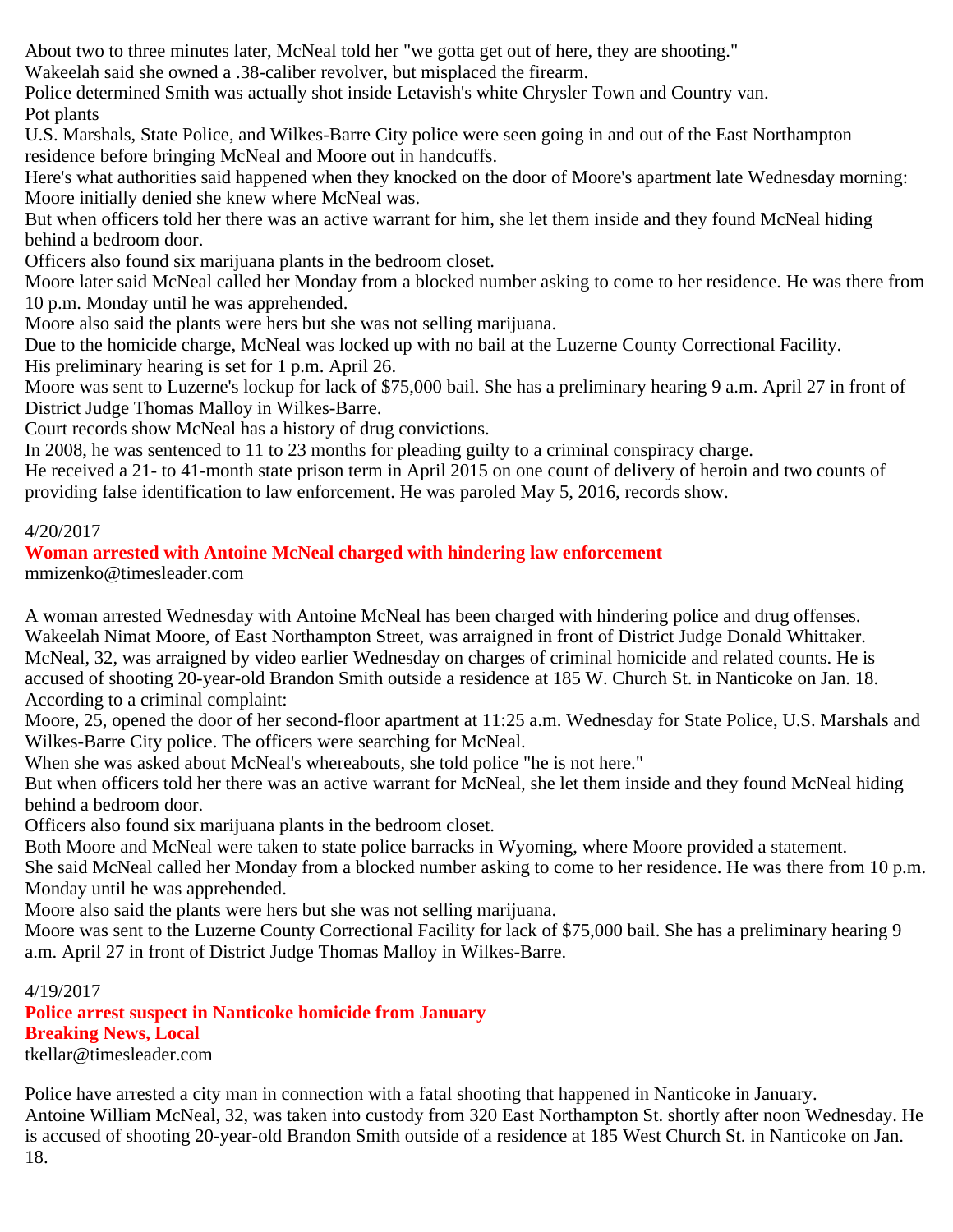About two to three minutes later, McNeal told her "we gotta get out of here, they are shooting."
Wakeelah said she owned a .38-caliber revolver, but misplaced the firearm.
Police determined Smith was actually shot inside Letavish's white Chrysler Town and Country van.
Pot plants
U.S. Marshals, State Police, and Wilkes-Barre City police were seen going in and out of the East Northampton residence before bringing McNeal and Moore out in handcuffs.
Here's what authorities said happened when they knocked on the door of Moore's apartment late Wednesday morning:
Moore initially denied she knew where McNeal was.
But when officers told her there was an active warrant for him, she let them inside and they found McNeal hiding behind a bedroom door.
Officers also found six marijuana plants in the bedroom closet.
Moore later said McNeal called her Monday from a blocked number asking to come to her residence. He was there from 10 p.m. Monday until he was apprehended.
Moore also said the plants were hers but she was not selling marijuana.
Due to the homicide charge, McNeal was locked up with no bail at the Luzerne County Correctional Facility.
His preliminary hearing is set for 1 p.m. April 26.
Moore was sent to Luzerne's lockup for lack of $75,000 bail. She has a preliminary hearing 9 a.m. April 27 in front of District Judge Thomas Malloy in Wilkes-Barre.
Court records show McNeal has a history of drug convictions.
In 2008, he was sentenced to 11 to 23 months for pleading guilty to a criminal conspiracy charge.
He received a 21- to 41-month state prison term in April 2015 on one count of delivery of heroin and two counts of providing false identification to law enforcement. He was paroled May 5, 2016, records show.

4/20/2017

**Woman arrested with Antoine McNeal charged with hindering law enforcement**

mmizenko@timesleader.com

A woman arrested Wednesday with Antoine McNeal has been charged with hindering police and drug offenses.
Wakeelah Nimat Moore, of East Northampton Street, was arraigned in front of District Judge Donald Whittaker.
McNeal, 32, was arraigned by video earlier Wednesday on charges of criminal homicide and related counts. He is accused of shooting 20-year-old Brandon Smith outside a residence at 185 W. Church St. in Nanticoke on Jan. 18.
According to a criminal complaint:
Moore, 25, opened the door of her second-floor apartment at 11:25 a.m. Wednesday for State Police, U.S. Marshals and Wilkes-Barre City police. The officers were searching for McNeal.
When she was asked about McNeal's whereabouts, she told police "he is not here."
But when officers told her there was an active warrant for McNeal, she let them inside and they found McNeal hiding behind a bedroom door.
Officers also found six marijuana plants in the bedroom closet.
Both Moore and McNeal were taken to state police barracks in Wyoming, where Moore provided a statement.
She said McNeal called her Monday from a blocked number asking to come to her residence. He was there from 10 p.m. Monday until he was apprehended.
Moore also said the plants were hers but she was not selling marijuana.
Moore was sent to the Luzerne County Correctional Facility for lack of $75,000 bail. She has a preliminary hearing 9 a.m. April 27 in front of District Judge Thomas Malloy in Wilkes-Barre.

4/19/2017

**Police arrest suspect in Nanticoke homicide from January**
**Breaking News, Local**

tkellar@timesleader.com

Police have arrested a city man in connection with a fatal shooting that happened in Nanticoke in January.
Antoine William McNeal, 32, was taken into custody from 320 East Northampton St. shortly after noon Wednesday. He is accused of shooting 20-year-old Brandon Smith outside of a residence at 185 West Church St. in Nanticoke on Jan. 18.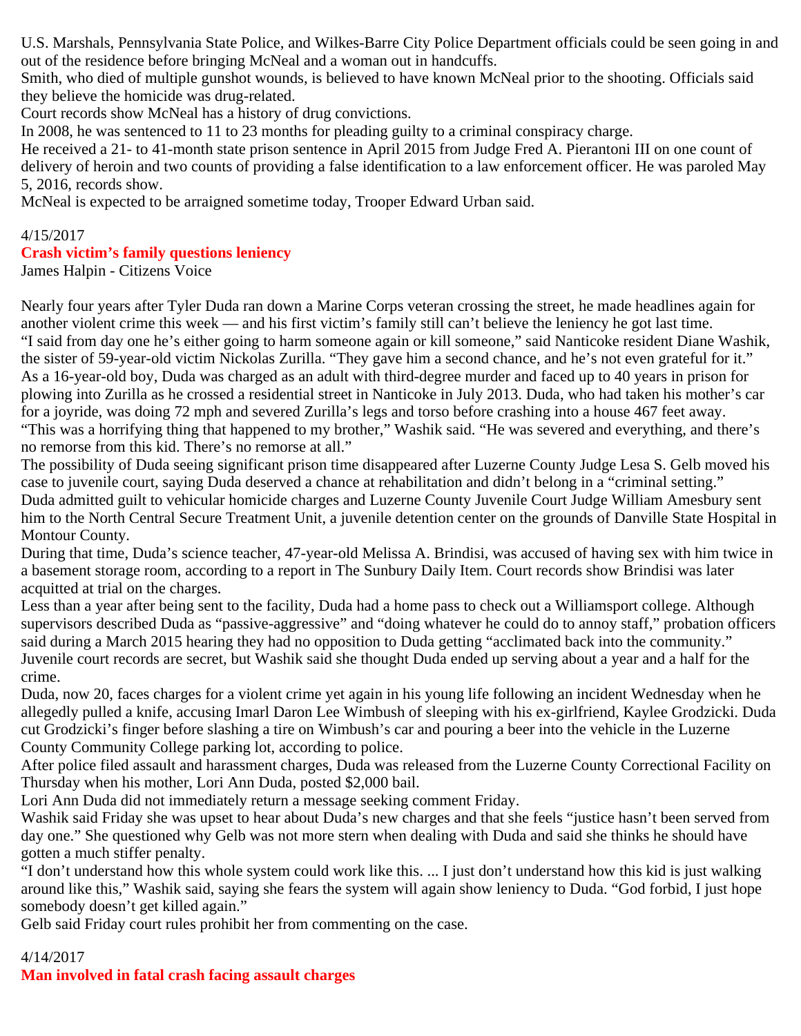U.S. Marshals, Pennsylvania State Police, and Wilkes-Barre City Police Department officials could be seen going in and out of the residence before bringing McNeal and a woman out in handcuffs.

Smith, who died of multiple gunshot wounds, is believed to have known McNeal prior to the shooting. Officials said they believe the homicide was drug-related.

Court records show McNeal has a history of drug convictions.

In 2008, he was sentenced to 11 to 23 months for pleading guilty to a criminal conspiracy charge.

He received a 21- to 41-month state prison sentence in April 2015 from Judge Fred A. Pierantoni III on one count of delivery of heroin and two counts of providing a false identification to a law enforcement officer. He was paroled May 5, 2016, records show.

McNeal is expected to be arraigned sometime today, Trooper Edward Urban said.

4/15/2017

**Crash victim's family questions leniency**

James Halpin - Citizens Voice

Nearly four years after Tyler Duda ran down a Marine Corps veteran crossing the street, he made headlines again for another violent crime this week — and his first victim's family still can't believe the leniency he got last time.

"I said from day one he's either going to harm someone again or kill someone," said Nanticoke resident Diane Washik, the sister of 59-year-old victim Nickolas Zurilla. "They gave him a second chance, and he's not even grateful for it."

As a 16-year-old boy, Duda was charged as an adult with third-degree murder and faced up to 40 years in prison for plowing into Zurilla as he crossed a residential street in Nanticoke in July 2013. Duda, who had taken his mother's car for a joyride, was doing 72 mph and severed Zurilla's legs and torso before crashing into a house 467 feet away.

"This was a horrifying thing that happened to my brother," Washik said. "He was severed and everything, and there's no remorse from this kid. There's no remorse at all."

The possibility of Duda seeing significant prison time disappeared after Luzerne County Judge Lesa S. Gelb moved his case to juvenile court, saying Duda deserved a chance at rehabilitation and didn't belong in a "criminal setting."

Duda admitted guilt to vehicular homicide charges and Luzerne County Juvenile Court Judge William Amesbury sent him to the North Central Secure Treatment Unit, a juvenile detention center on the grounds of Danville State Hospital in Montour County.

During that time, Duda's science teacher, 47-year-old Melissa A. Brindisi, was accused of having sex with him twice in a basement storage room, according to a report in The Sunbury Daily Item. Court records show Brindisi was later acquitted at trial on the charges.

Less than a year after being sent to the facility, Duda had a home pass to check out a Williamsport college. Although supervisors described Duda as "passive-aggressive" and "doing whatever he could do to annoy staff," probation officers said during a March 2015 hearing they had no opposition to Duda getting "acclimated back into the community."

Juvenile court records are secret, but Washik said she thought Duda ended up serving about a year and a half for the crime.

Duda, now 20, faces charges for a violent crime yet again in his young life following an incident Wednesday when he allegedly pulled a knife, accusing Imarl Daron Lee Wimbush of sleeping with his ex-girlfriend, Kaylee Grodzicki. Duda cut Grodzicki's finger before slashing a tire on Wimbush's car and pouring a beer into the vehicle in the Luzerne County Community College parking lot, according to police.

After police filed assault and harassment charges, Duda was released from the Luzerne County Correctional Facility on Thursday when his mother, Lori Ann Duda, posted $2,000 bail.

Lori Ann Duda did not immediately return a message seeking comment Friday.

Washik said Friday she was upset to hear about Duda's new charges and that she feels "justice hasn't been served from day one." She questioned why Gelb was not more stern when dealing with Duda and said she thinks he should have gotten a much stiffer penalty.

"I don't understand how this whole system could work like this. ... I just don't understand how this kid is just walking around like this," Washik said, saying she fears the system will again show leniency to Duda. "God forbid, I just hope somebody doesn't get killed again."

Gelb said Friday court rules prohibit her from commenting on the case.

4/14/2017

**Man involved in fatal crash facing assault charges**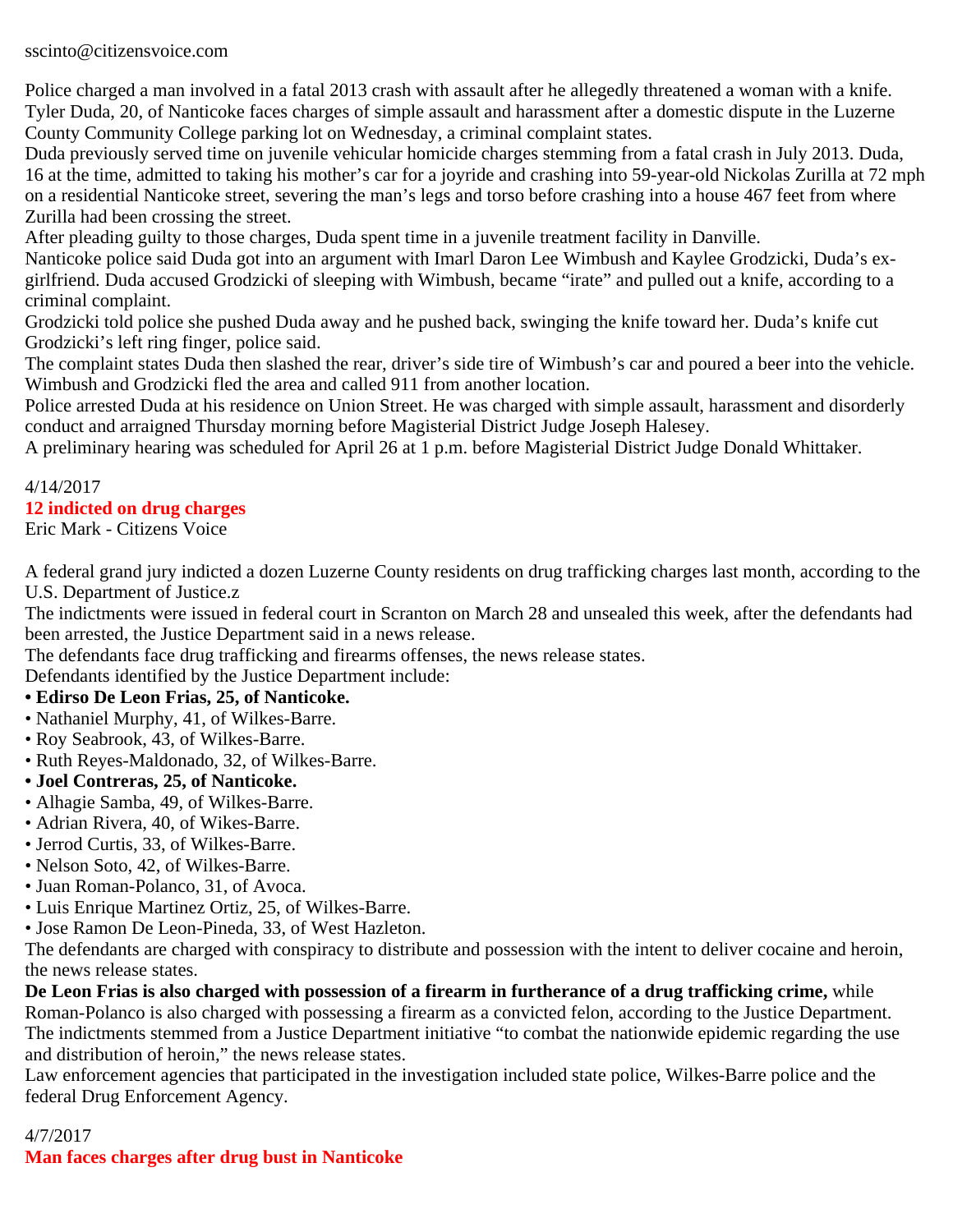sscinto@citizensvoice.com

Police charged a man involved in a fatal 2013 crash with assault after he allegedly threatened a woman with a knife.
Tyler Duda, 20, of Nanticoke faces charges of simple assault and harassment after a domestic dispute in the Luzerne County Community College parking lot on Wednesday, a criminal complaint states.
Duda previously served time on juvenile vehicular homicide charges stemming from a fatal crash in July 2013. Duda, 16 at the time, admitted to taking his mother's car for a joyride and crashing into 59-year-old Nickolas Zurilla at 72 mph on a residential Nanticoke street, severing the man's legs and torso before crashing into a house 467 feet from where Zurilla had been crossing the street.
After pleading guilty to those charges, Duda spent time in a juvenile treatment facility in Danville.
Nanticoke police said Duda got into an argument with Imarl Daron Lee Wimbush and Kaylee Grodzicki, Duda's ex-girlfriend. Duda accused Grodzicki of sleeping with Wimbush, became "irate" and pulled out a knife, according to a criminal complaint.
Grodzicki told police she pushed Duda away and he pushed back, swinging the knife toward her. Duda's knife cut Grodzicki's left ring finger, police said.
The complaint states Duda then slashed the rear, driver's side tire of Wimbush's car and poured a beer into the vehicle.
Wimbush and Grodzicki fled the area and called 911 from another location.
Police arrested Duda at his residence on Union Street. He was charged with simple assault, harassment and disorderly conduct and arraigned Thursday morning before Magisterial District Judge Joseph Halesey.
A preliminary hearing was scheduled for April 26 at 1 p.m. before Magisterial District Judge Donald Whittaker.

4/14/2017

## 12 indicted on drug charges

Eric Mark - Citizens Voice

A federal grand jury indicted a dozen Luzerne County residents on drug trafficking charges last month, according to the U.S. Department of Justice.z
The indictments were issued in federal court in Scranton on March 28 and unsealed this week, after the defendants had been arrested, the Justice Department said in a news release.
The defendants face drug trafficking and firearms offenses, the news release states.
Defendants identified by the Justice Department include:

- **Edirso De Leon Frias, 25, of Nanticoke.**
- Nathaniel Murphy, 41, of Wilkes-Barre.
- Roy Seabrook, 43, of Wilkes-Barre.
- Ruth Reyes-Maldonado, 32, of Wilkes-Barre.
- **Joel Contreras, 25, of Nanticoke.**
- Alhagie Samba, 49, of Wilkes-Barre.
- Adrian Rivera, 40, of Wikes-Barre.
- Jerrod Curtis, 33, of Wilkes-Barre.
- Nelson Soto, 42, of Wilkes-Barre.
- Juan Roman-Polanco, 31, of Avoca.
- Luis Enrique Martinez Ortiz, 25, of Wilkes-Barre.
- Jose Ramon De Leon-Pineda, 33, of West Hazleton.

The defendants are charged with conspiracy to distribute and possession with the intent to deliver cocaine and heroin, the news release states.
**De Leon Frias is also charged with possession of a firearm in furtherance of a drug trafficking crime,** while Roman-Polanco is also charged with possessing a firearm as a convicted felon, according to the Justice Department.
The indictments stemmed from a Justice Department initiative "to combat the nationwide epidemic regarding the use and distribution of heroin," the news release states.
Law enforcement agencies that participated in the investigation included state police, Wilkes-Barre police and the federal Drug Enforcement Agency.

4/7/2017

## Man faces charges after drug bust in Nanticoke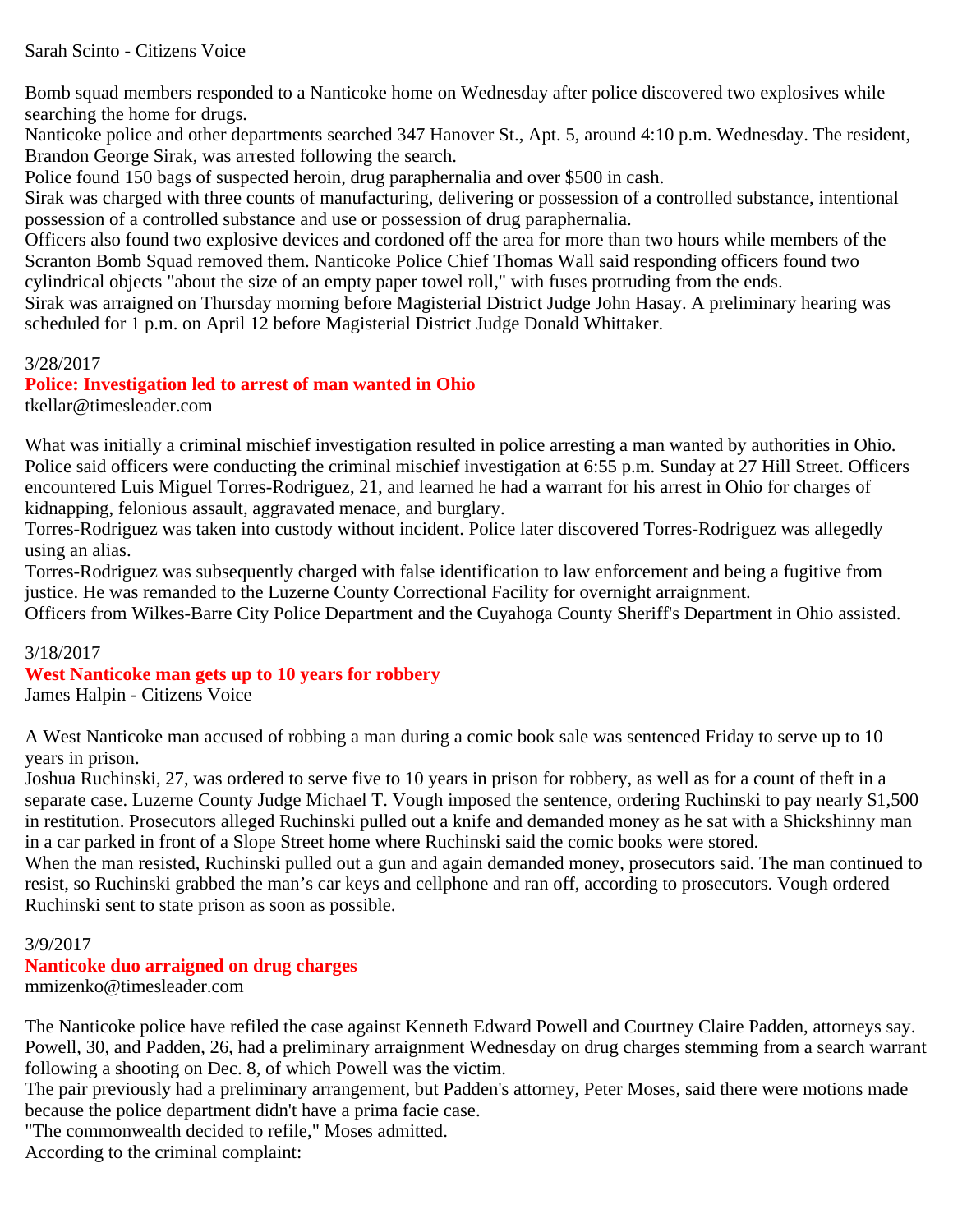Sarah Scinto - Citizens Voice

Bomb squad members responded to a Nanticoke home on Wednesday after police discovered two explosives while searching the home for drugs.

Nanticoke police and other departments searched 347 Hanover St., Apt. 5, around 4:10 p.m. Wednesday. The resident, Brandon George Sirak, was arrested following the search.

Police found 150 bags of suspected heroin, drug paraphernalia and over $500 in cash.

Sirak was charged with three counts of manufacturing, delivering or possession of a controlled substance, intentional possession of a controlled substance and use or possession of drug paraphernalia.

Officers also found two explosive devices and cordoned off the area for more than two hours while members of the Scranton Bomb Squad removed them. Nanticoke Police Chief Thomas Wall said responding officers found two cylindrical objects "about the size of an empty paper towel roll," with fuses protruding from the ends.

Sirak was arraigned on Thursday morning before Magisterial District Judge John Hasay. A preliminary hearing was scheduled for 1 p.m. on April 12 before Magisterial District Judge Donald Whittaker.

3/28/2017

## Police: Investigation led to arrest of man wanted in Ohio

tkellar@timesleader.com

What was initially a criminal mischief investigation resulted in police arresting a man wanted by authorities in Ohio.

Police said officers were conducting the criminal mischief investigation at 6:55 p.m. Sunday at 27 Hill Street. Officers encountered Luis Miguel Torres-Rodriguez, 21, and learned he had a warrant for his arrest in Ohio for charges of kidnapping, felonious assault, aggravated menace, and burglary.

Torres-Rodriguez was taken into custody without incident. Police later discovered Torres-Rodriguez was allegedly using an alias.

Torres-Rodriguez was subsequently charged with false identification to law enforcement and being a fugitive from justice. He was remanded to the Luzerne County Correctional Facility for overnight arraignment.

Officers from Wilkes-Barre City Police Department and the Cuyahoga County Sheriff's Department in Ohio assisted.

3/18/2017

## West Nanticoke man gets up to 10 years for robbery

James Halpin - Citizens Voice

A West Nanticoke man accused of robbing a man during a comic book sale was sentenced Friday to serve up to 10 years in prison.

Joshua Ruchinski, 27, was ordered to serve five to 10 years in prison for robbery, as well as for a count of theft in a separate case. Luzerne County Judge Michael T. Vough imposed the sentence, ordering Ruchinski to pay nearly $1,500 in restitution. Prosecutors alleged Ruchinski pulled out a knife and demanded money as he sat with a Shickshinny man in a car parked in front of a Slope Street home where Ruchinski said the comic books were stored.

When the man resisted, Ruchinski pulled out a gun and again demanded money, prosecutors said. The man continued to resist, so Ruchinski grabbed the man's car keys and cellphone and ran off, according to prosecutors. Vough ordered Ruchinski sent to state prison as soon as possible.

3/9/2017

## Nanticoke duo arraigned on drug charges

mmizenko@timesleader.com

The Nanticoke police have refiled the case against Kenneth Edward Powell and Courtney Claire Padden, attorneys say.

Powell, 30, and Padden, 26, had a preliminary arraignment Wednesday on drug charges stemming from a search warrant following a shooting on Dec. 8, of which Powell was the victim.

The pair previously had a preliminary arrangement, but Padden's attorney, Peter Moses, said there were motions made because the police department didn't have a prima facie case.

"The commonwealth decided to refile," Moses admitted.

According to the criminal complaint: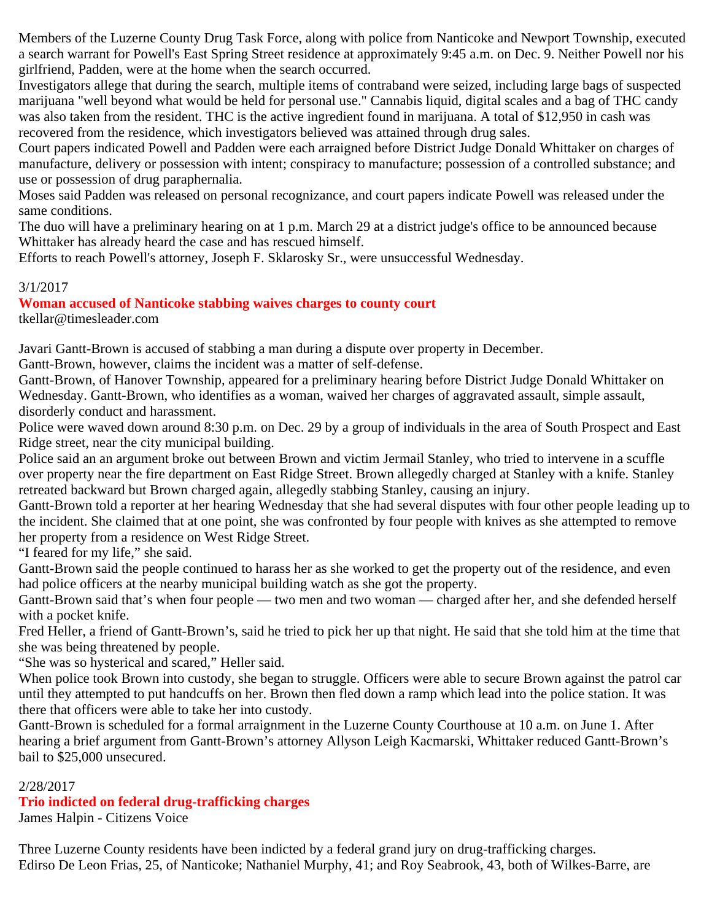Members of the Luzerne County Drug Task Force, along with police from Nanticoke and Newport Township, executed a search warrant for Powell's East Spring Street residence at approximately 9:45 a.m. on Dec. 9. Neither Powell nor his girlfriend, Padden, were at the home when the search occurred.

Investigators allege that during the search, multiple items of contraband were seized, including large bags of suspected marijuana "well beyond what would be held for personal use." Cannabis liquid, digital scales and a bag of THC candy was also taken from the resident. THC is the active ingredient found in marijuana. A total of $12,950 in cash was recovered from the residence, which investigators believed was attained through drug sales.

Court papers indicated Powell and Padden were each arraigned before District Judge Donald Whittaker on charges of manufacture, delivery or possession with intent; conspiracy to manufacture; possession of a controlled substance; and use or possession of drug paraphernalia.

Moses said Padden was released on personal recognizance, and court papers indicate Powell was released under the same conditions.

The duo will have a preliminary hearing on at 1 p.m. March 29 at a district judge's office to be announced because Whittaker has already heard the case and has rescued himself.

Efforts to reach Powell's attorney, Joseph F. Sklarosky Sr., were unsuccessful Wednesday.

3/1/2017

## Woman accused of Nanticoke stabbing waives charges to county court

tkellar@timesleader.com

Javari Gantt-Brown is accused of stabbing a man during a dispute over property in December.

Gantt-Brown, however, claims the incident was a matter of self-defense.

Gantt-Brown, of Hanover Township, appeared for a preliminary hearing before District Judge Donald Whittaker on Wednesday. Gantt-Brown, who identifies as a woman, waived her charges of aggravated assault, simple assault, disorderly conduct and harassment.

Police were waved down around 8:30 p.m. on Dec. 29 by a group of individuals in the area of South Prospect and East Ridge street, near the city municipal building.

Police said an an argument broke out between Brown and victim Jermail Stanley, who tried to intervene in a scuffle over property near the fire department on East Ridge Street. Brown allegedly charged at Stanley with a knife. Stanley retreated backward but Brown charged again, allegedly stabbing Stanley, causing an injury.

Gantt-Brown told a reporter at her hearing Wednesday that she had several disputes with four other people leading up to the incident. She claimed that at one point, she was confronted by four people with knives as she attempted to remove her property from a residence on West Ridge Street.

“I feared for my life,” she said.

Gantt-Brown said the people continued to harass her as she worked to get the property out of the residence, and even had police officers at the nearby municipal building watch as she got the property.

Gantt-Brown said that’s when four people — two men and two woman — charged after her, and she defended herself with a pocket knife.

Fred Heller, a friend of Gantt-Brown’s, said he tried to pick her up that night. He said that she told him at the time that she was being threatened by people.

“She was so hysterical and scared,” Heller said.

When police took Brown into custody, she began to struggle. Officers were able to secure Brown against the patrol car until they attempted to put handcuffs on her. Brown then fled down a ramp which lead into the police station. It was there that officers were able to take her into custody.

Gantt-Brown is scheduled for a formal arraignment in the Luzerne County Courthouse at 10 a.m. on June 1. After hearing a brief argument from Gantt-Brown’s attorney Allyson Leigh Kacmarski, Whittaker reduced Gantt-Brown’s bail to $25,000 unsecured.

2/28/2017

## Trio indicted on federal drug-trafficking charges

James Halpin - Citizens Voice

Three Luzerne County residents have been indicted by a federal grand jury on drug-trafficking charges.

Edirso De Leon Frias, 25, of Nanticoke; Nathaniel Murphy, 41; and Roy Seabrook, 43, both of Wilkes-Barre, are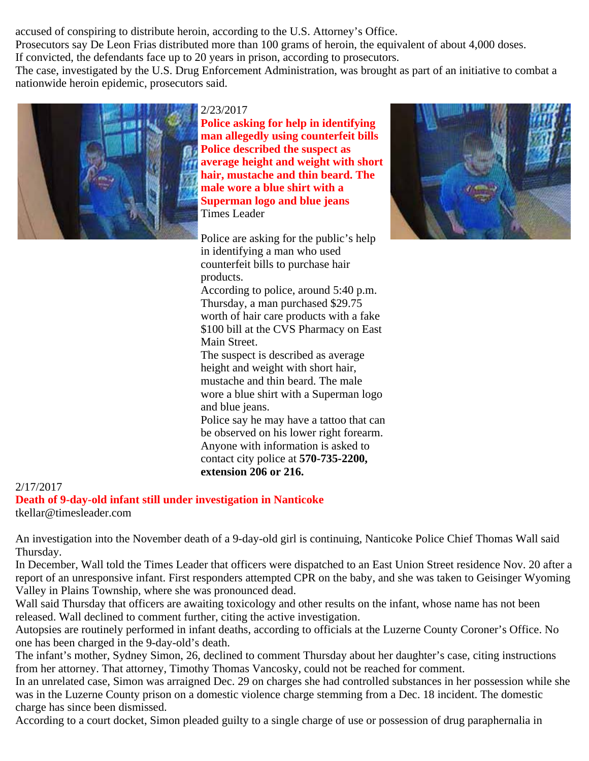accused of conspiring to distribute heroin, according to the U.S. Attorney's Office.
Prosecutors say De Leon Frias distributed more than 100 grams of heroin, the equivalent of about 4,000 doses.
If convicted, the defendants face up to 20 years in prison, according to prosecutors.
The case, investigated by the U.S. Drug Enforcement Administration, was brought as part of an initiative to combat a nationwide heroin epidemic, prosecutors said.

2/23/2017

**Police asking for help in identifying man allegedly using counterfeit bills Police described the suspect as average height and weight with short hair, mustache and thin beard. The male wore a blue shirt with a Superman logo and blue jeans**

Times Leader

Police are asking for the public's help in identifying a man who used counterfeit bills to purchase hair products.
According to police, around 5:40 p.m. Thursday, a man purchased $29.75 worth of hair care products with a fake $100 bill at the CVS Pharmacy on East Main Street.
The suspect is described as average height and weight with short hair, mustache and thin beard. The male wore a blue shirt with a Superman logo and blue jeans.
Police say he may have a tattoo that can be observed on his lower right forearm.
Anyone with information is asked to contact city police at **570-735-2200, extension 206 or 216.**

2/17/2017

**Death of 9-day-old infant still under investigation in Nanticoke**

tkellar@timesleader.com

An investigation into the November death of a 9-day-old girl is continuing, Nanticoke Police Chief Thomas Wall said Thursday.
In December, Wall told the Times Leader that officers were dispatched to an East Union Street residence Nov. 20 after a report of an unresponsive infant. First responders attempted CPR on the baby, and she was taken to Geisinger Wyoming Valley in Plains Township, where she was pronounced dead.
Wall said Thursday that officers are awaiting toxicology and other results on the infant, whose name has not been released. Wall declined to comment further, citing the active investigation.
Autopsies are routinely performed in infant deaths, according to officials at the Luzerne County Coroner's Office. No one has been charged in the 9-day-old's death.
The infant's mother, Sydney Simon, 26, declined to comment Thursday about her daughter's case, citing instructions from her attorney. That attorney, Timothy Thomas Vancosky, could not be reached for comment.
In an unrelated case, Simon was arraigned Dec. 29 on charges she had controlled substances in her possession while she was in the Luzerne County prison on a domestic violence charge stemming from a Dec. 18 incident. The domestic charge has since been dismissed.
According to a court docket, Simon pleaded guilty to a single charge of use or possession of drug paraphernalia in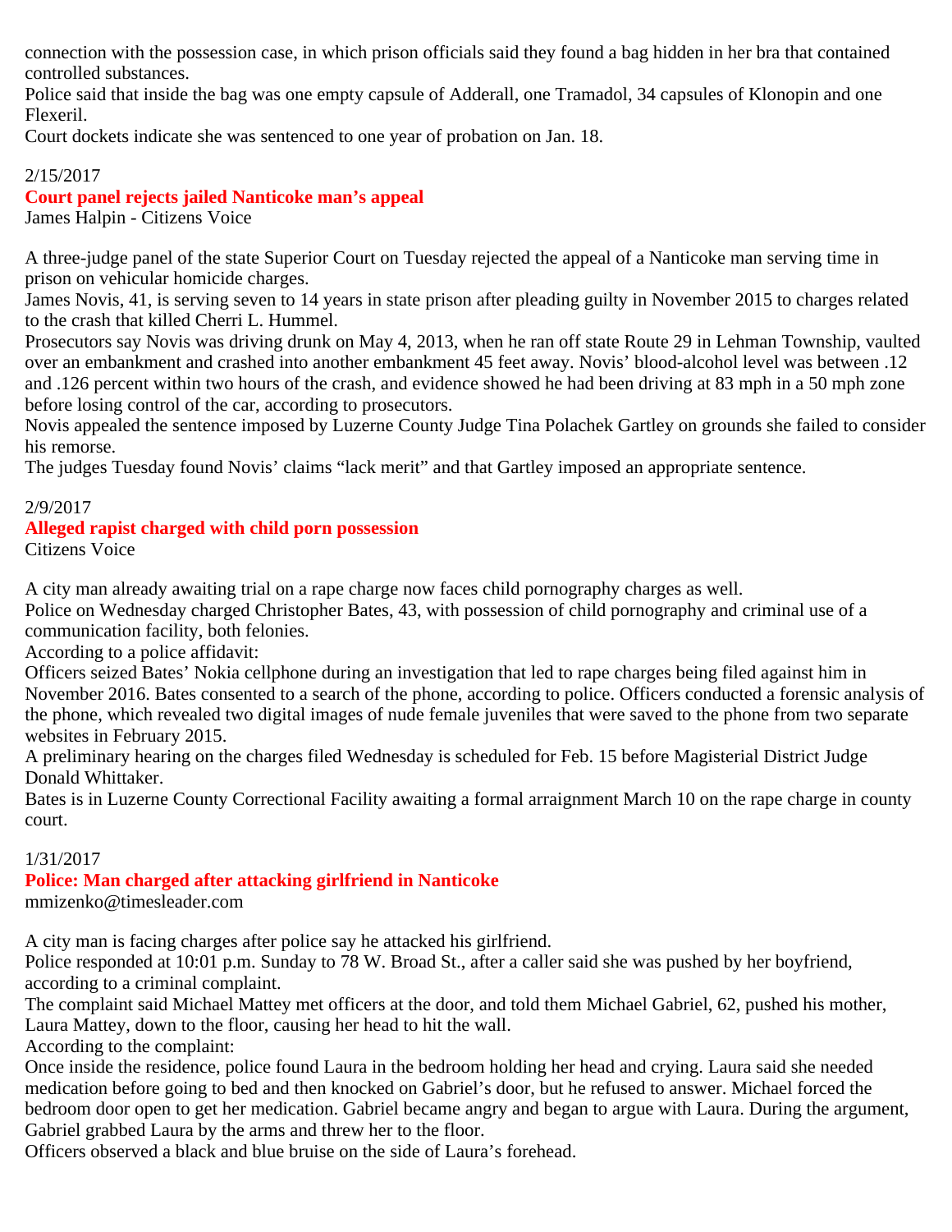connection with the possession case, in which prison officials said they found a bag hidden in her bra that contained controlled substances.
Police said that inside the bag was one empty capsule of Adderall, one Tramadol, 34 capsules of Klonopin and one Flexeril.
Court dockets indicate she was sentenced to one year of probation on Jan. 18.

2/15/2017
**Court panel rejects jailed Nanticoke man's appeal**
James Halpin - Citizens Voice

A three-judge panel of the state Superior Court on Tuesday rejected the appeal of a Nanticoke man serving time in prison on vehicular homicide charges.
James Novis, 41, is serving seven to 14 years in state prison after pleading guilty in November 2015 to charges related to the crash that killed Cherri L. Hummel.
Prosecutors say Novis was driving drunk on May 4, 2013, when he ran off state Route 29 in Lehman Township, vaulted over an embankment and crashed into another embankment 45 feet away. Novis' blood-alcohol level was between .12 and .126 percent within two hours of the crash, and evidence showed he had been driving at 83 mph in a 50 mph zone before losing control of the car, according to prosecutors.
Novis appealed the sentence imposed by Luzerne County Judge Tina Polachek Gartley on grounds she failed to consider his remorse.
The judges Tuesday found Novis' claims "lack merit" and that Gartley imposed an appropriate sentence.

2/9/2017
**Alleged rapist charged with child porn possession**
Citizens Voice

A city man already awaiting trial on a rape charge now faces child pornography charges as well.
Police on Wednesday charged Christopher Bates, 43, with possession of child pornography and criminal use of a communication facility, both felonies.
According to a police affidavit:
Officers seized Bates' Nokia cellphone during an investigation that led to rape charges being filed against him in November 2016. Bates consented to a search of the phone, according to police. Officers conducted a forensic analysis of the phone, which revealed two digital images of nude female juveniles that were saved to the phone from two separate websites in February 2015.
A preliminary hearing on the charges filed Wednesday is scheduled for Feb. 15 before Magisterial District Judge Donald Whittaker.
Bates is in Luzerne County Correctional Facility awaiting a formal arraignment March 10 on the rape charge in county court.

1/31/2017
**Police: Man charged after attacking girlfriend in Nanticoke**
mmizenko@timesleader.com

A city man is facing charges after police say he attacked his girlfriend.
Police responded at 10:01 p.m. Sunday to 78 W. Broad St., after a caller said she was pushed by her boyfriend, according to a criminal complaint.
The complaint said Michael Mattey met officers at the door, and told them Michael Gabriel, 62, pushed his mother, Laura Mattey, down to the floor, causing her head to hit the wall.
According to the complaint:
Once inside the residence, police found Laura in the bedroom holding her head and crying. Laura said she needed medication before going to bed and then knocked on Gabriel's door, but he refused to answer. Michael forced the bedroom door open to get her medication. Gabriel became angry and began to argue with Laura. During the argument, Gabriel grabbed Laura by the arms and threw her to the floor.
Officers observed a black and blue bruise on the side of Laura's forehead.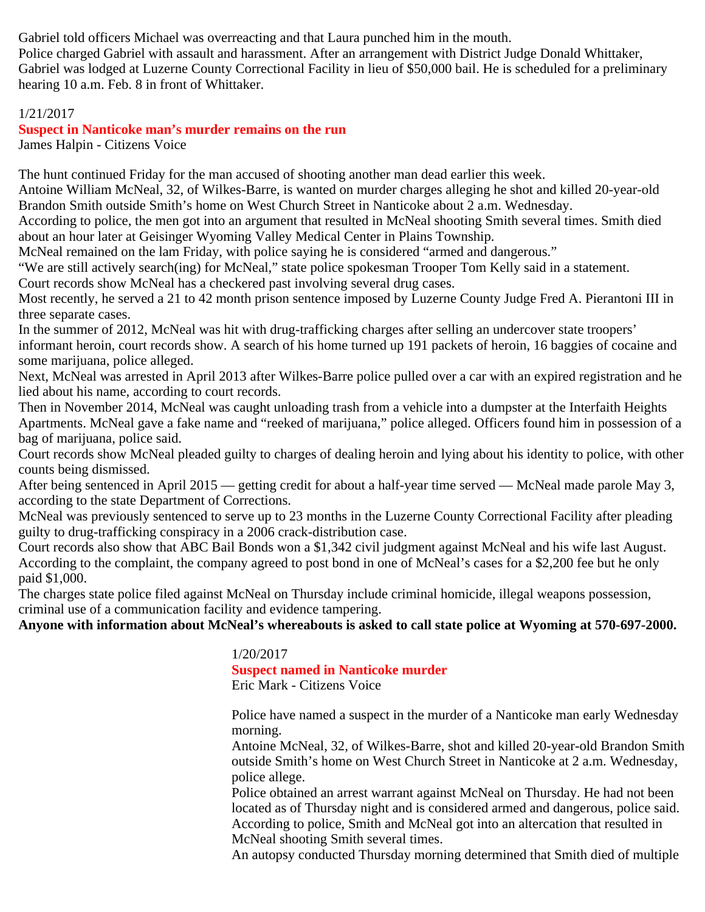Gabriel told officers Michael was overreacting and that Laura punched him in the mouth.
Police charged Gabriel with assault and harassment. After an arrangement with District Judge Donald Whittaker, Gabriel was lodged at Luzerne County Correctional Facility in lieu of $50,000 bail. He is scheduled for a preliminary hearing 10 a.m. Feb. 8 in front of Whittaker.

1/21/2017

## Suspect in Nanticoke man's murder remains on the run

James Halpin - Citizens Voice

The hunt continued Friday for the man accused of shooting another man dead earlier this week.
Antoine William McNeal, 32, of Wilkes-Barre, is wanted on murder charges alleging he shot and killed 20-year-old Brandon Smith outside Smith's home on West Church Street in Nanticoke about 2 a.m. Wednesday.
According to police, the men got into an argument that resulted in McNeal shooting Smith several times. Smith died about an hour later at Geisinger Wyoming Valley Medical Center in Plains Township.
McNeal remained on the lam Friday, with police saying he is considered "armed and dangerous."
"We are still actively search(ing) for McNeal," state police spokesman Trooper Tom Kelly said in a statement.
Court records show McNeal has a checkered past involving several drug cases.
Most recently, he served a 21 to 42 month prison sentence imposed by Luzerne County Judge Fred A. Pierantoni III in three separate cases.
In the summer of 2012, McNeal was hit with drug-trafficking charges after selling an undercover state troopers' informant heroin, court records show. A search of his home turned up 191 packets of heroin, 16 baggies of cocaine and some marijuana, police alleged.
Next, McNeal was arrested in April 2013 after Wilkes-Barre police pulled over a car with an expired registration and he lied about his name, according to court records.
Then in November 2014, McNeal was caught unloading trash from a vehicle into a dumpster at the Interfaith Heights Apartments. McNeal gave a fake name and "reeked of marijuana," police alleged. Officers found him in possession of a bag of marijuana, police said.
Court records show McNeal pleaded guilty to charges of dealing heroin and lying about his identity to police, with other counts being dismissed.
After being sentenced in April 2015 — getting credit for about a half-year time served — McNeal made parole May 3, according to the state Department of Corrections.
McNeal was previously sentenced to serve up to 23 months in the Luzerne County Correctional Facility after pleading guilty to drug-trafficking conspiracy in a 2006 crack-distribution case.
Court records also show that ABC Bail Bonds won a $1,342 civil judgment against McNeal and his wife last August. According to the complaint, the company agreed to post bond in one of McNeal's cases for a $2,200 fee but he only paid $1,000.
The charges state police filed against McNeal on Thursday include criminal homicide, illegal weapons possession, criminal use of a communication facility and evidence tampering.
**Anyone with information about McNeal's whereabouts is asked to call state police at Wyoming at 570-697-2000.**

1/20/2017

## Suspect named in Nanticoke murder

Eric Mark - Citizens Voice

Police have named a suspect in the murder of a Nanticoke man early Wednesday morning.
Antoine McNeal, 32, of Wilkes-Barre, shot and killed 20-year-old Brandon Smith outside Smith's home on West Church Street in Nanticoke at 2 a.m. Wednesday, police allege.
Police obtained an arrest warrant against McNeal on Thursday. He had not been located as of Thursday night and is considered armed and dangerous, police said.
According to police, Smith and McNeal got into an altercation that resulted in McNeal shooting Smith several times.
An autopsy conducted Thursday morning determined that Smith died of multiple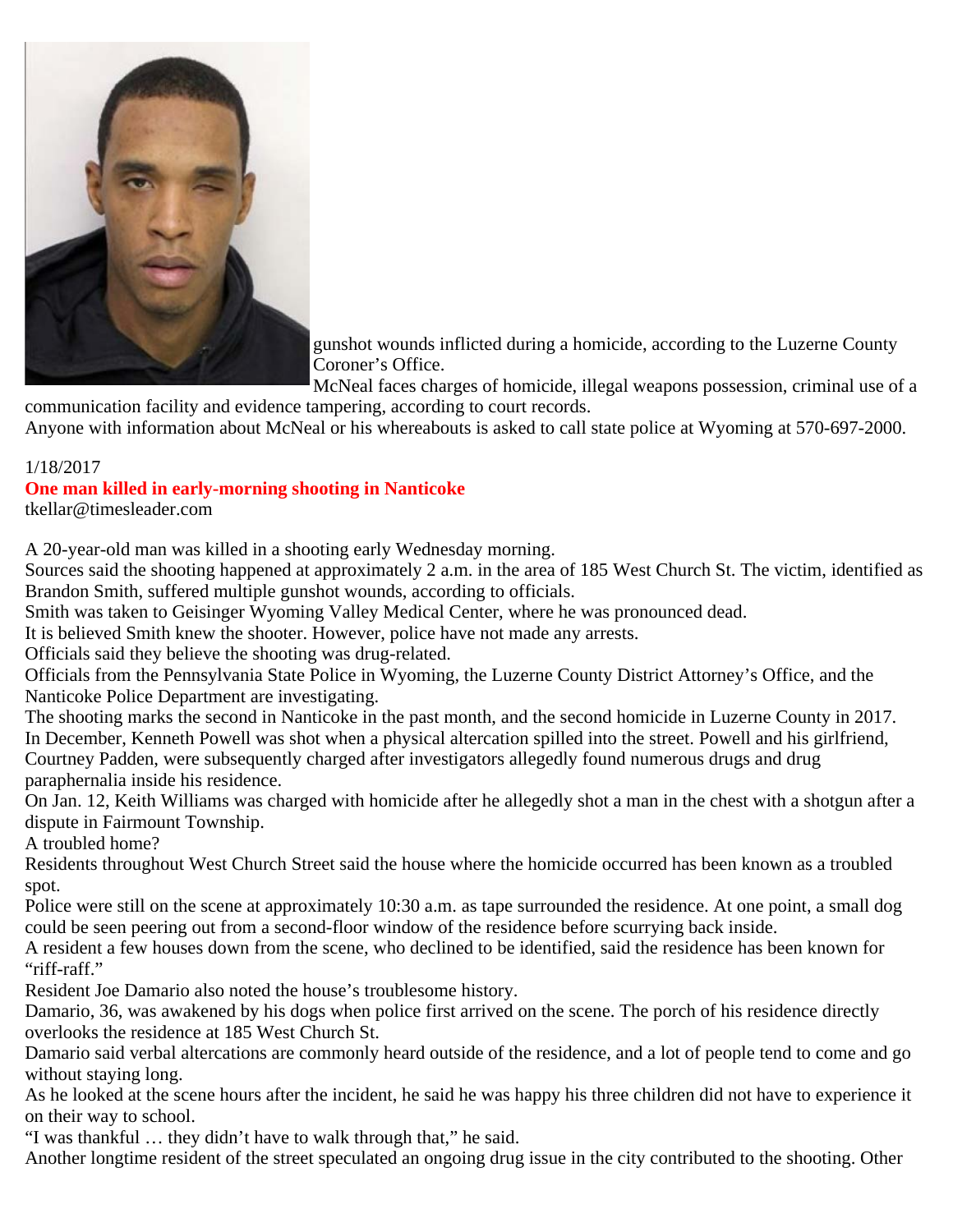gunshot wounds inflicted during a homicide, according to the Luzerne County Coroner's Office.

McNeal faces charges of homicide, illegal weapons possession, criminal use of a communication facility and evidence tampering, according to court records.

Anyone with information about McNeal or his whereabouts is asked to call state police at Wyoming at 570-697-2000.

1/18/2017

## One man killed in early-morning shooting in Nanticoke

tkellar@timesleader.com

A 20-year-old man was killed in a shooting early Wednesday morning.

Sources said the shooting happened at approximately 2 a.m. in the area of 185 West Church St. The victim, identified as Brandon Smith, suffered multiple gunshot wounds, according to officials.

Smith was taken to Geisinger Wyoming Valley Medical Center, where he was pronounced dead.

It is believed Smith knew the shooter. However, police have not made any arrests.

Officials said they believe the shooting was drug-related.

Officials from the Pennsylvania State Police in Wyoming, the Luzerne County District Attorney's Office, and the Nanticoke Police Department are investigating.

The shooting marks the second in Nanticoke in the past month, and the second homicide in Luzerne County in 2017.

In December, Kenneth Powell was shot when a physical altercation spilled into the street. Powell and his girlfriend, Courtney Padden, were subsequently charged after investigators allegedly found numerous drugs and drug paraphernalia inside his residence.

On Jan. 12, Keith Williams was charged with homicide after he allegedly shot a man in the chest with a shotgun after a dispute in Fairmount Township.

A troubled home?

Residents throughout West Church Street said the house where the homicide occurred has been known as a troubled spot.

Police were still on the scene at approximately 10:30 a.m. as tape surrounded the residence. At one point, a small dog could be seen peering out from a second-floor window of the residence before scurrying back inside.

A resident a few houses down from the scene, who declined to be identified, said the residence has been known for "riff-raff."

Resident Joe Damario also noted the house's troublesome history.

Damario, 36, was awakened by his dogs when police first arrived on the scene. The porch of his residence directly overlooks the residence at 185 West Church St.

Damario said verbal altercations are commonly heard outside of the residence, and a lot of people tend to come and go without staying long.

As he looked at the scene hours after the incident, he said he was happy his three children did not have to experience it on their way to school.

"I was thankful … they didn't have to walk through that," he said.

Another longtime resident of the street speculated an ongoing drug issue in the city contributed to the shooting. Other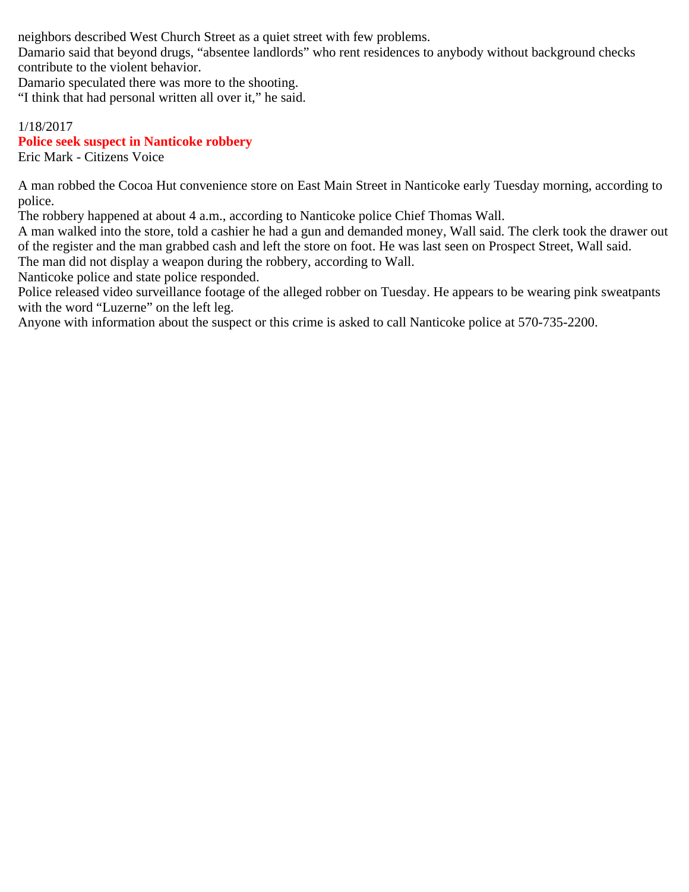neighbors described West Church Street as a quiet street with few problems.

Damario said that beyond drugs, “absentee landlords” who rent residences to anybody without background checks contribute to the violent behavior.

Damario speculated there was more to the shooting.

“I think that had personal written all over it,” he said.

1/18/2017

**Police seek suspect in Nanticoke robbery**

Eric Mark - Citizens Voice

A man robbed the Cocoa Hut convenience store on East Main Street in Nanticoke early Tuesday morning, according to police.

The robbery happened at about 4 a.m., according to Nanticoke police Chief Thomas Wall.

A man walked into the store, told a cashier he had a gun and demanded money, Wall said. The clerk took the drawer out of the register and the man grabbed cash and left the store on foot. He was last seen on Prospect Street, Wall said.

The man did not display a weapon during the robbery, according to Wall.

Nanticoke police and state police responded.

Police released video surveillance footage of the alleged robber on Tuesday. He appears to be wearing pink sweatpants with the word “Luzerne” on the left leg.

Anyone with information about the suspect or this crime is asked to call Nanticoke police at 570-735-2200.